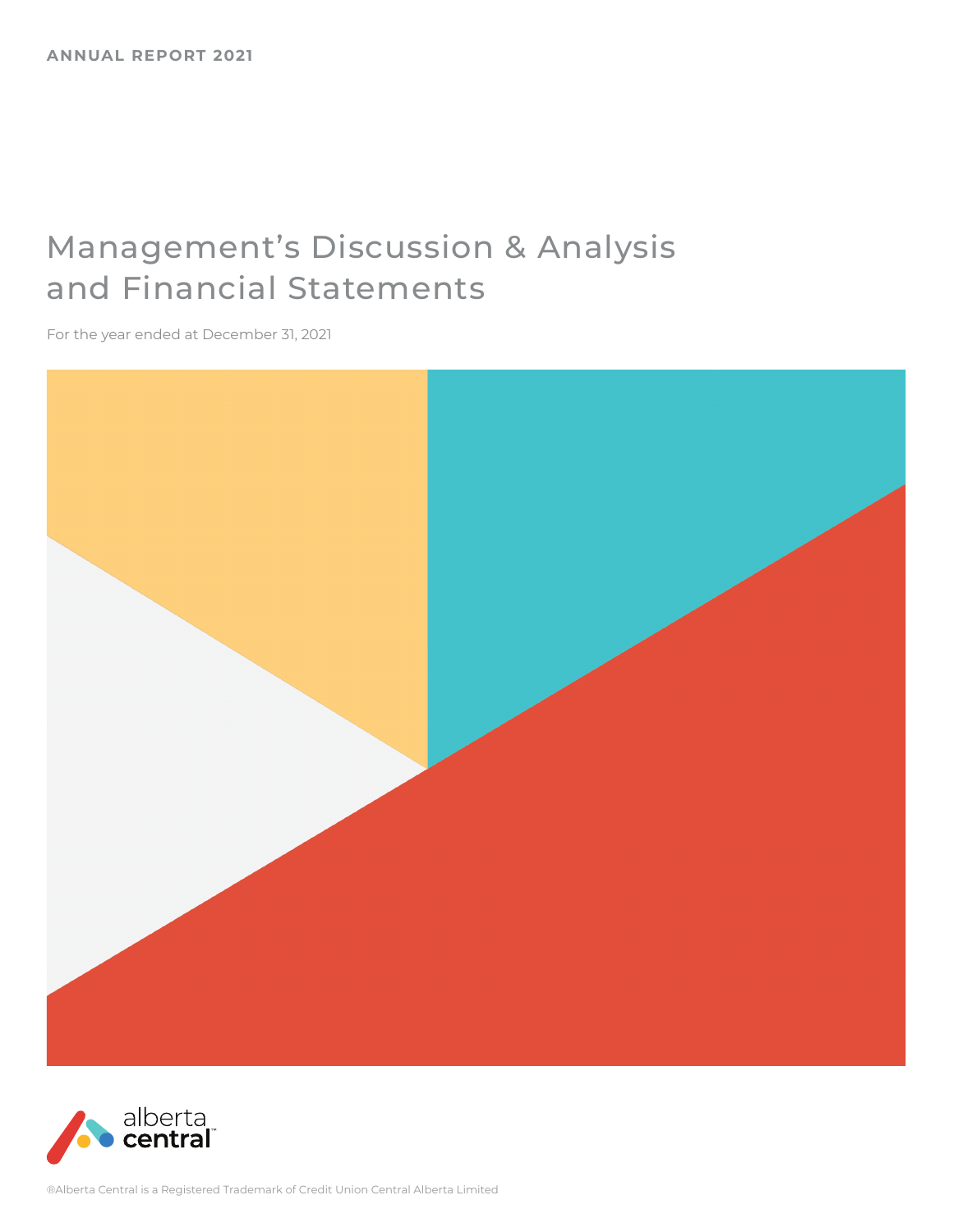ANNUAL REPORT 2021

# Management's Discussion & Analysis and Financial Statements

For the year ended at December 31, 2021

alberta central™

®Alberta Central is a Registered Trademark of Credit Union Central Alberta Limited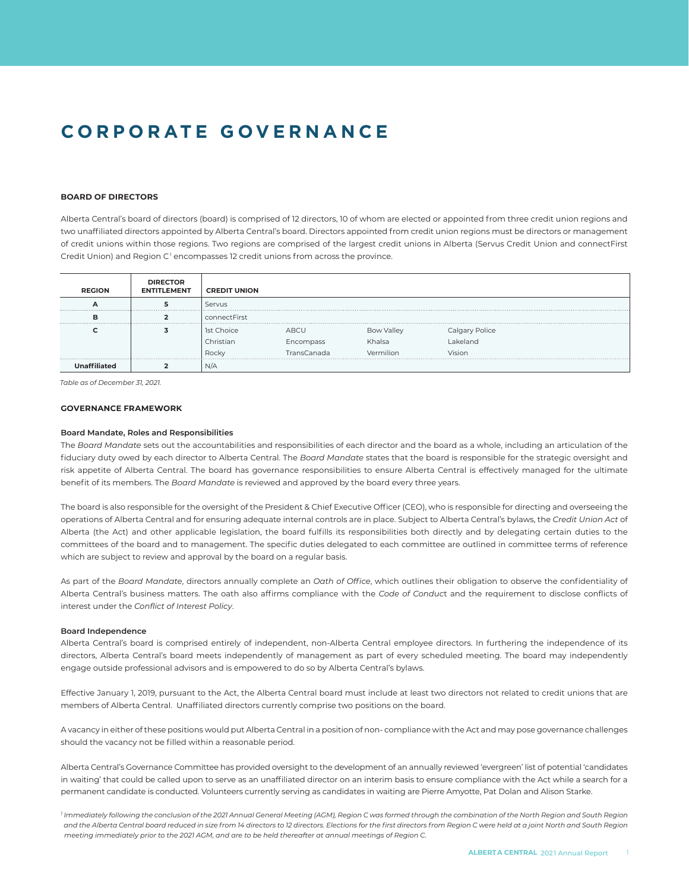# CORPORATE GOVERNANCE

## BOARD OF DIRECTORS

Alberta Central's board of directors (board) is comprised of 12 directors, 10 of whom are elected or appointed from three credit union regions and two unaffiliated directors appointed by Alberta Central's board. Directors appointed from credit union regions must be directors or management of credit unions within those regions. Two regions are comprised of the largest credit unions in Alberta (Servus Credit Union and connectFirst Credit Union) and Region C[1] encompasses 12 credit unions from across the province.

| REGION | DIRECTOR ENTITLEMENT | CREDIT UNION | | | |
|---|---|---|---|---|---|
| A | 5 | Servus | | | |
| B | 2 | connectFirst | | | |
| C | 3 | 1st Choice | ABCU | Bow Valley | Calgary Police |
| | | Christian | Encompass | Khalsa | Lakeland |
| | | Rocky | TransCanada | Vermilion | Vision |
| Unaffiliated | 2 | N/A | | | |

*Table as of December 31, 2021.*

## GOVERNANCE FRAMEWORK

### Board Mandate, Roles and Responsibilities

The *Board Mandate* sets out the accountabilities and responsibilities of each director and the board as a whole, including an articulation of the fiduciary duty owed by each director to Alberta Central. The *Board Mandate* states that the board is responsible for the strategic oversight and risk appetite of Alberta Central. The board has governance responsibilities to ensure Alberta Central is effectively managed for the ultimate benefit of its members. The *Board Mandate* is reviewed and approved by the board every three years.

The board is also responsible for the oversight of the President & Chief Executive Officer (CEO), who is responsible for directing and overseeing the operations of Alberta Central and for ensuring adequate internal controls are in place. Subject to Alberta Central's bylaws, the *Credit Union Act* of Alberta (the Act) and other applicable legislation, the board fulfills its responsibilities both directly and by delegating certain duties to the committees of the board and to management. The specific duties delegated to each committee are outlined in committee terms of reference which are subject to review and approval by the board on a regular basis.

As part of the *Board Mandate*, directors annually complete an *Oath of Office*, which outlines their obligation to observe the confidentiality of Alberta Central's business matters. The oath also affirms compliance with the *Code of Conduct* and the requirement to disclose conflicts of interest under the *Conflict of Interest Policy*.

### Board Independence

Alberta Central's board is comprised entirely of independent, non-Alberta Central employee directors. In furthering the independence of its directors, Alberta Central's board meets independently of management as part of every scheduled meeting. The board may independently engage outside professional advisors and is empowered to do so by Alberta Central's bylaws.

Effective January 1, 2019, pursuant to the Act, the Alberta Central board must include at least two directors not related to credit unions that are members of Alberta Central. Unaffiliated directors currently comprise two positions on the board.

A vacancy in either of these positions would put Alberta Central in a position of non- compliance with the Act and may pose governance challenges should the vacancy not be filled within a reasonable period.

Alberta Central's Governance Committee has provided oversight to the development of an annually reviewed 'evergreen' list of potential 'candidates in waiting' that could be called upon to serve as an unaffiliated director on an interim basis to ensure compliance with the Act while a search for a permanent candidate is conducted. Volunteers currently serving as candidates in waiting are Pierre Amyotte, Pat Dolan and Alison Starke.

*[1] Immediately following the conclusion of the 2021 Annual General Meeting (AGM), Region C was formed through the combination of the North Region and South Region and the Alberta Central board reduced in size from 14 directors to 12 directors. Elections for the first directors from Region C were held at a joint North and South Region meeting immediately prior to the 2021 AGM, and are to be held thereafter at annual meetings of Region C.*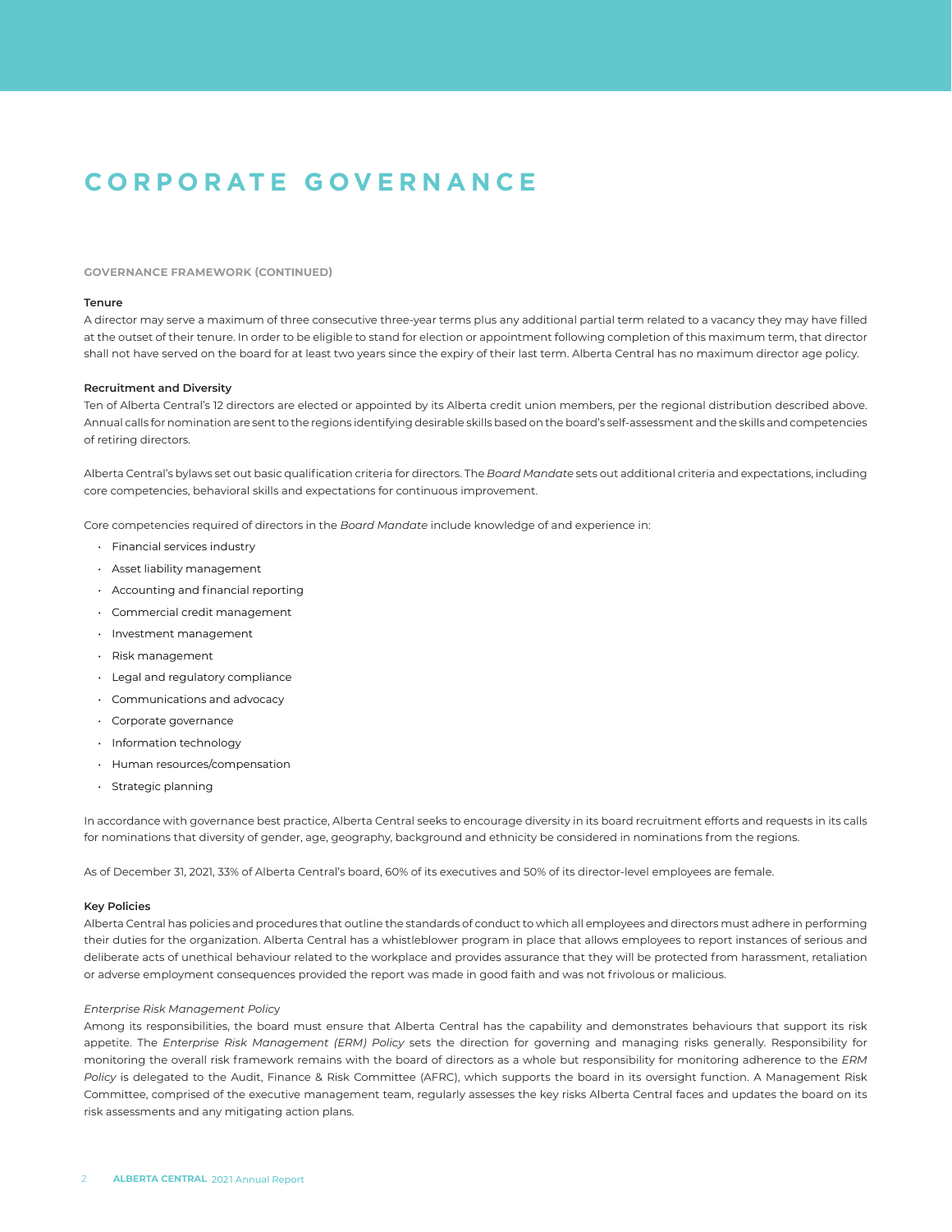# CORPORATE GOVERNANCE

## GOVERNANCE FRAMEWORK (CONTINUED)

### Tenure

A director may serve a maximum of three consecutive three-year terms plus any additional partial term related to a vacancy they may have filled at the outset of their tenure. In order to be eligible to stand for election or appointment following completion of this maximum term, that director shall not have served on the board for at least two years since the expiry of their last term. Alberta Central has no maximum director age policy.

### Recruitment and Diversity

Ten of Alberta Central's 12 directors are elected or appointed by its Alberta credit union members, per the regional distribution described above. Annual calls for nomination are sent to the regions identifying desirable skills based on the board's self-assessment and the skills and competencies of retiring directors.

Alberta Central's bylaws set out basic qualification criteria for directors. The *Board Mandate* sets out additional criteria and expectations, including core competencies, behavioral skills and expectations for continuous improvement.

Core competencies required of directors in the *Board Mandate* include knowledge of and experience in:

- Financial services industry
- Asset liability management
- Accounting and financial reporting
- Commercial credit management
- Investment management
- Risk management
- Legal and regulatory compliance
- Communications and advocacy
- Corporate governance
- Information technology
- Human resources/compensation
- Strategic planning

In accordance with governance best practice, Alberta Central seeks to encourage diversity in its board recruitment efforts and requests in its calls for nominations that diversity of gender, age, geography, background and ethnicity be considered in nominations from the regions.

As of December 31, 2021, 33% of Alberta Central's board, 60% of its executives and 50% of its director-level employees are female.

### Key Policies

Alberta Central has policies and procedures that outline the standards of conduct to which all employees and directors must adhere in performing their duties for the organization. Alberta Central has a whistleblower program in place that allows employees to report instances of serious and deliberate acts of unethical behaviour related to the workplace and provides assurance that they will be protected from harassment, retaliation or adverse employment consequences provided the report was made in good faith and was not frivolous or malicious.

*Enterprise Risk Management Policy*

Among its responsibilities, the board must ensure that Alberta Central has the capability and demonstrates behaviours that support its risk appetite. The *Enterprise Risk Management (ERM) Policy* sets the direction for governing and managing risks generally. Responsibility for monitoring the overall risk framework remains with the board of directors as a whole but responsibility for monitoring adherence to the *ERM Policy* is delegated to the Audit, Finance & Risk Committee (AFRC), which supports the board in its oversight function. A Management Risk Committee, comprised of the executive management team, regularly assesses the key risks Alberta Central faces and updates the board on its risk assessments and any mitigating action plans.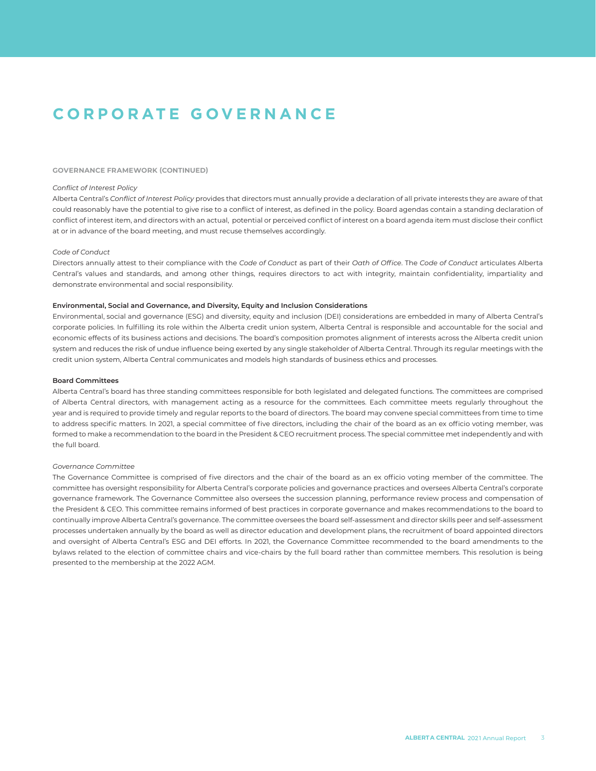# CORPORATE GOVERNANCE

## GOVERNANCE FRAMEWORK (CONTINUED)

*Conflict of Interest Policy*

Alberta Central's *Conflict of Interest Policy* provides that directors must annually provide a declaration of all private interests they are aware of that could reasonably have the potential to give rise to a conflict of interest, as defined in the policy. Board agendas contain a standing declaration of conflict of interest item, and directors with an actual, potential or perceived conflict of interest on a board agenda item must disclose their conflict at or in advance of the board meeting, and must recuse themselves accordingly.

*Code of Conduct*

Directors annually attest to their compliance with the *Code of Conduct* as part of their *Oath of Office*. The *Code of Conduct* articulates Alberta Central's values and standards, and among other things, requires directors to act with integrity, maintain confidentiality, impartiality and demonstrate environmental and social responsibility.

### Environmental, Social and Governance, and Diversity, Equity and Inclusion Considerations

Environmental, social and governance (ESG) and diversity, equity and inclusion (DEI) considerations are embedded in many of Alberta Central's corporate policies. In fulfilling its role within the Alberta credit union system, Alberta Central is responsible and accountable for the social and economic effects of its business actions and decisions. The board's composition promotes alignment of interests across the Alberta credit union system and reduces the risk of undue influence being exerted by any single stakeholder of Alberta Central. Through its regular meetings with the credit union system, Alberta Central communicates and models high standards of business ethics and processes.

### Board Committees

Alberta Central's board has three standing committees responsible for both legislated and delegated functions. The committees are comprised of Alberta Central directors, with management acting as a resource for the committees. Each committee meets regularly throughout the year and is required to provide timely and regular reports to the board of directors. The board may convene special committees from time to time to address specific matters. In 2021, a special committee of five directors, including the chair of the board as an ex officio voting member, was formed to make a recommendation to the board in the President & CEO recruitment process. The special committee met independently and with the full board.

*Governance Committee*

The Governance Committee is comprised of five directors and the chair of the board as an ex officio voting member of the committee. The committee has oversight responsibility for Alberta Central's corporate policies and governance practices and oversees Alberta Central's corporate governance framework. The Governance Committee also oversees the succession planning, performance review process and compensation of the President & CEO. This committee remains informed of best practices in corporate governance and makes recommendations to the board to continually improve Alberta Central's governance. The committee oversees the board self-assessment and director skills peer and self-assessment processes undertaken annually by the board as well as director education and development plans, the recruitment of board appointed directors and oversight of Alberta Central's ESG and DEI efforts. In 2021, the Governance Committee recommended to the board amendments to the bylaws related to the election of committee chairs and vice-chairs by the full board rather than committee members. This resolution is being presented to the membership at the 2022 AGM.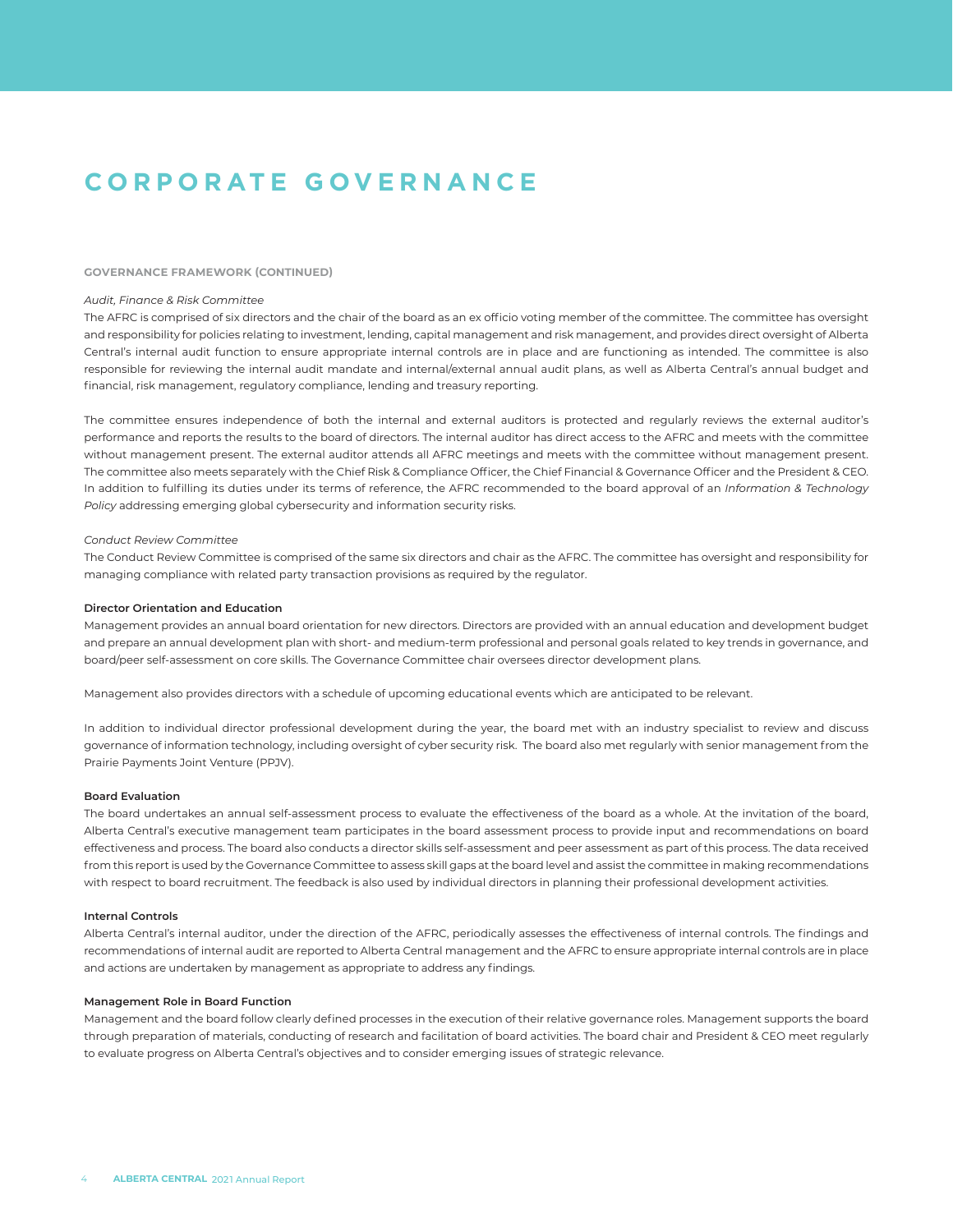# CORPORATE GOVERNANCE

## GOVERNANCE FRAMEWORK (CONTINUED)

*Audit, Finance & Risk Committee*

The AFRC is comprised of six directors and the chair of the board as an ex officio voting member of the committee. The committee has oversight and responsibility for policies relating to investment, lending, capital management and risk management, and provides direct oversight of Alberta Central's internal audit function to ensure appropriate internal controls are in place and are functioning as intended. The committee is also responsible for reviewing the internal audit mandate and internal/external annual audit plans, as well as Alberta Central's annual budget and financial, risk management, regulatory compliance, lending and treasury reporting.

The committee ensures independence of both the internal and external auditors is protected and regularly reviews the external auditor's performance and reports the results to the board of directors. The internal auditor has direct access to the AFRC and meets with the committee without management present. The external auditor attends all AFRC meetings and meets with the committee without management present. The committee also meets separately with the Chief Risk & Compliance Officer, the Chief Financial & Governance Officer and the President & CEO. In addition to fulfilling its duties under its terms of reference, the AFRC recommended to the board approval of an *Information & Technology Policy* addressing emerging global cybersecurity and information security risks.

*Conduct Review Committee*

The Conduct Review Committee is comprised of the same six directors and chair as the AFRC. The committee has oversight and responsibility for managing compliance with related party transaction provisions as required by the regulator.

### Director Orientation and Education

Management provides an annual board orientation for new directors. Directors are provided with an annual education and development budget and prepare an annual development plan with short- and medium-term professional and personal goals related to key trends in governance, and board/peer self-assessment on core skills. The Governance Committee chair oversees director development plans.

Management also provides directors with a schedule of upcoming educational events which are anticipated to be relevant.

In addition to individual director professional development during the year, the board met with an industry specialist to review and discuss governance of information technology, including oversight of cyber security risk. The board also met regularly with senior management from the Prairie Payments Joint Venture (PPJV).

### Board Evaluation

The board undertakes an annual self-assessment process to evaluate the effectiveness of the board as a whole. At the invitation of the board, Alberta Central's executive management team participates in the board assessment process to provide input and recommendations on board effectiveness and process. The board also conducts a director skills self-assessment and peer assessment as part of this process. The data received from this report is used by the Governance Committee to assess skill gaps at the board level and assist the committee in making recommendations with respect to board recruitment. The feedback is also used by individual directors in planning their professional development activities.

### Internal Controls

Alberta Central's internal auditor, under the direction of the AFRC, periodically assesses the effectiveness of internal controls. The findings and recommendations of internal audit are reported to Alberta Central management and the AFRC to ensure appropriate internal controls are in place and actions are undertaken by management as appropriate to address any findings.

### Management Role in Board Function

Management and the board follow clearly defined processes in the execution of their relative governance roles. Management supports the board through preparation of materials, conducting of research and facilitation of board activities. The board chair and President & CEO meet regularly to evaluate progress on Alberta Central's objectives and to consider emerging issues of strategic relevance.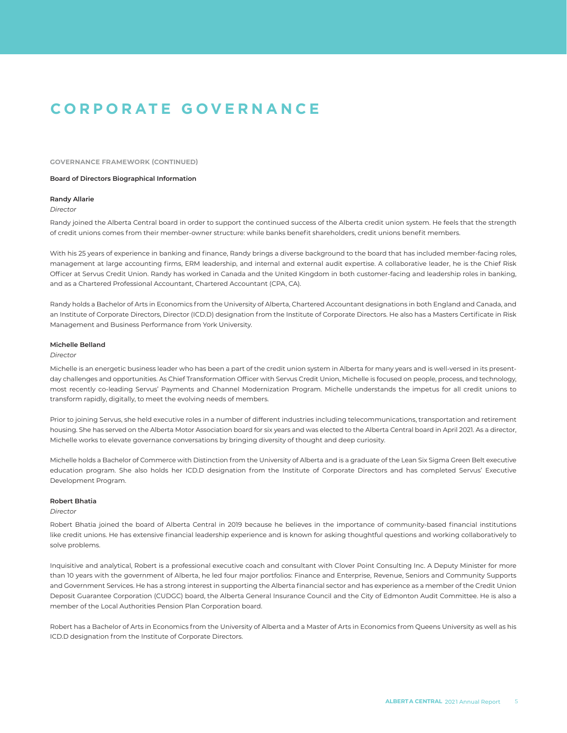# CORPORATE GOVERNANCE

**GOVERNANCE FRAMEWORK (CONTINUED)**

**Board of Directors Biographical Information**

**Randy Allarie**

*Director*

Randy joined the Alberta Central board in order to support the continued success of the Alberta credit union system. He feels that the strength of credit unions comes from their member-owner structure: while banks benefit shareholders, credit unions benefit members.

With his 25 years of experience in banking and finance, Randy brings a diverse background to the board that has included member-facing roles, management at large accounting firms, ERM leadership, and internal and external audit expertise. A collaborative leader, he is the Chief Risk Officer at Servus Credit Union. Randy has worked in Canada and the United Kingdom in both customer-facing and leadership roles in banking, and as a Chartered Professional Accountant, Chartered Accountant (CPA, CA).

Randy holds a Bachelor of Arts in Economics from the University of Alberta, Chartered Accountant designations in both England and Canada, and an Institute of Corporate Directors, Director (ICD.D) designation from the Institute of Corporate Directors. He also has a Masters Certificate in Risk Management and Business Performance from York University.

**Michelle Belland**

*Director*

Michelle is an energetic business leader who has been a part of the credit union system in Alberta for many years and is well-versed in its present-day challenges and opportunities. As Chief Transformation Officer with Servus Credit Union, Michelle is focused on people, process, and technology, most recently co-leading Servus' Payments and Channel Modernization Program. Michelle understands the impetus for all credit unions to transform rapidly, digitally, to meet the evolving needs of members.

Prior to joining Servus, she held executive roles in a number of different industries including telecommunications, transportation and retirement housing. She has served on the Alberta Motor Association board for six years and was elected to the Alberta Central board in April 2021. As a director, Michelle works to elevate governance conversations by bringing diversity of thought and deep curiosity.

Michelle holds a Bachelor of Commerce with Distinction from the University of Alberta and is a graduate of the Lean Six Sigma Green Belt executive education program. She also holds her ICD.D designation from the Institute of Corporate Directors and has completed Servus' Executive Development Program.

**Robert Bhatia**

*Director*

Robert Bhatia joined the board of Alberta Central in 2019 because he believes in the importance of community-based financial institutions like credit unions. He has extensive financial leadership experience and is known for asking thoughtful questions and working collaboratively to solve problems.

Inquisitive and analytical, Robert is a professional executive coach and consultant with Clover Point Consulting Inc. A Deputy Minister for more than 10 years with the government of Alberta, he led four major portfolios: Finance and Enterprise, Revenue, Seniors and Community Supports and Government Services. He has a strong interest in supporting the Alberta financial sector and has experience as a member of the Credit Union Deposit Guarantee Corporation (CUDGC) board, the Alberta General Insurance Council and the City of Edmonton Audit Committee. He is also a member of the Local Authorities Pension Plan Corporation board.

Robert has a Bachelor of Arts in Economics from the University of Alberta and a Master of Arts in Economics from Queens University as well as his ICD.D designation from the Institute of Corporate Directors.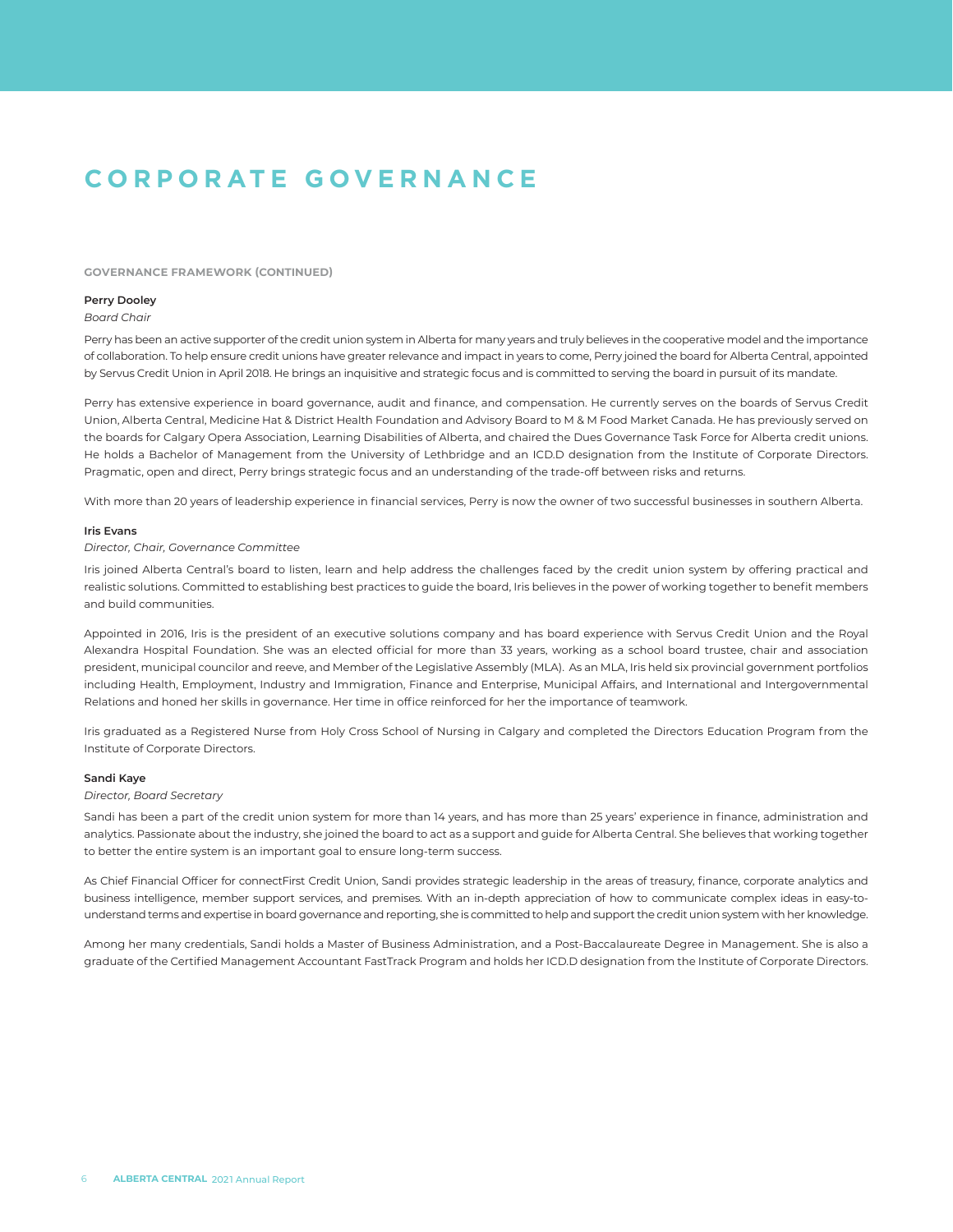# CORPORATE GOVERNANCE

### GOVERNANCE FRAMEWORK (CONTINUED)

**Perry Dooley**

*Board Chair*

Perry has been an active supporter of the credit union system in Alberta for many years and truly believes in the cooperative model and the importance of collaboration. To help ensure credit unions have greater relevance and impact in years to come, Perry joined the board for Alberta Central, appointed by Servus Credit Union in April 2018. He brings an inquisitive and strategic focus and is committed to serving the board in pursuit of its mandate.

Perry has extensive experience in board governance, audit and finance, and compensation. He currently serves on the boards of Servus Credit Union, Alberta Central, Medicine Hat & District Health Foundation and Advisory Board to M & M Food Market Canada. He has previously served on the boards for Calgary Opera Association, Learning Disabilities of Alberta, and chaired the Dues Governance Task Force for Alberta credit unions. He holds a Bachelor of Management from the University of Lethbridge and an ICD.D designation from the Institute of Corporate Directors. Pragmatic, open and direct, Perry brings strategic focus and an understanding of the trade-off between risks and returns.

With more than 20 years of leadership experience in financial services, Perry is now the owner of two successful businesses in southern Alberta.

**Iris Evans**

*Director, Chair, Governance Committee*

Iris joined Alberta Central's board to listen, learn and help address the challenges faced by the credit union system by offering practical and realistic solutions. Committed to establishing best practices to guide the board, Iris believes in the power of working together to benefit members and build communities.

Appointed in 2016, Iris is the president of an executive solutions company and has board experience with Servus Credit Union and the Royal Alexandra Hospital Foundation. She was an elected official for more than 33 years, working as a school board trustee, chair and association president, municipal councilor and reeve, and Member of the Legislative Assembly (MLA). As an MLA, Iris held six provincial government portfolios including Health, Employment, Industry and Immigration, Finance and Enterprise, Municipal Affairs, and International and Intergovernmental Relations and honed her skills in governance. Her time in office reinforced for her the importance of teamwork.

Iris graduated as a Registered Nurse from Holy Cross School of Nursing in Calgary and completed the Directors Education Program from the Institute of Corporate Directors.

**Sandi Kaye**

*Director, Board Secretary*

Sandi has been a part of the credit union system for more than 14 years, and has more than 25 years' experience in finance, administration and analytics. Passionate about the industry, she joined the board to act as a support and guide for Alberta Central. She believes that working together to better the entire system is an important goal to ensure long-term success.

As Chief Financial Officer for connectFirst Credit Union, Sandi provides strategic leadership in the areas of treasury, finance, corporate analytics and business intelligence, member support services, and premises. With an in-depth appreciation of how to communicate complex ideas in easy-to-understand terms and expertise in board governance and reporting, she is committed to help and support the credit union system with her knowledge.

Among her many credentials, Sandi holds a Master of Business Administration, and a Post-Baccalaureate Degree in Management. She is also a graduate of the Certified Management Accountant FastTrack Program and holds her ICD.D designation from the Institute of Corporate Directors.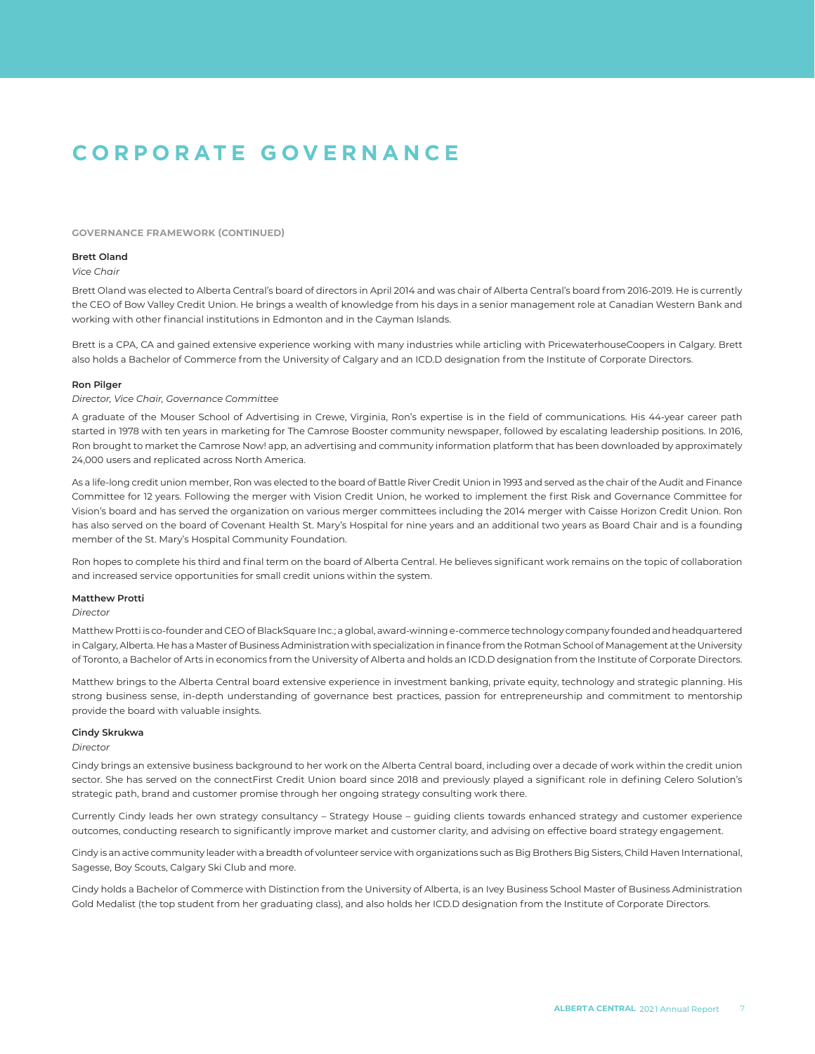# CORPORATE GOVERNANCE

## GOVERNANCE FRAMEWORK (CONTINUED)

**Brett Oland**

*Vice Chair*

Brett Oland was elected to Alberta Central's board of directors in April 2014 and was chair of Alberta Central's board from 2016-2019. He is currently the CEO of Bow Valley Credit Union. He brings a wealth of knowledge from his days in a senior management role at Canadian Western Bank and working with other financial institutions in Edmonton and in the Cayman Islands.

Brett is a CPA, CA and gained extensive experience working with many industries while articling with PricewaterhouseCoopers in Calgary. Brett also holds a Bachelor of Commerce from the University of Calgary and an ICD.D designation from the Institute of Corporate Directors.

**Ron Pilger**

*Director, Vice Chair, Governance Committee*

A graduate of the Mouser School of Advertising in Crewe, Virginia, Ron's expertise is in the field of communications. His 44-year career path started in 1978 with ten years in marketing for The Camrose Booster community newspaper, followed by escalating leadership positions. In 2016, Ron brought to market the Camrose Now! app, an advertising and community information platform that has been downloaded by approximately 24,000 users and replicated across North America.

As a life-long credit union member, Ron was elected to the board of Battle River Credit Union in 1993 and served as the chair of the Audit and Finance Committee for 12 years. Following the merger with Vision Credit Union, he worked to implement the first Risk and Governance Committee for Vision's board and has served the organization on various merger committees including the 2014 merger with Caisse Horizon Credit Union. Ron has also served on the board of Covenant Health St. Mary's Hospital for nine years and an additional two years as Board Chair and is a founding member of the St. Mary's Hospital Community Foundation.

Ron hopes to complete his third and final term on the board of Alberta Central. He believes significant work remains on the topic of collaboration and increased service opportunities for small credit unions within the system.

**Matthew Protti**

*Director*

Matthew Protti is co-founder and CEO of BlackSquare Inc.; a global, award-winning e-commerce technology company founded and headquartered in Calgary, Alberta. He has a Master of Business Administration with specialization in finance from the Rotman School of Management at the University of Toronto, a Bachelor of Arts in economics from the University of Alberta and holds an ICD.D designation from the Institute of Corporate Directors.

Matthew brings to the Alberta Central board extensive experience in investment banking, private equity, technology and strategic planning. His strong business sense, in-depth understanding of governance best practices, passion for entrepreneurship and commitment to mentorship provide the board with valuable insights.

**Cindy Skrukwa**

*Director*

Cindy brings an extensive business background to her work on the Alberta Central board, including over a decade of work within the credit union sector. She has served on the connectFirst Credit Union board since 2018 and previously played a significant role in defining Celero Solution's strategic path, brand and customer promise through her ongoing strategy consulting work there.

Currently Cindy leads her own strategy consultancy – Strategy House – guiding clients towards enhanced strategy and customer experience outcomes, conducting research to significantly improve market and customer clarity, and advising on effective board strategy engagement.

Cindy is an active community leader with a breadth of volunteer service with organizations such as Big Brothers Big Sisters, Child Haven International, Sagesse, Boy Scouts, Calgary Ski Club and more.

Cindy holds a Bachelor of Commerce with Distinction from the University of Alberta, is an Ivey Business School Master of Business Administration Gold Medalist (the top student from her graduating class), and also holds her ICD.D designation from the Institute of Corporate Directors.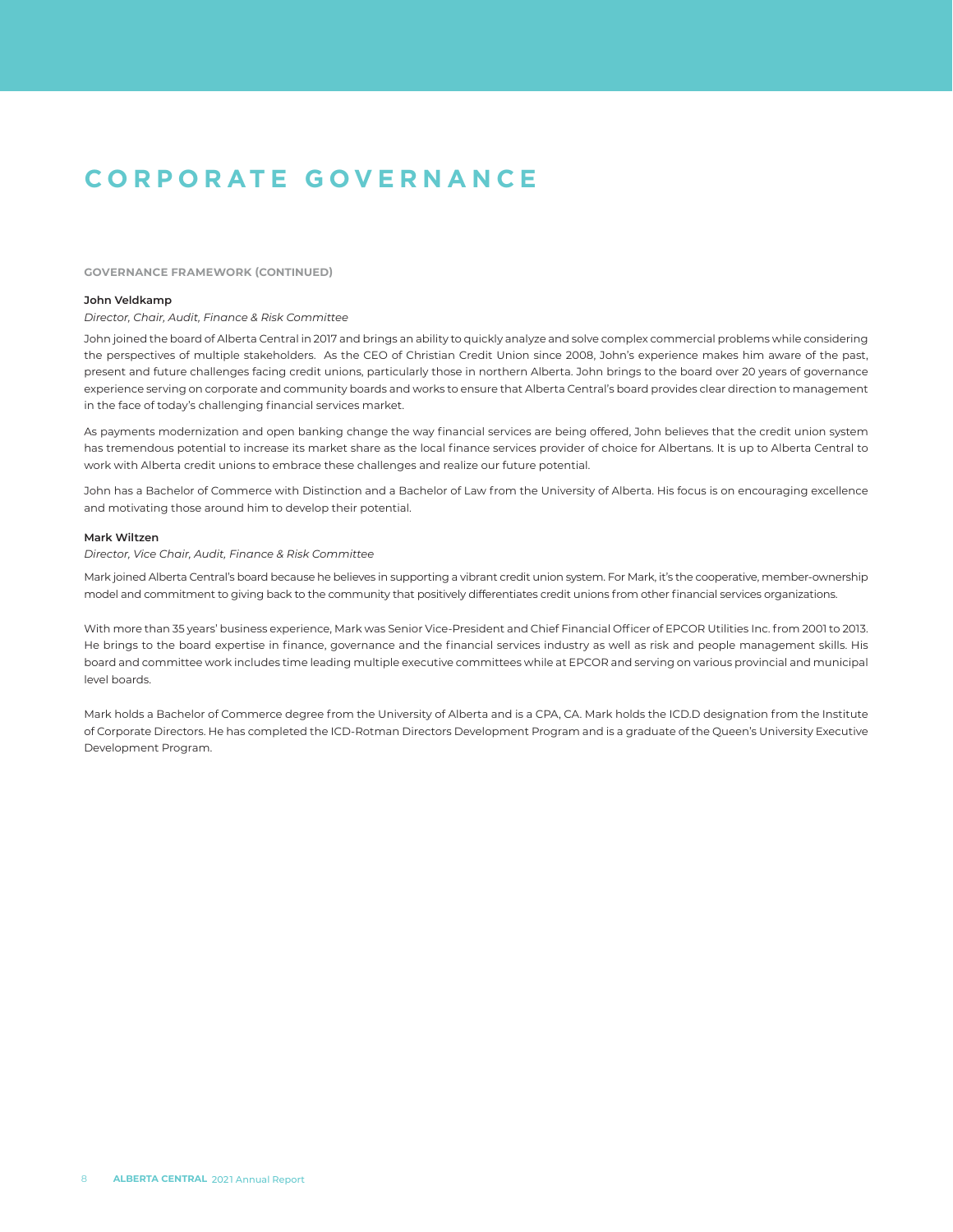# CORPORATE GOVERNANCE

### GOVERNANCE FRAMEWORK (CONTINUED)

**John Veldkamp**

*Director, Chair, Audit, Finance & Risk Committee*

John joined the board of Alberta Central in 2017 and brings an ability to quickly analyze and solve complex commercial problems while considering the perspectives of multiple stakeholders. As the CEO of Christian Credit Union since 2008, John's experience makes him aware of the past, present and future challenges facing credit unions, particularly those in northern Alberta. John brings to the board over 20 years of governance experience serving on corporate and community boards and works to ensure that Alberta Central's board provides clear direction to management in the face of today's challenging financial services market.

As payments modernization and open banking change the way financial services are being offered, John believes that the credit union system has tremendous potential to increase its market share as the local finance services provider of choice for Albertans. It is up to Alberta Central to work with Alberta credit unions to embrace these challenges and realize our future potential.

John has a Bachelor of Commerce with Distinction and a Bachelor of Law from the University of Alberta. His focus is on encouraging excellence and motivating those around him to develop their potential.

**Mark Wiltzen**

*Director, Vice Chair, Audit, Finance & Risk Committee*

Mark joined Alberta Central's board because he believes in supporting a vibrant credit union system. For Mark, it's the cooperative, member-ownership model and commitment to giving back to the community that positively differentiates credit unions from other financial services organizations.

With more than 35 years' business experience, Mark was Senior Vice-President and Chief Financial Officer of EPCOR Utilities Inc. from 2001 to 2013. He brings to the board expertise in finance, governance and the financial services industry as well as risk and people management skills. His board and committee work includes time leading multiple executive committees while at EPCOR and serving on various provincial and municipal level boards.

Mark holds a Bachelor of Commerce degree from the University of Alberta and is a CPA, CA. Mark holds the ICD.D designation from the Institute of Corporate Directors. He has completed the ICD-Rotman Directors Development Program and is a graduate of the Queen's University Executive Development Program.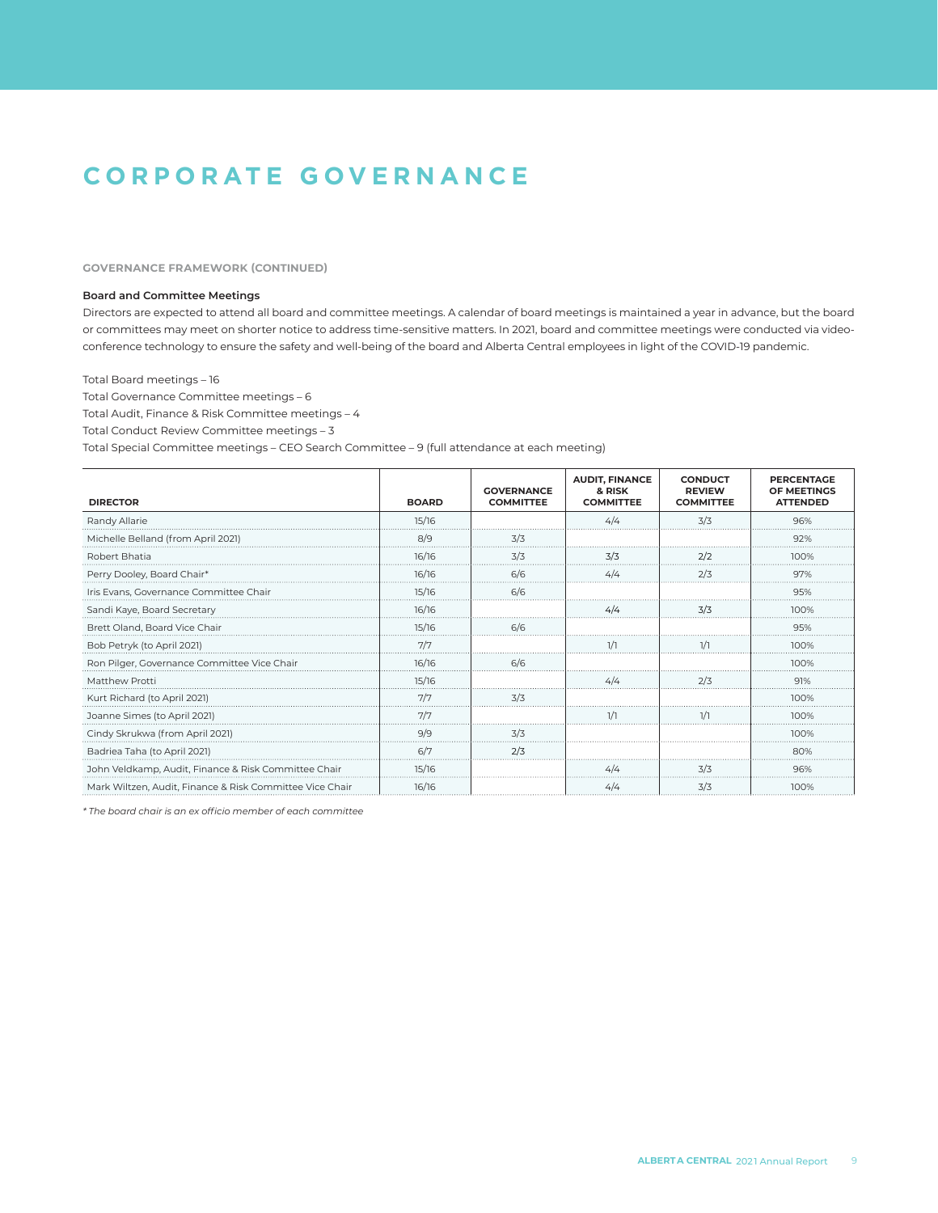# CORPORATE GOVERNANCE

## GOVERNANCE FRAMEWORK (CONTINUED)

### Board and Committee Meetings

Directors are expected to attend all board and committee meetings. A calendar of board meetings is maintained a year in advance, but the board or committees may meet on shorter notice to address time-sensitive matters. In 2021, board and committee meetings were conducted via video-conference technology to ensure the safety and well-being of the board and Alberta Central employees in light of the COVID-19 pandemic.

Total Board meetings – 16
Total Governance Committee meetings – 6
Total Audit, Finance & Risk Committee meetings – 4
Total Conduct Review Committee meetings – 3
Total Special Committee meetings – CEO Search Committee – 9 (full attendance at each meeting)

| DIRECTOR | BOARD | GOVERNANCE COMMITTEE | AUDIT, FINANCE & RISK COMMITTEE | CONDUCT REVIEW COMMITTEE | PERCENTAGE OF MEETINGS ATTENDED |
|---|---|---|---|---|---|
| Randy Allarie | 15/16 | | 4/4 | 3/3 | 96% |
| Michelle Belland (from April 2021) | 8/9 | 3/3 | | | 92% |
| Robert Bhatia | 16/16 | 3/3 | 3/3 | 2/2 | 100% |
| Perry Dooley, Board Chair* | 16/16 | 6/6 | 4/4 | 2/3 | 97% |
| Iris Evans, Governance Committee Chair | 15/16 | 6/6 | | | 95% |
| Sandi Kaye, Board Secretary | 16/16 | | 4/4 | 3/3 | 100% |
| Brett Oland, Board Vice Chair | 15/16 | 6/6 | | | 95% |
| Bob Petryk (to April 2021) | 7/7 | | 1/1 | 1/1 | 100% |
| Ron Pilger, Governance Committee Vice Chair | 16/16 | 6/6 | | | 100% |
| Matthew Protti | 15/16 | | 4/4 | 2/3 | 91% |
| Kurt Richard (to April 2021) | 7/7 | 3/3 | | | 100% |
| Joanne Simes (to April 2021) | 7/7 | | 1/1 | 1/1 | 100% |
| Cindy Skrukwa (from April 2021) | 9/9 | 3/3 | | | 100% |
| Badriea Taha (to April 2021) | 6/7 | 2/3 | | | 80% |
| John Veldkamp, Audit, Finance & Risk Committee Chair | 15/16 | | 4/4 | 3/3 | 96% |
| Mark Wiltzen, Audit, Finance & Risk Committee Vice Chair | 16/16 | | 4/4 | 3/3 | 100% |

*\* The board chair is an ex officio member of each committee*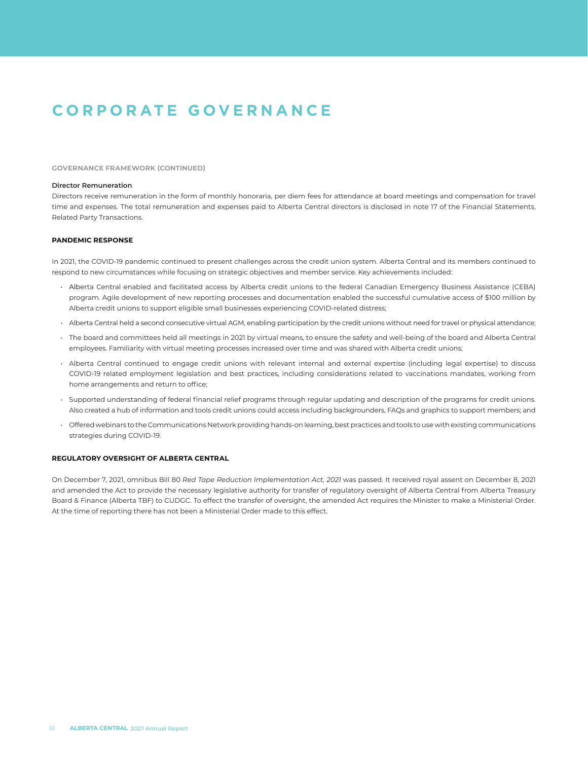# CORPORATE GOVERNANCE

### GOVERNANCE FRAMEWORK (CONTINUED)

**Director Remuneration**

Directors receive remuneration in the form of monthly honoraria, per diem fees for attendance at board meetings and compensation for travel time and expenses. The total remuneration and expenses paid to Alberta Central directors is disclosed in note 17 of the Financial Statements, Related Party Transactions.

### PANDEMIC RESPONSE

In 2021, the COVID-19 pandemic continued to present challenges across the credit union system. Alberta Central and its members continued to respond to new circumstances while focusing on strategic objectives and member service. Key achievements included:

- Alberta Central enabled and facilitated access by Alberta credit unions to the federal Canadian Emergency Business Assistance (CEBA) program. Agile development of new reporting processes and documentation enabled the successful cumulative access of $100 million by Alberta credit unions to support eligible small businesses experiencing COVID-related distress;
- Alberta Central held a second consecutive virtual AGM, enabling participation by the credit unions without need for travel or physical attendance;
- The board and committees held all meetings in 2021 by virtual means, to ensure the safety and well-being of the board and Alberta Central employees. Familiarity with virtual meeting processes increased over time and was shared with Alberta credit unions;
- Alberta Central continued to engage credit unions with relevant internal and external expertise (including legal expertise) to discuss COVID-19 related employment legislation and best practices, including considerations related to vaccinations mandates, working from home arrangements and return to office;
- Supported understanding of federal financial relief programs through regular updating and description of the programs for credit unions. Also created a hub of information and tools credit unions could access including backgrounders, FAQs and graphics to support members; and
- Offered webinars to the Communications Network providing hands-on learning, best practices and tools to use with existing communications strategies during COVID-19.

### REGULATORY OVERSIGHT OF ALBERTA CENTRAL

On December 7, 2021, omnibus Bill 80 *Red Tape Reduction Implementation Act, 2021* was passed. It received royal assent on December 8, 2021 and amended the Act to provide the necessary legislative authority for transfer of regulatory oversight of Alberta Central from Alberta Treasury Board & Finance (Alberta TBF) to CUDGC. To effect the transfer of oversight, the amended Act requires the Minister to make a Ministerial Order. At the time of reporting there has not been a Ministerial Order made to this effect.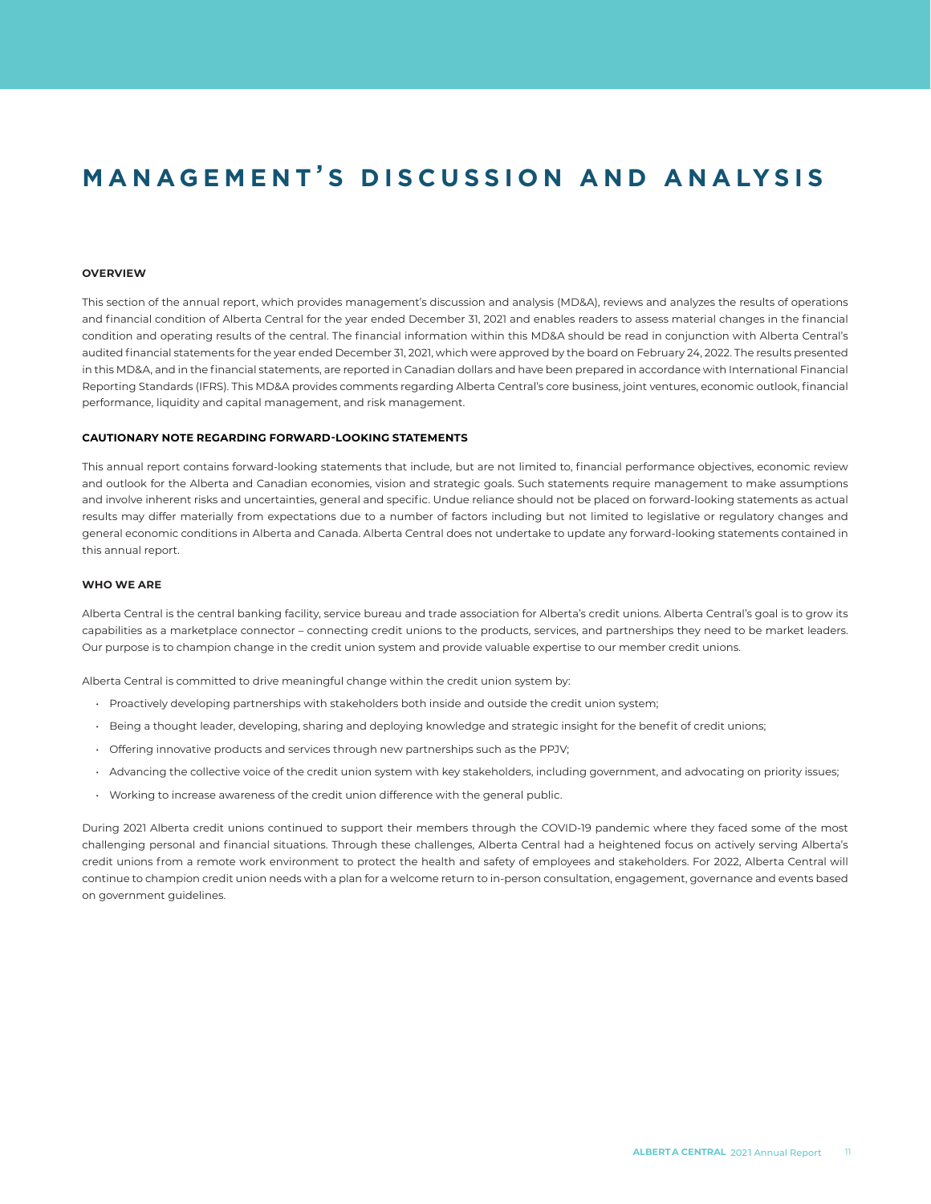# MANAGEMENT'S DISCUSSION AND ANALYSIS

### OVERVIEW

This section of the annual report, which provides management's discussion and analysis (MD&A), reviews and analyzes the results of operations and financial condition of Alberta Central for the year ended December 31, 2021 and enables readers to assess material changes in the financial condition and operating results of the central. The financial information within this MD&A should be read in conjunction with Alberta Central's audited financial statements for the year ended December 31, 2021, which were approved by the board on February 24, 2022. The results presented in this MD&A, and in the financial statements, are reported in Canadian dollars and have been prepared in accordance with International Financial Reporting Standards (IFRS). This MD&A provides comments regarding Alberta Central's core business, joint ventures, economic outlook, financial performance, liquidity and capital management, and risk management.

### CAUTIONARY NOTE REGARDING FORWARD-LOOKING STATEMENTS

This annual report contains forward-looking statements that include, but are not limited to, financial performance objectives, economic review and outlook for the Alberta and Canadian economies, vision and strategic goals. Such statements require management to make assumptions and involve inherent risks and uncertainties, general and specific. Undue reliance should not be placed on forward-looking statements as actual results may differ materially from expectations due to a number of factors including but not limited to legislative or regulatory changes and general economic conditions in Alberta and Canada. Alberta Central does not undertake to update any forward-looking statements contained in this annual report.

### WHO WE ARE

Alberta Central is the central banking facility, service bureau and trade association for Alberta's credit unions. Alberta Central's goal is to grow its capabilities as a marketplace connector – connecting credit unions to the products, services, and partnerships they need to be market leaders. Our purpose is to champion change in the credit union system and provide valuable expertise to our member credit unions.

Alberta Central is committed to drive meaningful change within the credit union system by:

- Proactively developing partnerships with stakeholders both inside and outside the credit union system;
- Being a thought leader, developing, sharing and deploying knowledge and strategic insight for the benefit of credit unions;
- Offering innovative products and services through new partnerships such as the PPJV;
- Advancing the collective voice of the credit union system with key stakeholders, including government, and advocating on priority issues;
- Working to increase awareness of the credit union difference with the general public.

During 2021 Alberta credit unions continued to support their members through the COVID-19 pandemic where they faced some of the most challenging personal and financial situations. Through these challenges, Alberta Central had a heightened focus on actively serving Alberta's credit unions from a remote work environment to protect the health and safety of employees and stakeholders. For 2022, Alberta Central will continue to champion credit union needs with a plan for a welcome return to in-person consultation, engagement, governance and events based on government guidelines.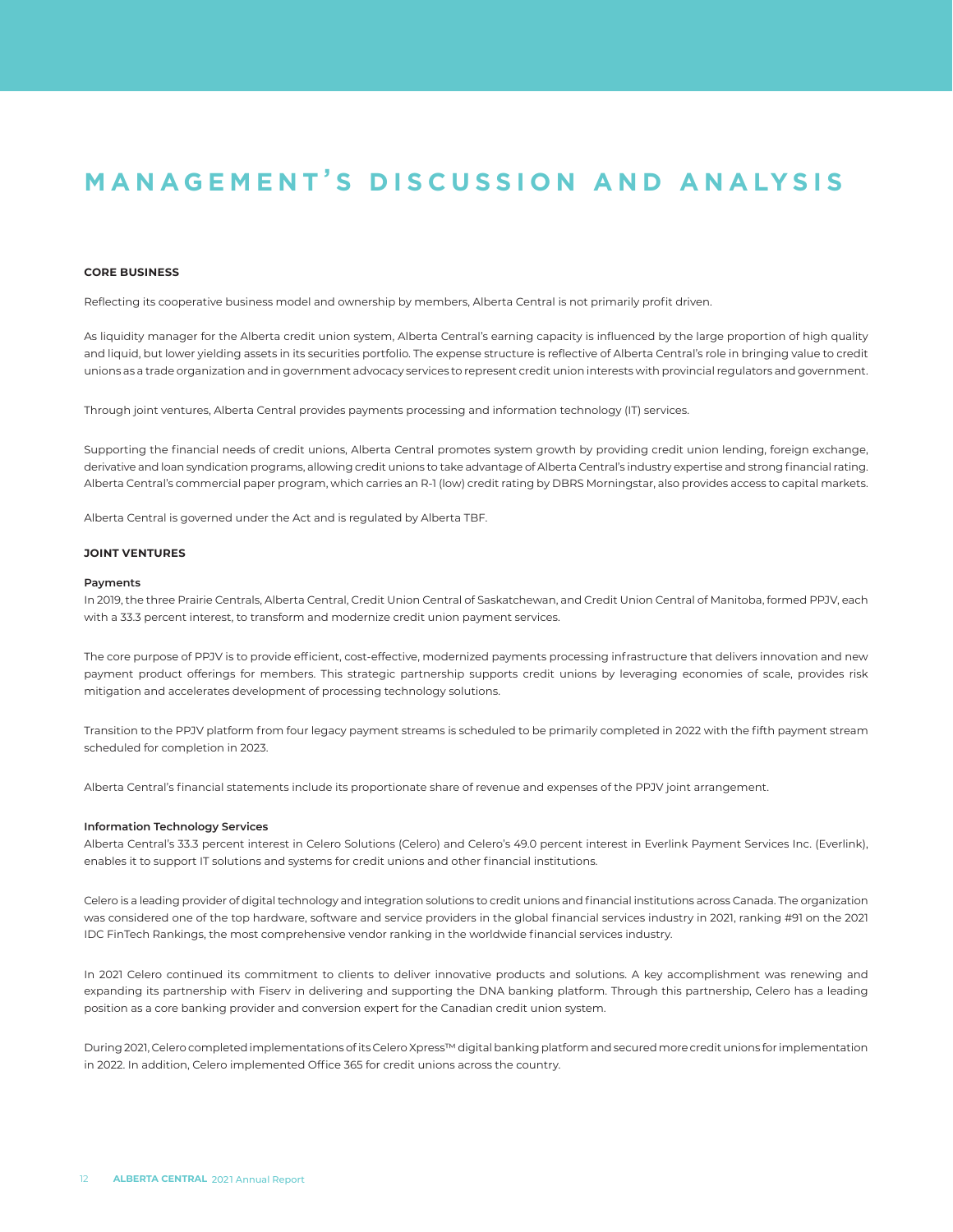# MANAGEMENT'S DISCUSSION AND ANALYSIS

## CORE BUSINESS

Reflecting its cooperative business model and ownership by members, Alberta Central is not primarily profit driven.

As liquidity manager for the Alberta credit union system, Alberta Central's earning capacity is influenced by the large proportion of high quality and liquid, but lower yielding assets in its securities portfolio. The expense structure is reflective of Alberta Central's role in bringing value to credit unions as a trade organization and in government advocacy services to represent credit union interests with provincial regulators and government.

Through joint ventures, Alberta Central provides payments processing and information technology (IT) services.

Supporting the financial needs of credit unions, Alberta Central promotes system growth by providing credit union lending, foreign exchange, derivative and loan syndication programs, allowing credit unions to take advantage of Alberta Central's industry expertise and strong financial rating. Alberta Central's commercial paper program, which carries an R-1 (low) credit rating by DBRS Morningstar, also provides access to capital markets.

Alberta Central is governed under the Act and is regulated by Alberta TBF.

## JOINT VENTURES

### Payments

In 2019, the three Prairie Centrals, Alberta Central, Credit Union Central of Saskatchewan, and Credit Union Central of Manitoba, formed PPJV, each with a 33.3 percent interest, to transform and modernize credit union payment services.

The core purpose of PPJV is to provide efficient, cost-effective, modernized payments processing infrastructure that delivers innovation and new payment product offerings for members. This strategic partnership supports credit unions by leveraging economies of scale, provides risk mitigation and accelerates development of processing technology solutions.

Transition to the PPJV platform from four legacy payment streams is scheduled to be primarily completed in 2022 with the fifth payment stream scheduled for completion in 2023.

Alberta Central's financial statements include its proportionate share of revenue and expenses of the PPJV joint arrangement.

### Information Technology Services

Alberta Central's 33.3 percent interest in Celero Solutions (Celero) and Celero's 49.0 percent interest in Everlink Payment Services Inc. (Everlink), enables it to support IT solutions and systems for credit unions and other financial institutions.

Celero is a leading provider of digital technology and integration solutions to credit unions and financial institutions across Canada. The organization was considered one of the top hardware, software and service providers in the global financial services industry in 2021, ranking #91 on the 2021 IDC FinTech Rankings, the most comprehensive vendor ranking in the worldwide financial services industry.

In 2021 Celero continued its commitment to clients to deliver innovative products and solutions. A key accomplishment was renewing and expanding its partnership with Fiserv in delivering and supporting the DNA banking platform. Through this partnership, Celero has a leading position as a core banking provider and conversion expert for the Canadian credit union system.

During 2021, Celero completed implementations of its Celero Xpress™ digital banking platform and secured more credit unions for implementation in 2022. In addition, Celero implemented Office 365 for credit unions across the country.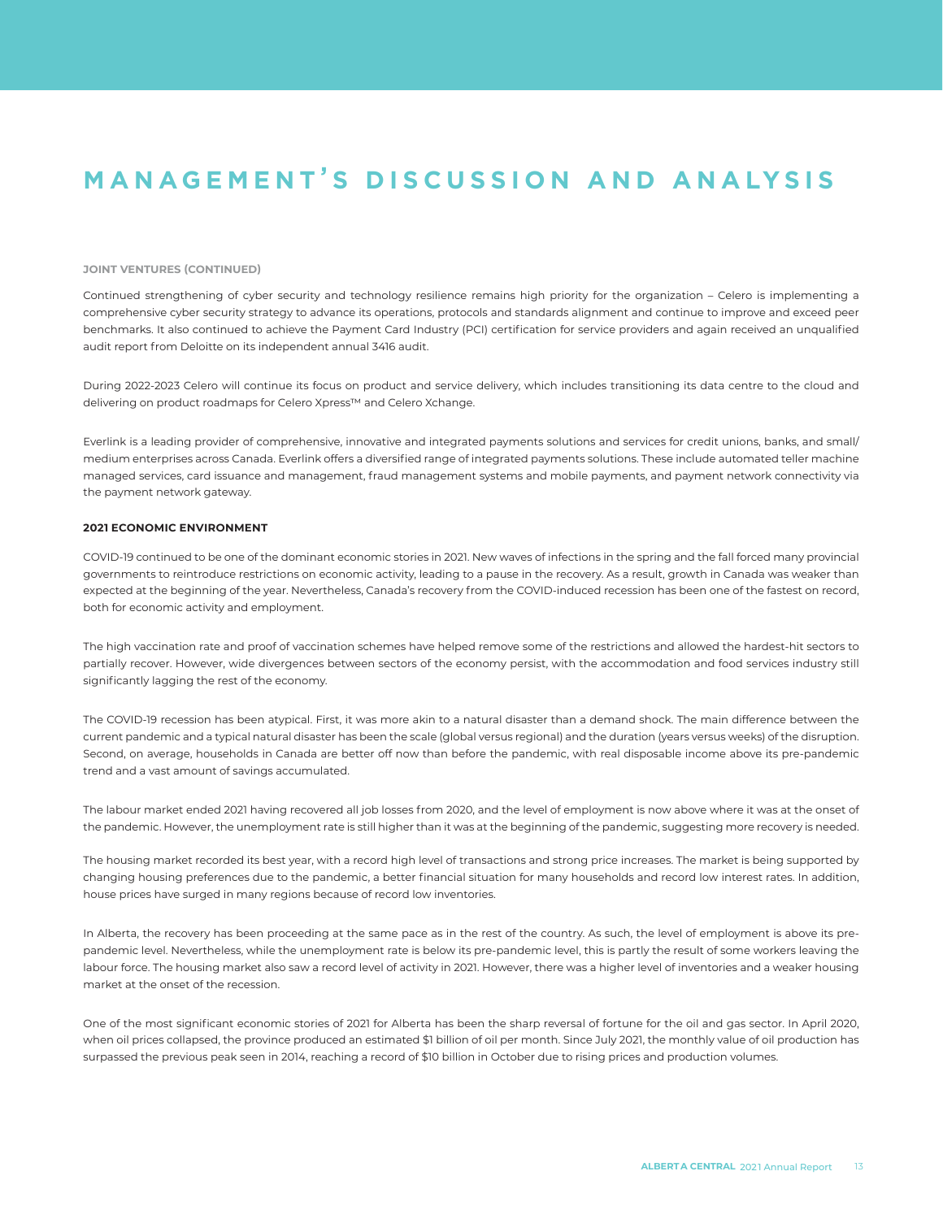# MANAGEMENT'S DISCUSSION AND ANALYSIS

**JOINT VENTURES (CONTINUED)**

Continued strengthening of cyber security and technology resilience remains high priority for the organization – Celero is implementing a comprehensive cyber security strategy to advance its operations, protocols and standards alignment and continue to improve and exceed peer benchmarks. It also continued to achieve the Payment Card Industry (PCI) certification for service providers and again received an unqualified audit report from Deloitte on its independent annual 3416 audit.

During 2022-2023 Celero will continue its focus on product and service delivery, which includes transitioning its data centre to the cloud and delivering on product roadmaps for Celero Xpress™ and Celero Xchange.

Everlink is a leading provider of comprehensive, innovative and integrated payments solutions and services for credit unions, banks, and small/medium enterprises across Canada. Everlink offers a diversified range of integrated payments solutions. These include automated teller machine managed services, card issuance and management, fraud management systems and mobile payments, and payment network connectivity via the payment network gateway.

**2021 ECONOMIC ENVIRONMENT**

COVID-19 continued to be one of the dominant economic stories in 2021. New waves of infections in the spring and the fall forced many provincial governments to reintroduce restrictions on economic activity, leading to a pause in the recovery. As a result, growth in Canada was weaker than expected at the beginning of the year. Nevertheless, Canada's recovery from the COVID-induced recession has been one of the fastest on record, both for economic activity and employment.

The high vaccination rate and proof of vaccination schemes have helped remove some of the restrictions and allowed the hardest-hit sectors to partially recover. However, wide divergences between sectors of the economy persist, with the accommodation and food services industry still significantly lagging the rest of the economy.

The COVID-19 recession has been atypical. First, it was more akin to a natural disaster than a demand shock. The main difference between the current pandemic and a typical natural disaster has been the scale (global versus regional) and the duration (years versus weeks) of the disruption. Second, on average, households in Canada are better off now than before the pandemic, with real disposable income above its pre-pandemic trend and a vast amount of savings accumulated.

The labour market ended 2021 having recovered all job losses from 2020, and the level of employment is now above where it was at the onset of the pandemic. However, the unemployment rate is still higher than it was at the beginning of the pandemic, suggesting more recovery is needed.

The housing market recorded its best year, with a record high level of transactions and strong price increases. The market is being supported by changing housing preferences due to the pandemic, a better financial situation for many households and record low interest rates. In addition, house prices have surged in many regions because of record low inventories.

In Alberta, the recovery has been proceeding at the same pace as in the rest of the country. As such, the level of employment is above its pre-pandemic level. Nevertheless, while the unemployment rate is below its pre-pandemic level, this is partly the result of some workers leaving the labour force. The housing market also saw a record level of activity in 2021. However, there was a higher level of inventories and a weaker housing market at the onset of the recession.

One of the most significant economic stories of 2021 for Alberta has been the sharp reversal of fortune for the oil and gas sector. In April 2020, when oil prices collapsed, the province produced an estimated $1 billion of oil per month. Since July 2021, the monthly value of oil production has surpassed the previous peak seen in 2014, reaching a record of $10 billion in October due to rising prices and production volumes.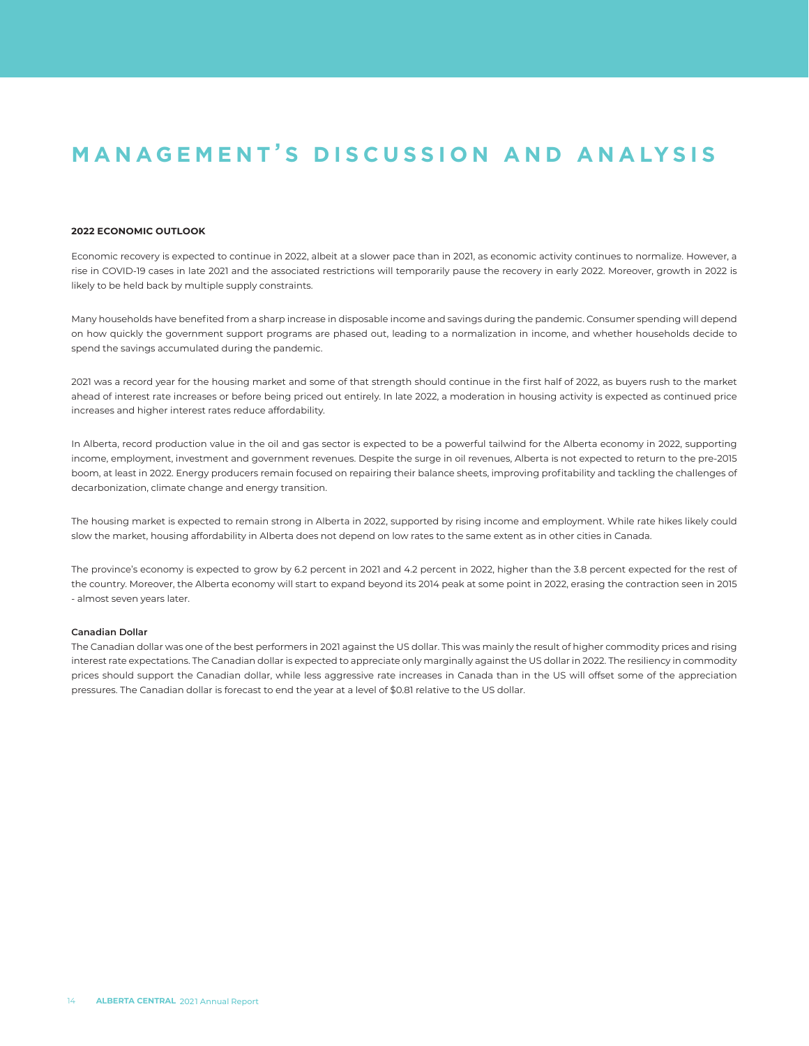# MANAGEMENT'S DISCUSSION AND ANALYSIS

**2022 ECONOMIC OUTLOOK**

Economic recovery is expected to continue in 2022, albeit at a slower pace than in 2021, as economic activity continues to normalize. However, a rise in COVID-19 cases in late 2021 and the associated restrictions will temporarily pause the recovery in early 2022. Moreover, growth in 2022 is likely to be held back by multiple supply constraints.

Many households have benefited from a sharp increase in disposable income and savings during the pandemic. Consumer spending will depend on how quickly the government support programs are phased out, leading to a normalization in income, and whether households decide to spend the savings accumulated during the pandemic.

2021 was a record year for the housing market and some of that strength should continue in the first half of 2022, as buyers rush to the market ahead of interest rate increases or before being priced out entirely. In late 2022, a moderation in housing activity is expected as continued price increases and higher interest rates reduce affordability.

In Alberta, record production value in the oil and gas sector is expected to be a powerful tailwind for the Alberta economy in 2022, supporting income, employment, investment and government revenues. Despite the surge in oil revenues, Alberta is not expected to return to the pre-2015 boom, at least in 2022. Energy producers remain focused on repairing their balance sheets, improving profitability and tackling the challenges of decarbonization, climate change and energy transition.

The housing market is expected to remain strong in Alberta in 2022, supported by rising income and employment. While rate hikes likely could slow the market, housing affordability in Alberta does not depend on low rates to the same extent as in other cities in Canada.

The province's economy is expected to grow by 6.2 percent in 2021 and 4.2 percent in 2022, higher than the 3.8 percent expected for the rest of the country. Moreover, the Alberta economy will start to expand beyond its 2014 peak at some point in 2022, erasing the contraction seen in 2015 - almost seven years later.

**Canadian Dollar**

The Canadian dollar was one of the best performers in 2021 against the US dollar. This was mainly the result of higher commodity prices and rising interest rate expectations. The Canadian dollar is expected to appreciate only marginally against the US dollar in 2022. The resiliency in commodity prices should support the Canadian dollar, while less aggressive rate increases in Canada than in the US will offset some of the appreciation pressures. The Canadian dollar is forecast to end the year at a level of $0.81 relative to the US dollar.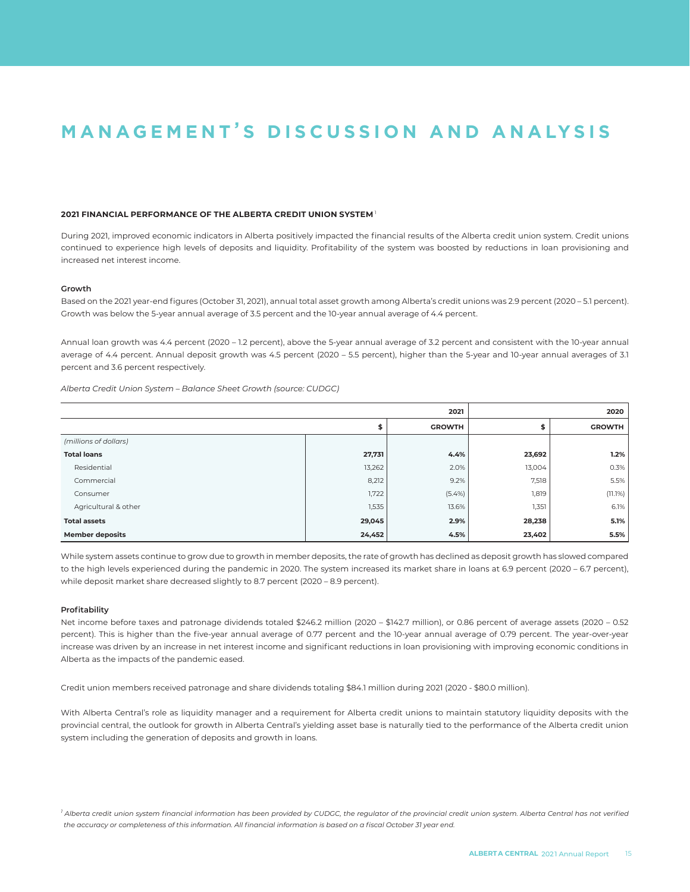# MANAGEMENT'S DISCUSSION AND ANALYSIS

### 2021 FINANCIAL PERFORMANCE OF THE ALBERTA CREDIT UNION SYSTEM [1]

During 2021, improved economic indicators in Alberta positively impacted the financial results of the Alberta credit union system. Credit unions continued to experience high levels of deposits and liquidity. Profitability of the system was boosted by reductions in loan provisioning and increased net interest income.

#### Growth

Based on the 2021 year-end figures (October 31, 2021), annual total asset growth among Alberta's credit unions was 2.9 percent (2020 – 5.1 percent). Growth was below the 5-year annual average of 3.5 percent and the 10-year annual average of 4.4 percent.

Annual loan growth was 4.4 percent (2020 – 1.2 percent), above the 5-year annual average of 3.2 percent and consistent with the 10-year annual average of 4.4 percent. Annual deposit growth was 4.5 percent (2020 – 5.5 percent), higher than the 5-year and 10-year annual averages of 3.1 percent and 3.6 percent respectively.

*Alberta Credit Union System – Balance Sheet Growth (source: CUDGC)*

| | 2021 | | 2020 | |
|---|---|---|---|---|
| | $ | GROWTH | $ | GROWTH |
| *(millions of dollars)* | | | | |
| **Total loans** | **27,731** | **4.4%** | **23,692** | **1.2%** |
| Residential | 13,262 | 2.0% | 13,004 | 0.3% |
| Commercial | 8,212 | 9.2% | 7,518 | 5.5% |
| Consumer | 1,722 | (5.4%) | 1,819 | (11.1%) |
| Agricultural & other | 1,535 | 13.6% | 1,351 | 6.1% |
| **Total assets** | **29,045** | **2.9%** | **28,238** | **5.1%** |
| **Member deposits** | **24,452** | **4.5%** | **23,402** | **5.5%** |

While system assets continue to grow due to growth in member deposits, the rate of growth has declined as deposit growth has slowed compared to the high levels experienced during the pandemic in 2020. The system increased its market share in loans at 6.9 percent (2020 – 6.7 percent), while deposit market share decreased slightly to 8.7 percent (2020 – 8.9 percent).

#### Profitability

Net income before taxes and patronage dividends totaled $246.2 million (2020 – $142.7 million), or 0.86 percent of average assets (2020 – 0.52 percent). This is higher than the five-year annual average of 0.77 percent and the 10-year annual average of 0.79 percent. The year-over-year increase was driven by an increase in net interest income and significant reductions in loan provisioning with improving economic conditions in Alberta as the impacts of the pandemic eased.

Credit union members received patronage and share dividends totaling $84.1 million during 2021 (2020 - $80.0 million).

With Alberta Central's role as liquidity manager and a requirement for Alberta credit unions to maintain statutory liquidity deposits with the provincial central, the outlook for growth in Alberta Central's yielding asset base is naturally tied to the performance of the Alberta credit union system including the generation of deposits and growth in loans.

[1] *Alberta credit union system financial information has been provided by CUDGC, the regulator of the provincial credit union system. Alberta Central has not verified the accuracy or completeness of this information. All financial information is based on a fiscal October 31 year end.*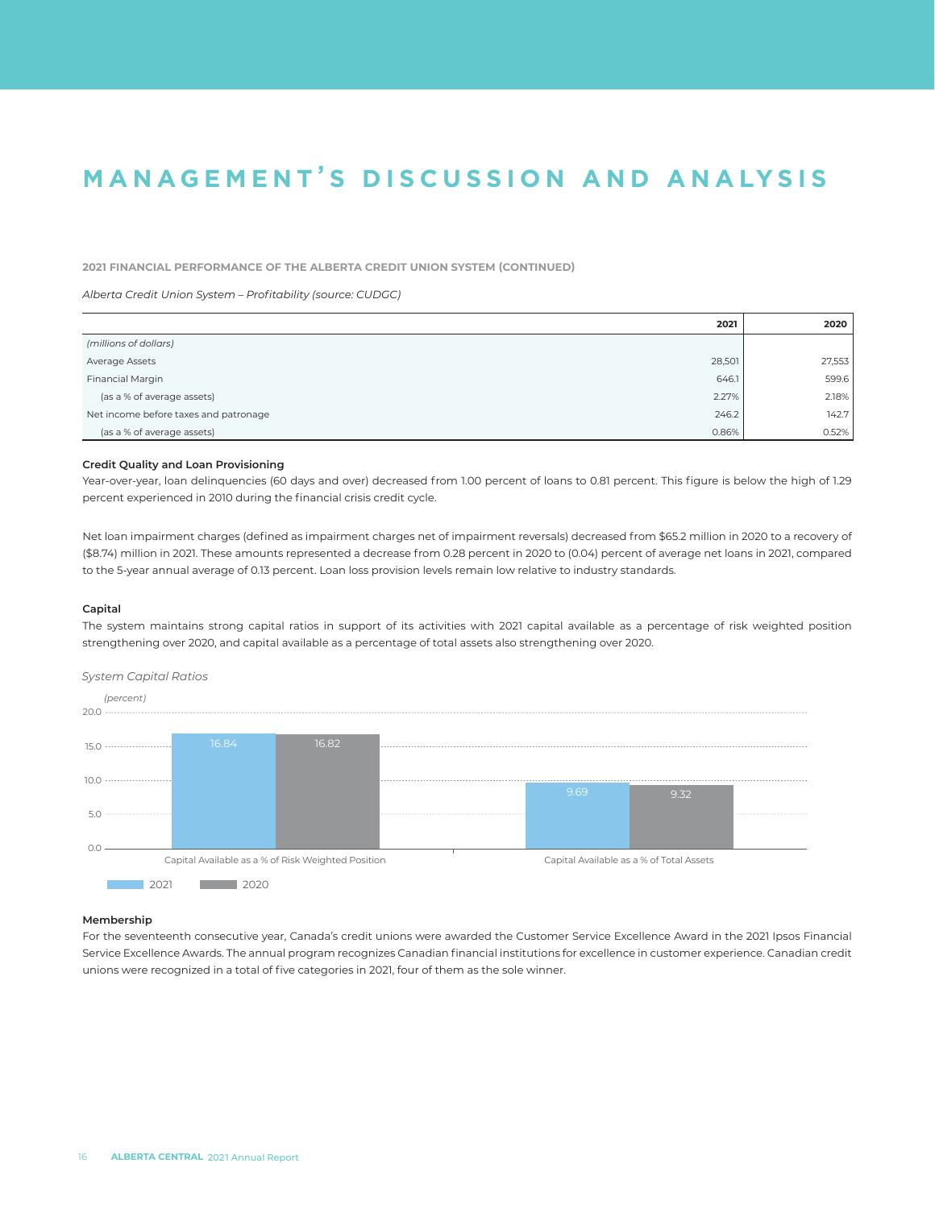# MANAGEMENT'S DISCUSSION AND ANALYSIS

**2021 FINANCIAL PERFORMANCE OF THE ALBERTA CREDIT UNION SYSTEM (CONTINUED)**

*Alberta Credit Union System – Profitability (source: CUDGC)*

| | 2021 | 2020 |
|---|---|---|
| *(millions of dollars)* | | |
| Average Assets | 28,501 | 27,553 |
| Financial Margin | 646.1 | 599.6 |
| (as a % of average assets) | 2.27% | 2.18% |
| Net income before taxes and patronage | 246.2 | 142.7 |
| (as a % of average assets) | 0.86% | 0.52% |

### Credit Quality and Loan Provisioning

Year-over-year, loan delinquencies (60 days and over) decreased from 1.00 percent of loans to 0.81 percent. This figure is below the high of 1.29 percent experienced in 2010 during the financial crisis credit cycle.

Net loan impairment charges (defined as impairment charges net of impairment reversals) decreased from $65.2 million in 2020 to a recovery of ($8.74) million in 2021. These amounts represented a decrease from 0.28 percent in 2020 to (0.04) percent of average net loans in 2021, compared to the 5-year annual average of 0.13 percent. Loan loss provision levels remain low relative to industry standards.

### Capital

The system maintains strong capital ratios in support of its activities with 2021 capital available as a percentage of risk weighted position strengthening over 2020, and capital available as a percentage of total assets also strengthening over 2020.

*System Capital Ratios*

(percent)

| | 2021 | 2020 |
|---|---|---|
| Capital Available as a % of Risk Weighted Position | 16.84 | 16.82 |
| Capital Available as a % of Total Assets | 9.69 | 9.32 |

### Membership

For the seventeenth consecutive year, Canada's credit unions were awarded the Customer Service Excellence Award in the 2021 Ipsos Financial Service Excellence Awards. The annual program recognizes Canadian financial institutions for excellence in customer experience. Canadian credit unions were recognized in a total of five categories in 2021, four of them as the sole winner.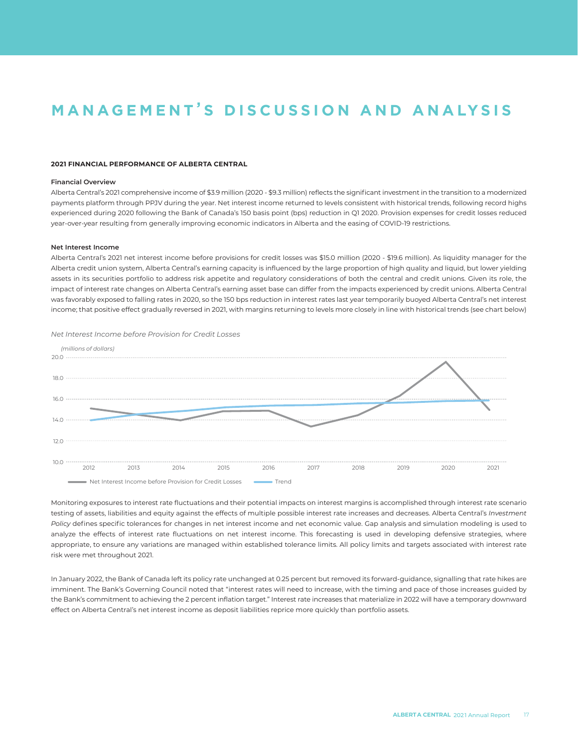# MANAGEMENT'S DISCUSSION AND ANALYSIS

## 2021 FINANCIAL PERFORMANCE OF ALBERTA CENTRAL

### Financial Overview

Alberta Central's 2021 comprehensive income of $3.9 million (2020 - $9.3 million) reflects the significant investment in the transition to a modernized payments platform through PPJV during the year. Net interest income returned to levels consistent with historical trends, following record highs experienced during 2020 following the Bank of Canada's 150 basis point (bps) reduction in Q1 2020. Provision expenses for credit losses reduced year-over-year resulting from generally improving economic indicators in Alberta and the easing of COVID-19 restrictions.

### Net Interest Income

Alberta Central's 2021 net interest income before provisions for credit losses was $15.0 million (2020 - $19.6 million). As liquidity manager for the Alberta credit union system, Alberta Central's earning capacity is influenced by the large proportion of high quality and liquid, but lower yielding assets in its securities portfolio to address risk appetite and regulatory considerations of both the central and credit unions. Given its role, the impact of interest rate changes on Alberta Central's earning asset base can differ from the impacts experienced by credit unions. Alberta Central was favorably exposed to falling rates in 2020, so the 150 bps reduction in interest rates last year temporarily buoyed Alberta Central's net interest income; that positive effect gradually reversed in 2021, with margins returning to levels more closely in line with historical trends (see chart below)

*Net Interest Income before Provision for Credit Losses*

*(millions of dollars)*

Legend: Net Interest Income before Provision for Credit Losses; Trend

Monitoring exposures to interest rate fluctuations and their potential impacts on interest margins is accomplished through interest rate scenario testing of assets, liabilities and equity against the effects of multiple possible interest rate increases and decreases. Alberta Central's *Investment Policy* defines specific tolerances for changes in net interest income and net economic value. Gap analysis and simulation modeling is used to analyze the effects of interest rate fluctuations on net interest income. This forecasting is used in developing defensive strategies, where appropriate, to ensure any variations are managed within established tolerance limits. All policy limits and targets associated with interest rate risk were met throughout 2021.

In January 2022, the Bank of Canada left its policy rate unchanged at 0.25 percent but removed its forward-guidance, signalling that rate hikes are imminent. The Bank's Governing Council noted that "interest rates will need to increase, with the timing and pace of those increases guided by the Bank's commitment to achieving the 2 percent inflation target." Interest rate increases that materialize in 2022 will have a temporary downward effect on Alberta Central's net interest income as deposit liabilities reprice more quickly than portfolio assets.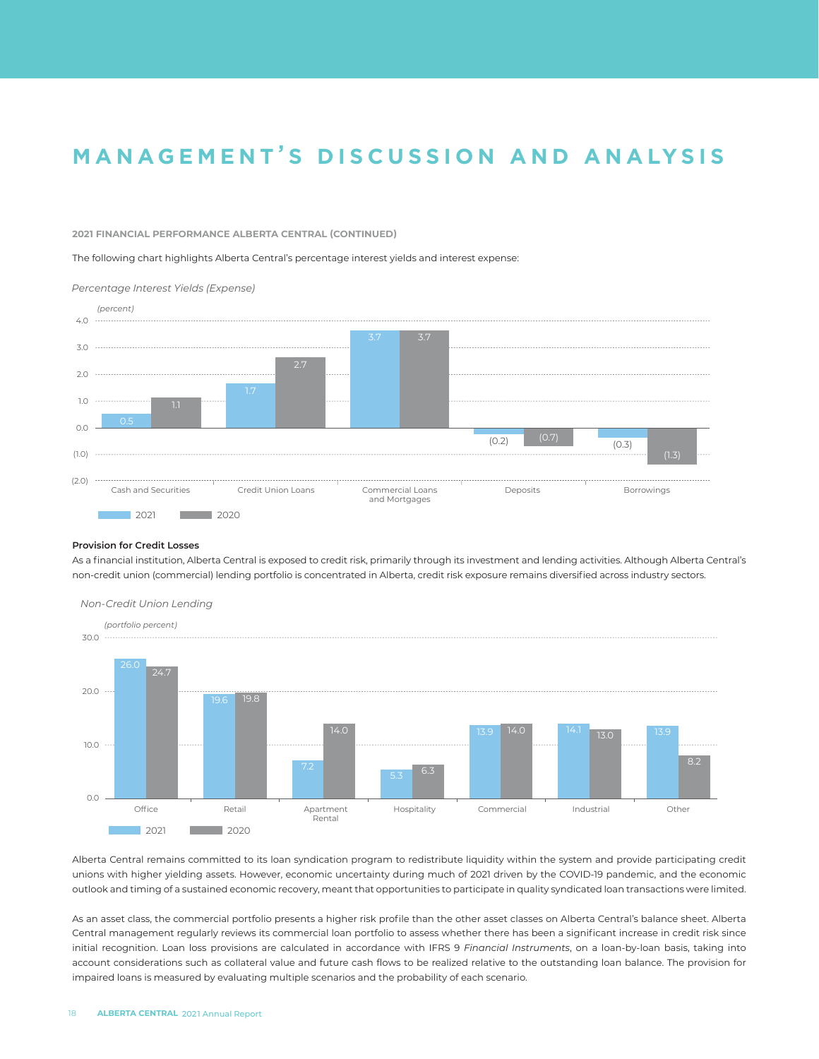# MANAGEMENT'S DISCUSSION AND ANALYSIS

**2021 FINANCIAL PERFORMANCE ALBERTA CENTRAL (CONTINUED)**

The following chart highlights Alberta Central's percentage interest yields and interest expense:

*Percentage Interest Yields (Expense)*

(percent)

| | 2021 | 2020 |
|---|---|---|
| Cash and Securities | 0.5 | 1.1 |
| Credit Union Loans | 1.7 | 2.7 |
| Commercial Loans and Mortgages | 3.7 | 3.7 |
| Deposits | (0.2) | (0.7) |
| Borrowings | (0.3) | (1.3) |

### Provision for Credit Losses

As a financial institution, Alberta Central is exposed to credit risk, primarily through its investment and lending activities. Although Alberta Central's non-credit union (commercial) lending portfolio is concentrated in Alberta, credit risk exposure remains diversified across industry sectors.

*Non-Credit Union Lending*

(portfolio percent)

| | 2021 | 2020 |
|---|---|---|
| Office | 26.0 | 24.7 |
| Retail | 19.6 | 19.8 |
| Apartment Rental | 7.2 | 14.0 |
| Hospitality | 5.3 | 6.3 |
| Commercial | 13.9 | 14.0 |
| Industrial | 14.1 | 13.0 |
| Other | 13.9 | 8.2 |

Alberta Central remains committed to its loan syndication program to redistribute liquidity within the system and provide participating credit unions with higher yielding assets. However, economic uncertainty during much of 2021 driven by the COVID-19 pandemic, and the economic outlook and timing of a sustained economic recovery, meant that opportunities to participate in quality syndicated loan transactions were limited.

As an asset class, the commercial portfolio presents a higher risk profile than the other asset classes on Alberta Central's balance sheet. Alberta Central management regularly reviews its commercial loan portfolio to assess whether there has been a significant increase in credit risk since initial recognition. Loan loss provisions are calculated in accordance with IFRS 9 *Financial Instruments*, on a loan-by-loan basis, taking into account considerations such as collateral value and future cash flows to be realized relative to the outstanding loan balance. The provision for impaired loans is measured by evaluating multiple scenarios and the probability of each scenario.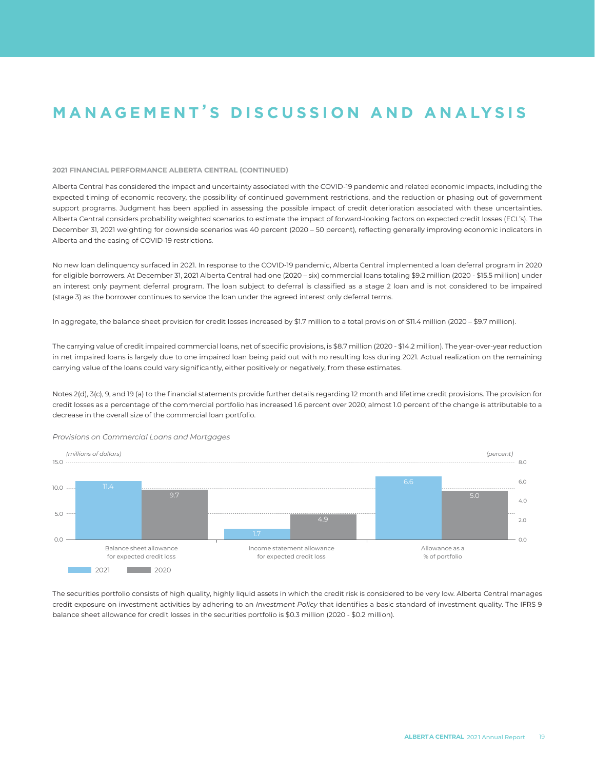# MANAGEMENT'S DISCUSSION AND ANALYSIS

**2021 FINANCIAL PERFORMANCE ALBERTA CENTRAL (CONTINUED)**

Alberta Central has considered the impact and uncertainty associated with the COVID-19 pandemic and related economic impacts, including the expected timing of economic recovery, the possibility of continued government restrictions, and the reduction or phasing out of government support programs. Judgment has been applied in assessing the possible impact of credit deterioration associated with these uncertainties. Alberta Central considers probability weighted scenarios to estimate the impact of forward-looking factors on expected credit losses (ECL's). The December 31, 2021 weighting for downside scenarios was 40 percent (2020 – 50 percent), reflecting generally improving economic indicators in Alberta and the easing of COVID-19 restrictions.

No new loan delinquency surfaced in 2021. In response to the COVID-19 pandemic, Alberta Central implemented a loan deferral program in 2020 for eligible borrowers. At December 31, 2021 Alberta Central had one (2020 – six) commercial loans totaling $9.2 million (2020 - $15.5 million) under an interest only payment deferral program. The loan subject to deferral is classified as a stage 2 loan and is not considered to be impaired (stage 3) as the borrower continues to service the loan under the agreed interest only deferral terms.

In aggregate, the balance sheet provision for credit losses increased by $1.7 million to a total provision of $11.4 million (2020 – $9.7 million).

The carrying value of credit impaired commercial loans, net of specific provisions, is $8.7 million (2020 - $14.2 million). The year-over-year reduction in net impaired loans is largely due to one impaired loan being paid out with no resulting loss during 2021. Actual realization on the remaining carrying value of the loans could vary significantly, either positively or negatively, from these estimates.

Notes 2(d), 3(c), 9, and 19 (a) to the financial statements provide further details regarding 12 month and lifetime credit provisions. The provision for credit losses as a percentage of the commercial portfolio has increased 1.6 percent over 2020; almost 1.0 percent of the change is attributable to a decrease in the overall size of the commercial loan portfolio.

*Provisions on Commercial Loans and Mortgages*

| | 2021 | 2020 |
|---|---|---|
| Balance sheet allowance for expected credit loss (millions of dollars) | 11.4 | 9.7 |
| Income statement allowance for expected credit loss (millions of dollars) | 1.7 | 4.9 |
| Allowance as a % of portfolio (percent) | 6.6 | 5.0 |

The securities portfolio consists of high quality, highly liquid assets in which the credit risk is considered to be very low. Alberta Central manages credit exposure on investment activities by adhering to an *Investment Policy* that identifies a basic standard of investment quality. The IFRS 9 balance sheet allowance for credit losses in the securities portfolio is $0.3 million (2020 - $0.2 million).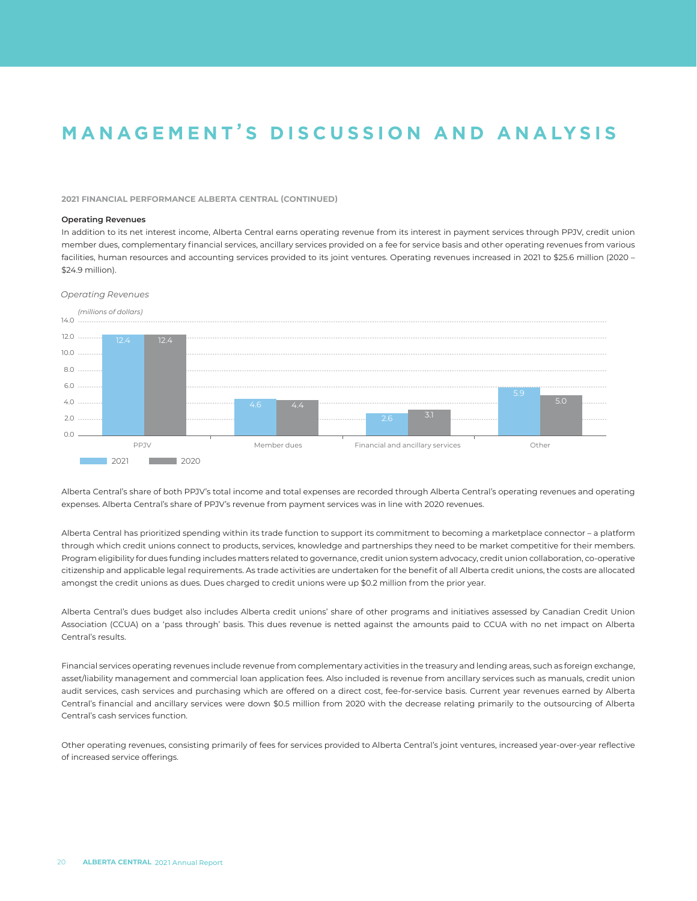# MANAGEMENT'S DISCUSSION AND ANALYSIS

#### 2021 FINANCIAL PERFORMANCE ALBERTA CENTRAL (CONTINUED)

**Operating Revenues**

In addition to its net interest income, Alberta Central earns operating revenue from its interest in payment services through PPJV, credit union member dues, complementary financial services, ancillary services provided on a fee for service basis and other operating revenues from various facilities, human resources and accounting services provided to its joint ventures. Operating revenues increased in 2021 to $25.6 million (2020 – $24.9 million).

*Operating Revenues*

*(millions of dollars)*

| | 2021 | 2020 |
|---|---|---|
| PPJV | 12.4 | 12.4 |
| Member dues | 4.6 | 4.4 |
| Financial and ancillary services | 2.6 | 3.1 |
| Other | 5.9 | 5.0 |

Alberta Central's share of both PPJV's total income and total expenses are recorded through Alberta Central's operating revenues and operating expenses. Alberta Central's share of PPJV's revenue from payment services was in line with 2020 revenues.

Alberta Central has prioritized spending within its trade function to support its commitment to becoming a marketplace connector – a platform through which credit unions connect to products, services, knowledge and partnerships they need to be market competitive for their members. Program eligibility for dues funding includes matters related to governance, credit union system advocacy, credit union collaboration, co-operative citizenship and applicable legal requirements. As trade activities are undertaken for the benefit of all Alberta credit unions, the costs are allocated amongst the credit unions as dues. Dues charged to credit unions were up $0.2 million from the prior year.

Alberta Central's dues budget also includes Alberta credit unions' share of other programs and initiatives assessed by Canadian Credit Union Association (CCUA) on a 'pass through' basis. This dues revenue is netted against the amounts paid to CCUA with no net impact on Alberta Central's results.

Financial services operating revenues include revenue from complementary activities in the treasury and lending areas, such as foreign exchange, asset/liability management and commercial loan application fees. Also included is revenue from ancillary services such as manuals, credit union audit services, cash services and purchasing which are offered on a direct cost, fee-for-service basis. Current year revenues earned by Alberta Central's financial and ancillary services were down $0.5 million from 2020 with the decrease relating primarily to the outsourcing of Alberta Central's cash services function.

Other operating revenues, consisting primarily of fees for services provided to Alberta Central's joint ventures, increased year-over-year reflective of increased service offerings.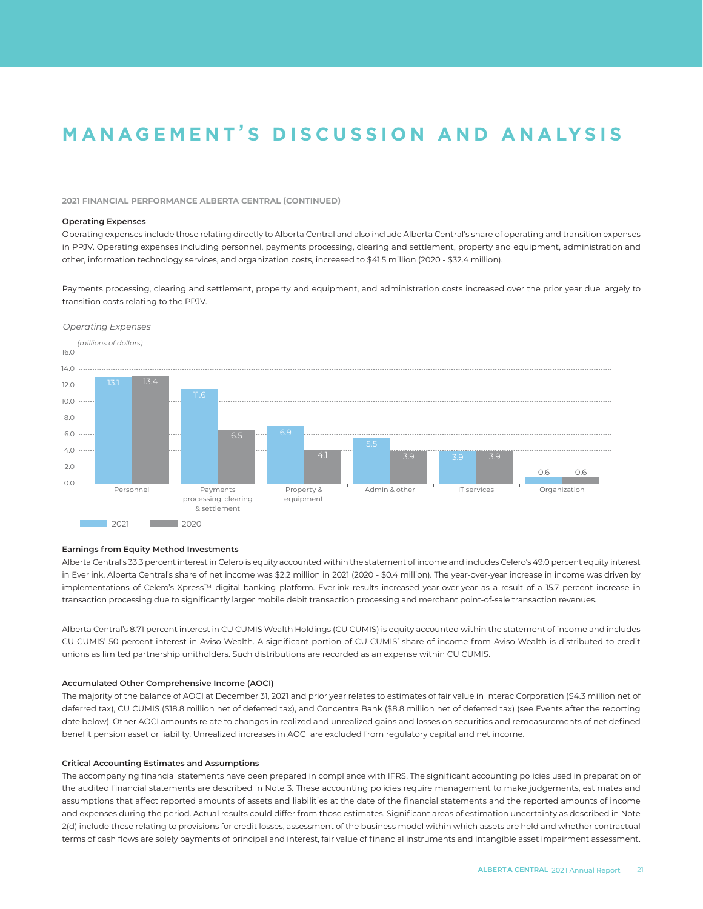# MANAGEMENT'S DISCUSSION AND ANALYSIS

**2021 FINANCIAL PERFORMANCE ALBERTA CENTRAL (CONTINUED)**

**Operating Expenses**

Operating expenses include those relating directly to Alberta Central and also include Alberta Central's share of operating and transition expenses in PPJV. Operating expenses including personnel, payments processing, clearing and settlement, property and equipment, administration and other, information technology services, and organization costs, increased to $41.5 million (2020 - $32.4 million).

Payments processing, clearing and settlement, property and equipment, and administration costs increased over the prior year due largely to transition costs relating to the PPJV.

*Operating Expenses*

*(millions of dollars)*

| | 2021 | 2020 |
|---|---|---|
| Personnel | 13.1 | 13.4 |
| Payments processing, clearing & settlement | 11.6 | 6.5 |
| Property & equipment | 6.9 | 4.1 |
| Admin & other | 5.5 | 3.9 |
| IT services | 3.9 | 3.9 |
| Organization | 0.6 | 0.6 |

**Earnings from Equity Method Investments**

Alberta Central's 33.3 percent interest in Celero is equity accounted within the statement of income and includes Celero's 49.0 percent equity interest in Everlink. Alberta Central's share of net income was $2.2 million in 2021 (2020 - $0.4 million). The year-over-year increase in income was driven by implementations of Celero's Xpress™ digital banking platform. Everlink results increased year-over-year as a result of a 15.7 percent increase in transaction processing due to significantly larger mobile debit transaction processing and merchant point-of-sale transaction revenues.

Alberta Central's 8.71 percent interest in CU CUMIS Wealth Holdings (CU CUMIS) is equity accounted within the statement of income and includes CU CUMIS' 50 percent interest in Aviso Wealth. A significant portion of CU CUMIS' share of income from Aviso Wealth is distributed to credit unions as limited partnership unitholders. Such distributions are recorded as an expense within CU CUMIS.

**Accumulated Other Comprehensive Income (AOCI)**

The majority of the balance of AOCI at December 31, 2021 and prior year relates to estimates of fair value in Interac Corporation ($4.3 million net of deferred tax), CU CUMIS ($18.8 million net of deferred tax), and Concentra Bank ($8.8 million net of deferred tax) (see Events after the reporting date below). Other AOCI amounts relate to changes in realized and unrealized gains and losses on securities and remeasurements of net defined benefit pension asset or liability. Unrealized increases in AOCI are excluded from regulatory capital and net income.

**Critical Accounting Estimates and Assumptions**

The accompanying financial statements have been prepared in compliance with IFRS. The significant accounting policies used in preparation of the audited financial statements are described in Note 3. These accounting policies require management to make judgements, estimates and assumptions that affect reported amounts of assets and liabilities at the date of the financial statements and the reported amounts of income and expenses during the period. Actual results could differ from those estimates. Significant areas of estimation uncertainty as described in Note 2(d) include those relating to provisions for credit losses, assessment of the business model within which assets are held and whether contractual terms of cash flows are solely payments of principal and interest, fair value of financial instruments and intangible asset impairment assessment.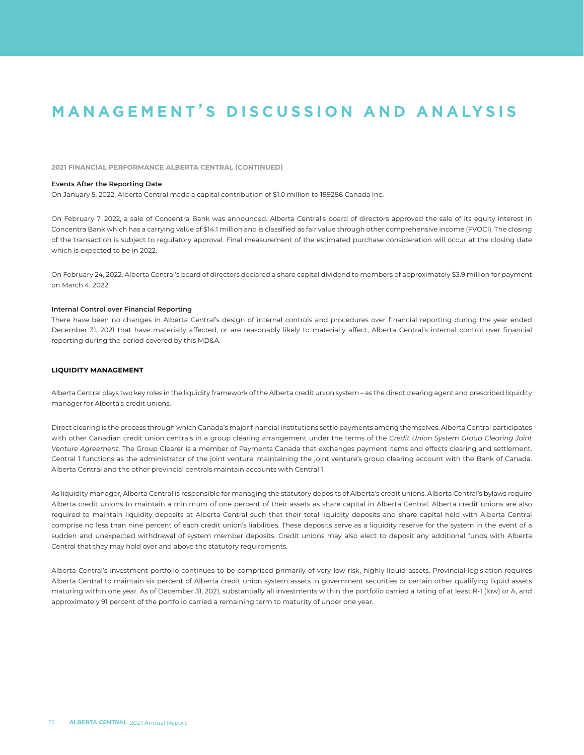# MANAGEMENT'S DISCUSSION AND ANALYSIS

**2021 FINANCIAL PERFORMANCE ALBERTA CENTRAL (CONTINUED)**

**Events After the Reporting Date**

On January 5, 2022, Alberta Central made a capital contribution of $1.0 million to 189286 Canada Inc.

On February 7, 2022, a sale of Concentra Bank was announced. Alberta Central's board of directors approved the sale of its equity interest in Concentra Bank which has a carrying value of $14.1 million and is classified as fair value through other comprehensive income (FVOCI). The closing of the transaction is subject to regulatory approval. Final measurement of the estimated purchase consideration will occur at the closing date which is expected to be in 2022.

On February 24, 2022, Alberta Central's board of directors declared a share capital dividend to members of approximately $3.9 million for payment on March 4, 2022.

**Internal Control over Financial Reporting**

There have been no changes in Alberta Central's design of internal controls and procedures over financial reporting during the year ended December 31, 2021 that have materially affected, or are reasonably likely to materially affect, Alberta Central's internal control over financial reporting during the period covered by this MD&A.

## LIQUIDITY MANAGEMENT

Alberta Central plays two key roles in the liquidity framework of the Alberta credit union system – as the direct clearing agent and prescribed liquidity manager for Alberta's credit unions.

Direct clearing is the process through which Canada's major financial institutions settle payments among themselves. Alberta Central participates with other Canadian credit union centrals in a group clearing arrangement under the terms of the *Credit Union System Group Clearing Joint Venture Agreement*. The Group Clearer is a member of Payments Canada that exchanges payment items and effects clearing and settlement. Central 1 functions as the administrator of the joint venture, maintaining the joint venture's group clearing account with the Bank of Canada. Alberta Central and the other provincial centrals maintain accounts with Central 1.

As liquidity manager, Alberta Central is responsible for managing the statutory deposits of Alberta's credit unions. Alberta Central's bylaws require Alberta credit unions to maintain a minimum of one percent of their assets as share capital in Alberta Central. Alberta credit unions are also required to maintain liquidity deposits at Alberta Central such that their total liquidity deposits and share capital held with Alberta Central comprise no less than nine percent of each credit union's liabilities. These deposits serve as a liquidity reserve for the system in the event of a sudden and unexpected withdrawal of system member deposits. Credit unions may also elect to deposit any additional funds with Alberta Central that they may hold over and above the statutory requirements.

Alberta Central's investment portfolio continues to be comprised primarily of very low risk, highly liquid assets. Provincial legislation requires Alberta Central to maintain six percent of Alberta credit union system assets in government securities or certain other qualifying liquid assets maturing within one year. As of December 31, 2021, substantially all investments within the portfolio carried a rating of at least R-1 (low) or A, and approximately 91 percent of the portfolio carried a remaining term to maturity of under one year.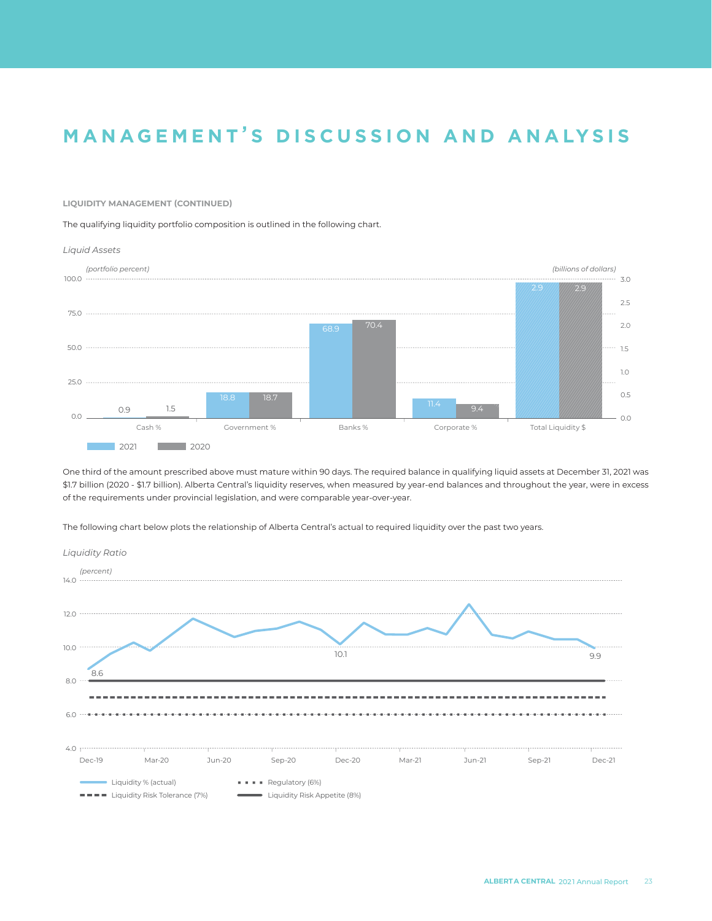# MANAGEMENT'S DISCUSSION AND ANALYSIS

**LIQUIDITY MANAGEMENT (CONTINUED)**

The qualifying liquidity portfolio composition is outlined in the following chart.

*Liquid Assets*

| | 2021 | 2020 |
|---|---|---|
| Cash % | 0.9 | 1.5 |
| Government % | 18.8 | 18.7 |
| Banks % | 68.9 | 70.4 |
| Corporate % | 11.4 | 9.4 |
| Total Liquidity $ (billions of dollars) | 2.9 | 2.9 |

One third of the amount prescribed above must mature within 90 days. The required balance in qualifying liquid assets at December 31, 2021 was $1.7 billion (2020 - $1.7 billion). Alberta Central's liquidity reserves, when measured by year-end balances and throughout the year, were in excess of the requirements under provincial legislation, and were comparable year-over-year.

The following chart below plots the relationship of Alberta Central's actual to required liquidity over the past two years.

*Liquidity Ratio*

(percent)

- Liquidity % (actual): 8.6 (Dec-19), 10.1 (Dec-20), 9.9 (Dec-21)
- Regulatory (6%)
- Liquidity Risk Tolerance (7%)
- Liquidity Risk Appetite (8%)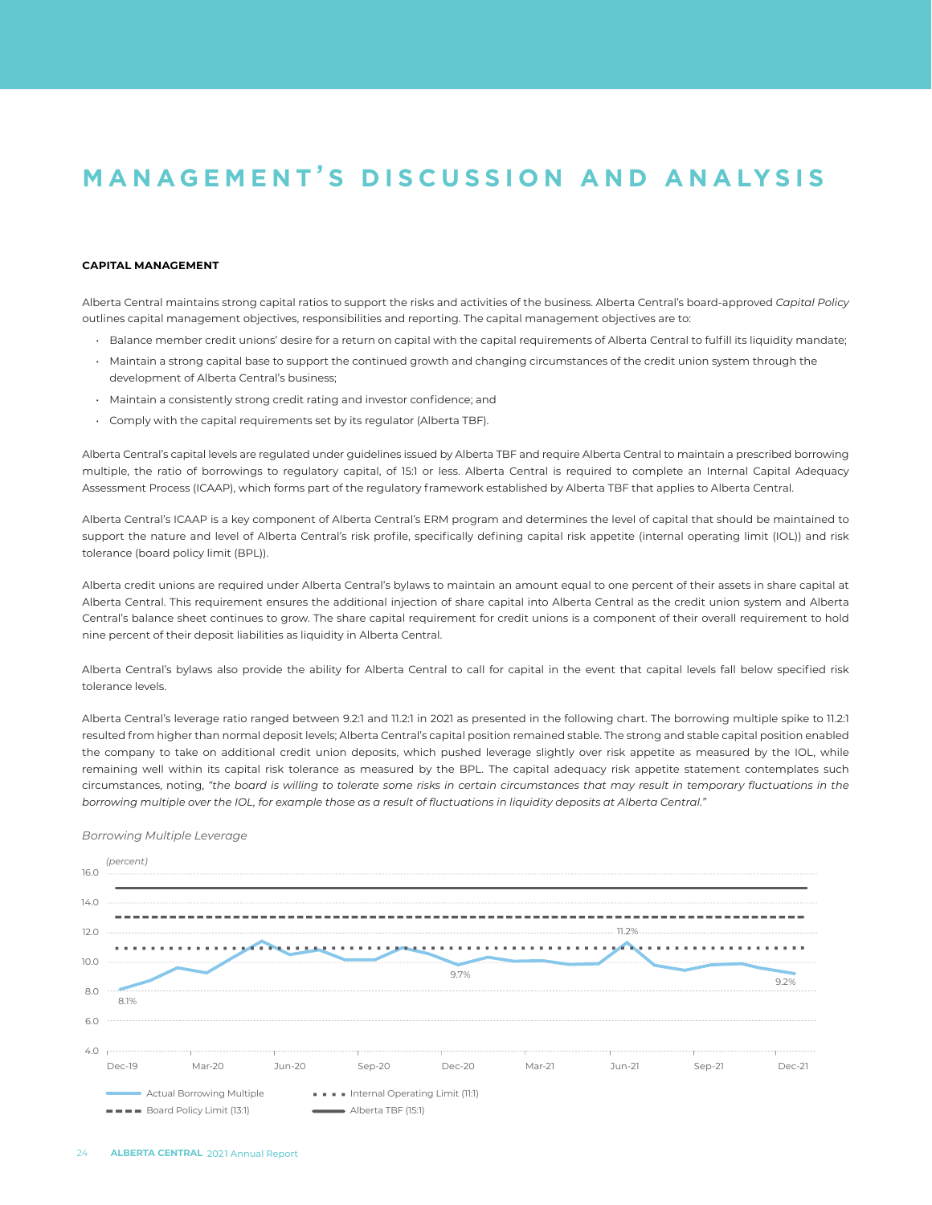# MANAGEMENT'S DISCUSSION AND ANALYSIS

**CAPITAL MANAGEMENT**

Alberta Central maintains strong capital ratios to support the risks and activities of the business. Alberta Central's board-approved *Capital Policy* outlines capital management objectives, responsibilities and reporting. The capital management objectives are to:

- Balance member credit unions' desire for a return on capital with the capital requirements of Alberta Central to fulfill its liquidity mandate;
- Maintain a strong capital base to support the continued growth and changing circumstances of the credit union system through the development of Alberta Central's business;
- Maintain a consistently strong credit rating and investor confidence; and
- Comply with the capital requirements set by its regulator (Alberta TBF).

Alberta Central's capital levels are regulated under guidelines issued by Alberta TBF and require Alberta Central to maintain a prescribed borrowing multiple, the ratio of borrowings to regulatory capital, of 15:1 or less. Alberta Central is required to complete an Internal Capital Adequacy Assessment Process (ICAAP), which forms part of the regulatory framework established by Alberta TBF that applies to Alberta Central.

Alberta Central's ICAAP is a key component of Alberta Central's ERM program and determines the level of capital that should be maintained to support the nature and level of Alberta Central's risk profile, specifically defining capital risk appetite (internal operating limit (IOL)) and risk tolerance (board policy limit (BPL)).

Alberta credit unions are required under Alberta Central's bylaws to maintain an amount equal to one percent of their assets in share capital at Alberta Central. This requirement ensures the additional injection of share capital into Alberta Central as the credit union system and Alberta Central's balance sheet continues to grow. The share capital requirement for credit unions is a component of their overall requirement to hold nine percent of their deposit liabilities as liquidity in Alberta Central.

Alberta Central's bylaws also provide the ability for Alberta Central to call for capital in the event that capital levels fall below specified risk tolerance levels.

Alberta Central's leverage ratio ranged between 9.2:1 and 11.2:1 in 2021 as presented in the following chart. The borrowing multiple spike to 11.2:1 resulted from higher than normal deposit levels; Alberta Central's capital position remained stable. The strong and stable capital position enabled the company to take on additional credit union deposits, which pushed leverage slightly over risk appetite as measured by the IOL, while remaining well within its capital risk tolerance as measured by the BPL. The capital adequacy risk appetite statement contemplates such circumstances, noting, *"the board is willing to tolerate some risks in certain circumstances that may result in temporary fluctuations in the borrowing multiple over the IOL, for example those as a result of fluctuations in liquidity deposits at Alberta Central."*

*Borrowing Multiple Leverage*

*(percent)*

Chart: Actual Borrowing Multiple from Dec-19 to Dec-21 (8.1% at Dec-19, 9.7% at Dec-20, 11.2% at Jun-21, 9.2% at Dec-21), with Internal Operating Limit (11:1), Board Policy Limit (13:1) and Alberta TBF (15:1).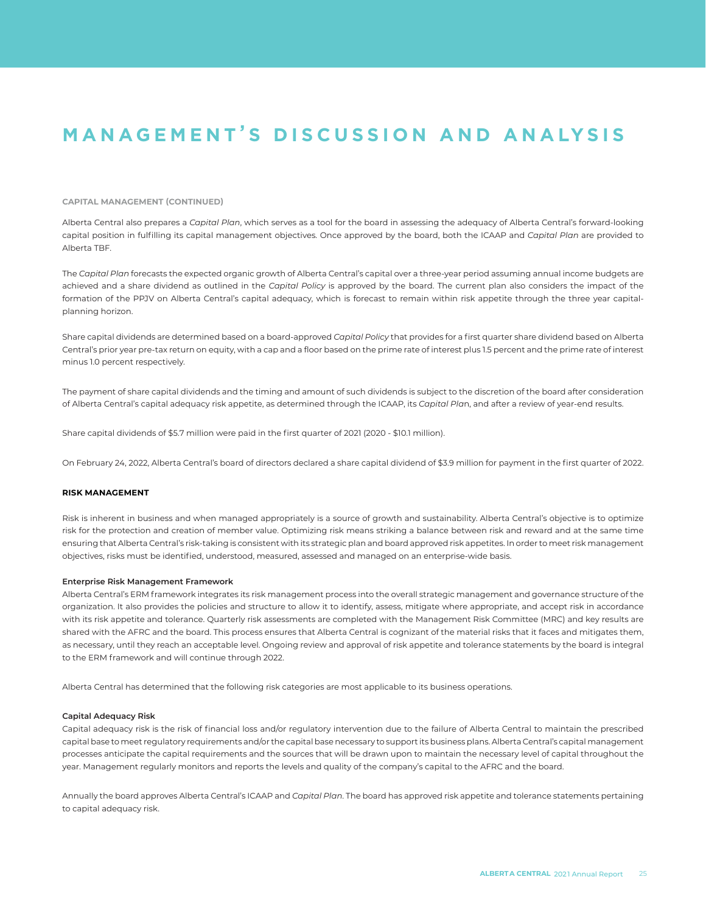# MANAGEMENT'S DISCUSSION AND ANALYSIS

**CAPITAL MANAGEMENT (CONTINUED)**

Alberta Central also prepares a *Capital Plan*, which serves as a tool for the board in assessing the adequacy of Alberta Central's forward-looking capital position in fulfilling its capital management objectives. Once approved by the board, both the ICAAP and *Capital Plan* are provided to Alberta TBF.

The *Capital Plan* forecasts the expected organic growth of Alberta Central's capital over a three-year period assuming annual income budgets are achieved and a share dividend as outlined in the *Capital Policy* is approved by the board. The current plan also considers the impact of the formation of the PPJV on Alberta Central's capital adequacy, which is forecast to remain within risk appetite through the three year capital-planning horizon.

Share capital dividends are determined based on a board-approved *Capital Policy* that provides for a first quarter share dividend based on Alberta Central's prior year pre-tax return on equity, with a cap and a floor based on the prime rate of interest plus 1.5 percent and the prime rate of interest minus 1.0 percent respectively.

The payment of share capital dividends and the timing and amount of such dividends is subject to the discretion of the board after consideration of Alberta Central's capital adequacy risk appetite, as determined through the ICAAP, its *Capital Plan*, and after a review of year-end results.

Share capital dividends of $5.7 million were paid in the first quarter of 2021 (2020 - $10.1 million).

On February 24, 2022, Alberta Central's board of directors declared a share capital dividend of $3.9 million for payment in the first quarter of 2022.

**RISK MANAGEMENT**

Risk is inherent in business and when managed appropriately is a source of growth and sustainability. Alberta Central's objective is to optimize risk for the protection and creation of member value. Optimizing risk means striking a balance between risk and reward and at the same time ensuring that Alberta Central's risk-taking is consistent with its strategic plan and board approved risk appetites. In order to meet risk management objectives, risks must be identified, understood, measured, assessed and managed on an enterprise-wide basis.

**Enterprise Risk Management Framework**

Alberta Central's ERM framework integrates its risk management process into the overall strategic management and governance structure of the organization. It also provides the policies and structure to allow it to identify, assess, mitigate where appropriate, and accept risk in accordance with its risk appetite and tolerance. Quarterly risk assessments are completed with the Management Risk Committee (MRC) and key results are shared with the AFRC and the board. This process ensures that Alberta Central is cognizant of the material risks that it faces and mitigates them, as necessary, until they reach an acceptable level. Ongoing review and approval of risk appetite and tolerance statements by the board is integral to the ERM framework and will continue through 2022.

Alberta Central has determined that the following risk categories are most applicable to its business operations.

**Capital Adequacy Risk**

Capital adequacy risk is the risk of financial loss and/or regulatory intervention due to the failure of Alberta Central to maintain the prescribed capital base to meet regulatory requirements and/or the capital base necessary to support its business plans. Alberta Central's capital management processes anticipate the capital requirements and the sources that will be drawn upon to maintain the necessary level of capital throughout the year. Management regularly monitors and reports the levels and quality of the company's capital to the AFRC and the board.

Annually the board approves Alberta Central's ICAAP and *Capital Plan*. The board has approved risk appetite and tolerance statements pertaining to capital adequacy risk.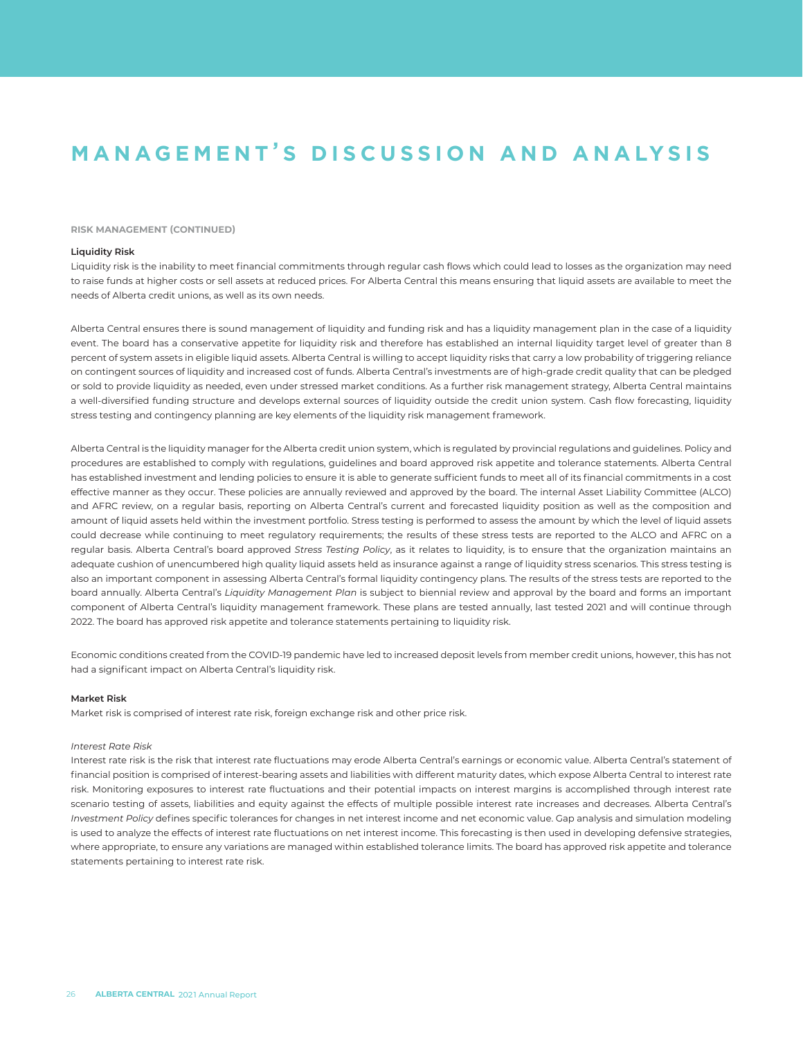# MANAGEMENT'S DISCUSSION AND ANALYSIS

**RISK MANAGEMENT (CONTINUED)**

**Liquidity Risk**

Liquidity risk is the inability to meet financial commitments through regular cash flows which could lead to losses as the organization may need to raise funds at higher costs or sell assets at reduced prices. For Alberta Central this means ensuring that liquid assets are available to meet the needs of Alberta credit unions, as well as its own needs.

Alberta Central ensures there is sound management of liquidity and funding risk and has a liquidity management plan in the case of a liquidity event. The board has a conservative appetite for liquidity risk and therefore has established an internal liquidity target level of greater than 8 percent of system assets in eligible liquid assets. Alberta Central is willing to accept liquidity risks that carry a low probability of triggering reliance on contingent sources of liquidity and increased cost of funds. Alberta Central's investments are of high-grade credit quality that can be pledged or sold to provide liquidity as needed, even under stressed market conditions. As a further risk management strategy, Alberta Central maintains a well-diversified funding structure and develops external sources of liquidity outside the credit union system. Cash flow forecasting, liquidity stress testing and contingency planning are key elements of the liquidity risk management framework.

Alberta Central is the liquidity manager for the Alberta credit union system, which is regulated by provincial regulations and guidelines. Policy and procedures are established to comply with regulations, guidelines and board approved risk appetite and tolerance statements. Alberta Central has established investment and lending policies to ensure it is able to generate sufficient funds to meet all of its financial commitments in a cost effective manner as they occur. These policies are annually reviewed and approved by the board. The internal Asset Liability Committee (ALCO) and AFRC review, on a regular basis, reporting on Alberta Central's current and forecasted liquidity position as well as the composition and amount of liquid assets held within the investment portfolio. Stress testing is performed to assess the amount by which the level of liquid assets could decrease while continuing to meet regulatory requirements; the results of these stress tests are reported to the ALCO and AFRC on a regular basis. Alberta Central's board approved *Stress Testing Policy*, as it relates to liquidity, is to ensure that the organization maintains an adequate cushion of unencumbered high quality liquid assets held as insurance against a range of liquidity stress scenarios. This stress testing is also an important component in assessing Alberta Central's formal liquidity contingency plans. The results of the stress tests are reported to the board annually. Alberta Central's *Liquidity Management Plan* is subject to biennial review and approval by the board and forms an important component of Alberta Central's liquidity management framework. These plans are tested annually, last tested 2021 and will continue through 2022. The board has approved risk appetite and tolerance statements pertaining to liquidity risk.

Economic conditions created from the COVID-19 pandemic have led to increased deposit levels from member credit unions, however, this has not had a significant impact on Alberta Central's liquidity risk.

**Market Risk**

Market risk is comprised of interest rate risk, foreign exchange risk and other price risk.

*Interest Rate Risk*

Interest rate risk is the risk that interest rate fluctuations may erode Alberta Central's earnings or economic value. Alberta Central's statement of financial position is comprised of interest-bearing assets and liabilities with different maturity dates, which expose Alberta Central to interest rate risk. Monitoring exposures to interest rate fluctuations and their potential impacts on interest margins is accomplished through interest rate scenario testing of assets, liabilities and equity against the effects of multiple possible interest rate increases and decreases. Alberta Central's *Investment Policy* defines specific tolerances for changes in net interest income and net economic value. Gap analysis and simulation modeling is used to analyze the effects of interest rate fluctuations on net interest income. This forecasting is then used in developing defensive strategies, where appropriate, to ensure any variations are managed within established tolerance limits. The board has approved risk appetite and tolerance statements pertaining to interest rate risk.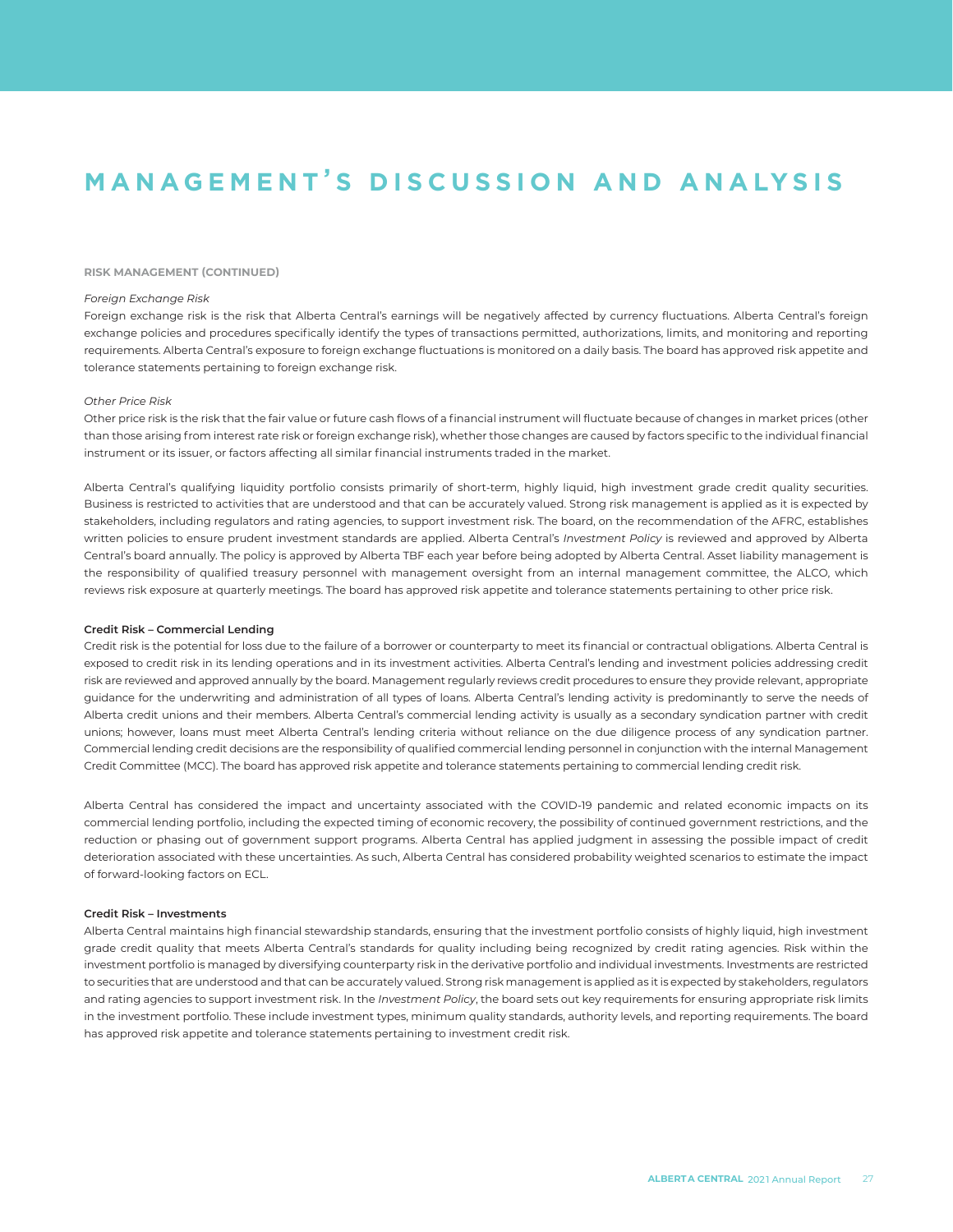# MANAGEMENT'S DISCUSSION AND ANALYSIS

**RISK MANAGEMENT (CONTINUED)**

*Foreign Exchange Risk*

Foreign exchange risk is the risk that Alberta Central's earnings will be negatively affected by currency fluctuations. Alberta Central's foreign exchange policies and procedures specifically identify the types of transactions permitted, authorizations, limits, and monitoring and reporting requirements. Alberta Central's exposure to foreign exchange fluctuations is monitored on a daily basis. The board has approved risk appetite and tolerance statements pertaining to foreign exchange risk.

*Other Price Risk*

Other price risk is the risk that the fair value or future cash flows of a financial instrument will fluctuate because of changes in market prices (other than those arising from interest rate risk or foreign exchange risk), whether those changes are caused by factors specific to the individual financial instrument or its issuer, or factors affecting all similar financial instruments traded in the market.

Alberta Central's qualifying liquidity portfolio consists primarily of short-term, highly liquid, high investment grade credit quality securities. Business is restricted to activities that are understood and that can be accurately valued. Strong risk management is applied as it is expected by stakeholders, including regulators and rating agencies, to support investment risk. The board, on the recommendation of the AFRC, establishes written policies to ensure prudent investment standards are applied. Alberta Central's *Investment Policy* is reviewed and approved by Alberta Central's board annually. The policy is approved by Alberta TBF each year before being adopted by Alberta Central. Asset liability management is the responsibility of qualified treasury personnel with management oversight from an internal management committee, the ALCO, which reviews risk exposure at quarterly meetings. The board has approved risk appetite and tolerance statements pertaining to other price risk.

**Credit Risk – Commercial Lending**

Credit risk is the potential for loss due to the failure of a borrower or counterparty to meet its financial or contractual obligations. Alberta Central is exposed to credit risk in its lending operations and in its investment activities. Alberta Central's lending and investment policies addressing credit risk are reviewed and approved annually by the board. Management regularly reviews credit procedures to ensure they provide relevant, appropriate guidance for the underwriting and administration of all types of loans. Alberta Central's lending activity is predominantly to serve the needs of Alberta credit unions and their members. Alberta Central's commercial lending activity is usually as a secondary syndication partner with credit unions; however, loans must meet Alberta Central's lending criteria without reliance on the due diligence process of any syndication partner. Commercial lending credit decisions are the responsibility of qualified commercial lending personnel in conjunction with the internal Management Credit Committee (MCC). The board has approved risk appetite and tolerance statements pertaining to commercial lending credit risk.

Alberta Central has considered the impact and uncertainty associated with the COVID-19 pandemic and related economic impacts on its commercial lending portfolio, including the expected timing of economic recovery, the possibility of continued government restrictions, and the reduction or phasing out of government support programs. Alberta Central has applied judgment in assessing the possible impact of credit deterioration associated with these uncertainties. As such, Alberta Central has considered probability weighted scenarios to estimate the impact of forward-looking factors on ECL.

**Credit Risk – Investments**

Alberta Central maintains high financial stewardship standards, ensuring that the investment portfolio consists of highly liquid, high investment grade credit quality that meets Alberta Central's standards for quality including being recognized by credit rating agencies. Risk within the investment portfolio is managed by diversifying counterparty risk in the derivative portfolio and individual investments. Investments are restricted to securities that are understood and that can be accurately valued. Strong risk management is applied as it is expected by stakeholders, regulators and rating agencies to support investment risk. In the *Investment Policy*, the board sets out key requirements for ensuring appropriate risk limits in the investment portfolio. These include investment types, minimum quality standards, authority levels, and reporting requirements. The board has approved risk appetite and tolerance statements pertaining to investment credit risk.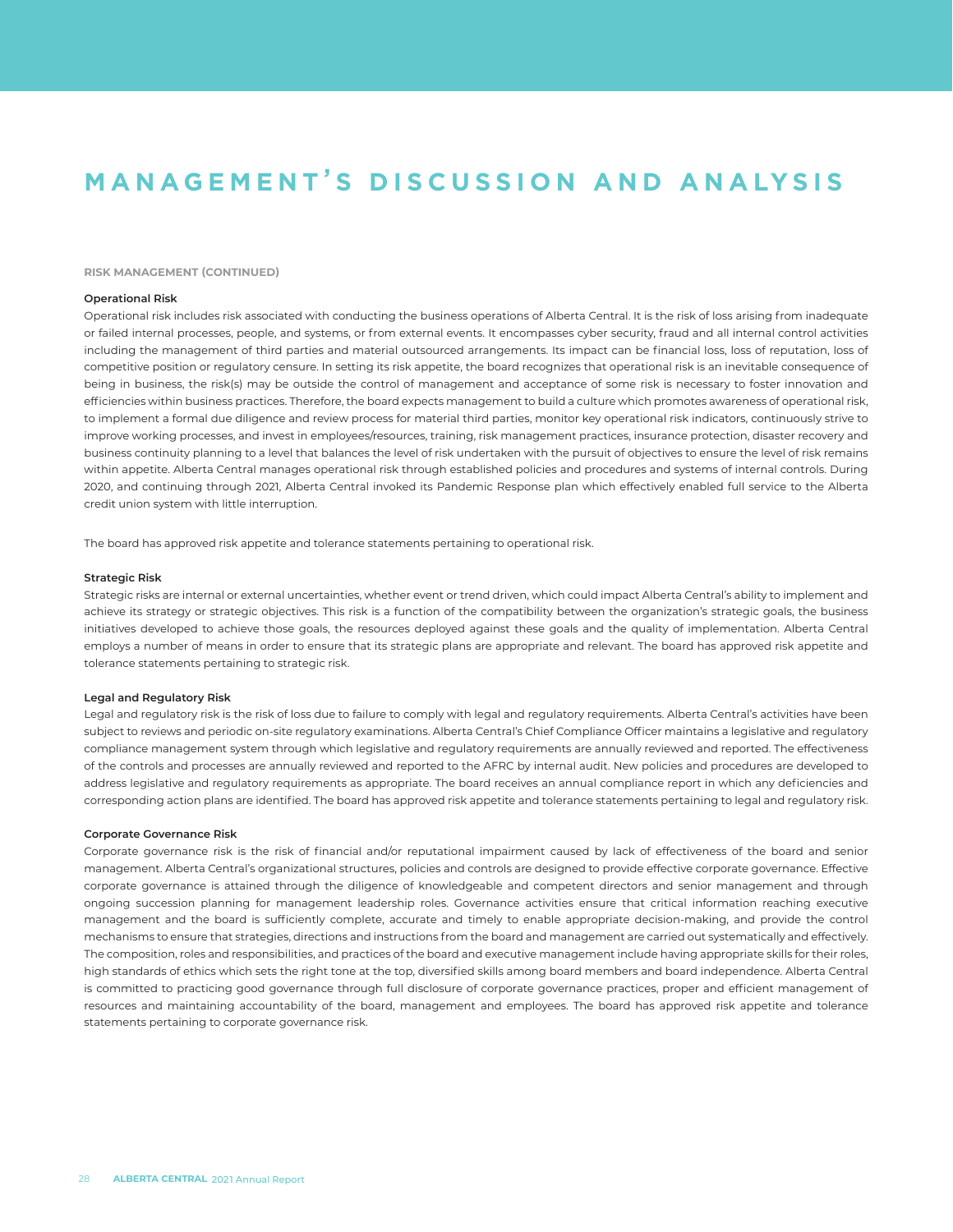# MANAGEMENT'S DISCUSSION AND ANALYSIS

**RISK MANAGEMENT (CONTINUED)**

### Operational Risk

Operational risk includes risk associated with conducting the business operations of Alberta Central. It is the risk of loss arising from inadequate or failed internal processes, people, and systems, or from external events. It encompasses cyber security, fraud and all internal control activities including the management of third parties and material outsourced arrangements. Its impact can be financial loss, loss of reputation, loss of competitive position or regulatory censure. In setting its risk appetite, the board recognizes that operational risk is an inevitable consequence of being in business, the risk(s) may be outside the control of management and acceptance of some risk is necessary to foster innovation and efficiencies within business practices. Therefore, the board expects management to build a culture which promotes awareness of operational risk, to implement a formal due diligence and review process for material third parties, monitor key operational risk indicators, continuously strive to improve working processes, and invest in employees/resources, training, risk management practices, insurance protection, disaster recovery and business continuity planning to a level that balances the level of risk undertaken with the pursuit of objectives to ensure the level of risk remains within appetite. Alberta Central manages operational risk through established policies and procedures and systems of internal controls. During 2020, and continuing through 2021, Alberta Central invoked its Pandemic Response plan which effectively enabled full service to the Alberta credit union system with little interruption.

The board has approved risk appetite and tolerance statements pertaining to operational risk.

### Strategic Risk

Strategic risks are internal or external uncertainties, whether event or trend driven, which could impact Alberta Central's ability to implement and achieve its strategy or strategic objectives. This risk is a function of the compatibility between the organization's strategic goals, the business initiatives developed to achieve those goals, the resources deployed against these goals and the quality of implementation. Alberta Central employs a number of means in order to ensure that its strategic plans are appropriate and relevant. The board has approved risk appetite and tolerance statements pertaining to strategic risk.

### Legal and Regulatory Risk

Legal and regulatory risk is the risk of loss due to failure to comply with legal and regulatory requirements. Alberta Central's activities have been subject to reviews and periodic on-site regulatory examinations. Alberta Central's Chief Compliance Officer maintains a legislative and regulatory compliance management system through which legislative and regulatory requirements are annually reviewed and reported. The effectiveness of the controls and processes are annually reviewed and reported to the AFRC by internal audit. New policies and procedures are developed to address legislative and regulatory requirements as appropriate. The board receives an annual compliance report in which any deficiencies and corresponding action plans are identified. The board has approved risk appetite and tolerance statements pertaining to legal and regulatory risk.

### Corporate Governance Risk

Corporate governance risk is the risk of financial and/or reputational impairment caused by lack of effectiveness of the board and senior management. Alberta Central's organizational structures, policies and controls are designed to provide effective corporate governance. Effective corporate governance is attained through the diligence of knowledgeable and competent directors and senior management and through ongoing succession planning for management leadership roles. Governance activities ensure that critical information reaching executive management and the board is sufficiently complete, accurate and timely to enable appropriate decision-making, and provide the control mechanisms to ensure that strategies, directions and instructions from the board and management are carried out systematically and effectively. The composition, roles and responsibilities, and practices of the board and executive management include having appropriate skills for their roles, high standards of ethics which sets the right tone at the top, diversified skills among board members and board independence. Alberta Central is committed to practicing good governance through full disclosure of corporate governance practices, proper and efficient management of resources and maintaining accountability of the board, management and employees. The board has approved risk appetite and tolerance statements pertaining to corporate governance risk.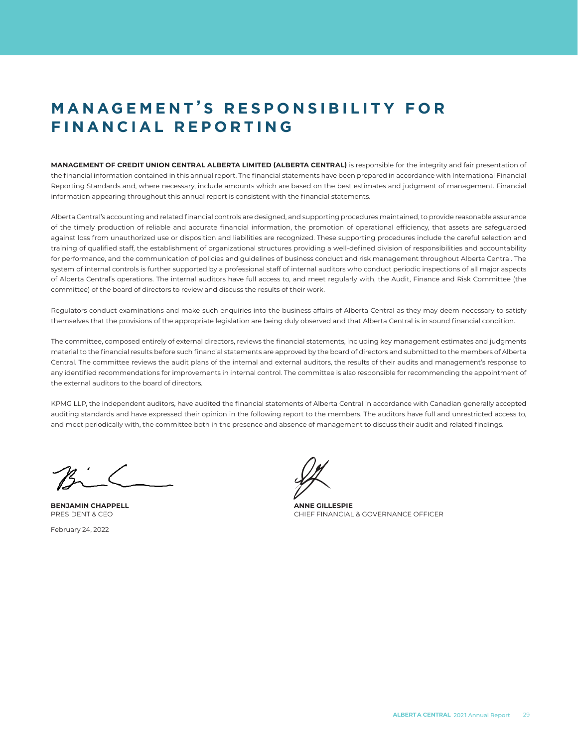# MANAGEMENT'S RESPONSIBILITY FOR FINANCIAL REPORTING

**MANAGEMENT OF CREDIT UNION CENTRAL ALBERTA LIMITED (ALBERTA CENTRAL)** is responsible for the integrity and fair presentation of the financial information contained in this annual report. The financial statements have been prepared in accordance with International Financial Reporting Standards and, where necessary, include amounts which are based on the best estimates and judgment of management. Financial information appearing throughout this annual report is consistent with the financial statements.

Alberta Central's accounting and related financial controls are designed, and supporting procedures maintained, to provide reasonable assurance of the timely production of reliable and accurate financial information, the promotion of operational efficiency, that assets are safeguarded against loss from unauthorized use or disposition and liabilities are recognized. These supporting procedures include the careful selection and training of qualified staff, the establishment of organizational structures providing a well-defined division of responsibilities and accountability for performance, and the communication of policies and guidelines of business conduct and risk management throughout Alberta Central. The system of internal controls is further supported by a professional staff of internal auditors who conduct periodic inspections of all major aspects of Alberta Central's operations. The internal auditors have full access to, and meet regularly with, the Audit, Finance and Risk Committee (the committee) of the board of directors to review and discuss the results of their work.

Regulators conduct examinations and make such enquiries into the business affairs of Alberta Central as they may deem necessary to satisfy themselves that the provisions of the appropriate legislation are being duly observed and that Alberta Central is in sound financial condition.

The committee, composed entirely of external directors, reviews the financial statements, including key management estimates and judgments material to the financial results before such financial statements are approved by the board of directors and submitted to the members of Alberta Central. The committee reviews the audit plans of the internal and external auditors, the results of their audits and management's response to any identified recommendations for improvements in internal control. The committee is also responsible for recommending the appointment of the external auditors to the board of directors.

KPMG LLP, the independent auditors, have audited the financial statements of Alberta Central in accordance with Canadian generally accepted auditing standards and have expressed their opinion in the following report to the members. The auditors have full and unrestricted access to, and meet periodically with, the committee both in the presence and absence of management to discuss their audit and related findings.

**BENJAMIN CHAPPELL**
PRESIDENT & CEO

**ANNE GILLESPIE**
CHIEF FINANCIAL & GOVERNANCE OFFICER

February 24, 2022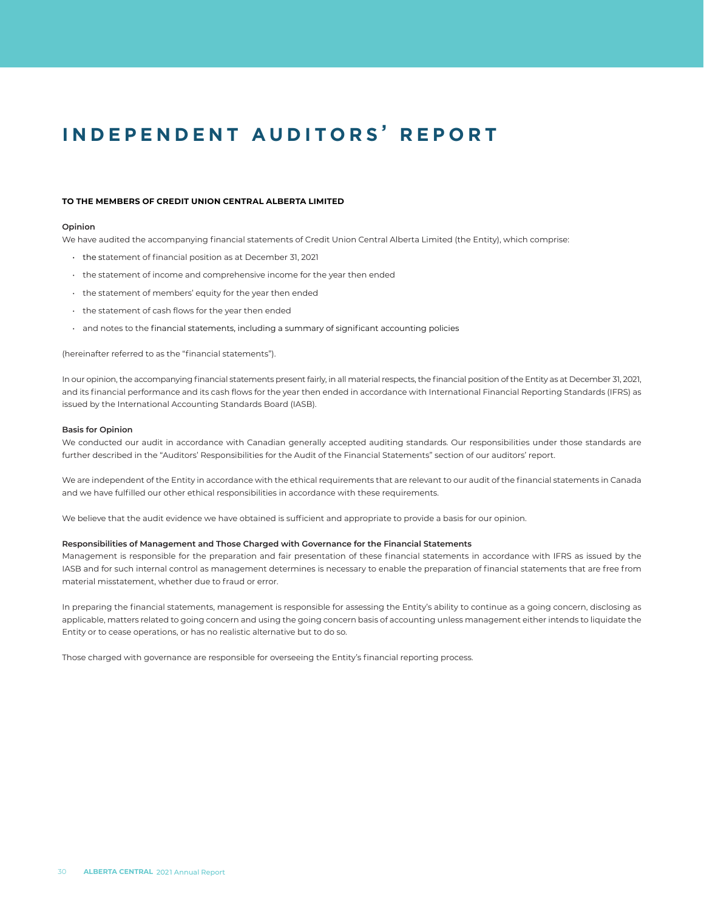# INDEPENDENT AUDITORS' REPORT

**TO THE MEMBERS OF CREDIT UNION CENTRAL ALBERTA LIMITED**

**Opinion**

We have audited the accompanying financial statements of Credit Union Central Alberta Limited (the Entity), which comprise:

- the statement of financial position as at December 31, 2021
- the statement of income and comprehensive income for the year then ended
- the statement of members' equity for the year then ended
- the statement of cash flows for the year then ended
- and notes to the financial statements, including a summary of significant accounting policies

(hereinafter referred to as the "financial statements").

In our opinion, the accompanying financial statements present fairly, in all material respects, the financial position of the Entity as at December 31, 2021, and its financial performance and its cash flows for the year then ended in accordance with International Financial Reporting Standards (IFRS) as issued by the International Accounting Standards Board (IASB).

**Basis for Opinion**

We conducted our audit in accordance with Canadian generally accepted auditing standards. Our responsibilities under those standards are further described in the "Auditors' Responsibilities for the Audit of the Financial Statements" section of our auditors' report.

We are independent of the Entity in accordance with the ethical requirements that are relevant to our audit of the financial statements in Canada and we have fulfilled our other ethical responsibilities in accordance with these requirements.

We believe that the audit evidence we have obtained is sufficient and appropriate to provide a basis for our opinion.

**Responsibilities of Management and Those Charged with Governance for the Financial Statements**

Management is responsible for the preparation and fair presentation of these financial statements in accordance with IFRS as issued by the IASB and for such internal control as management determines is necessary to enable the preparation of financial statements that are free from material misstatement, whether due to fraud or error.

In preparing the financial statements, management is responsible for assessing the Entity's ability to continue as a going concern, disclosing as applicable, matters related to going concern and using the going concern basis of accounting unless management either intends to liquidate the Entity or to cease operations, or has no realistic alternative but to do so.

Those charged with governance are responsible for overseeing the Entity's financial reporting process.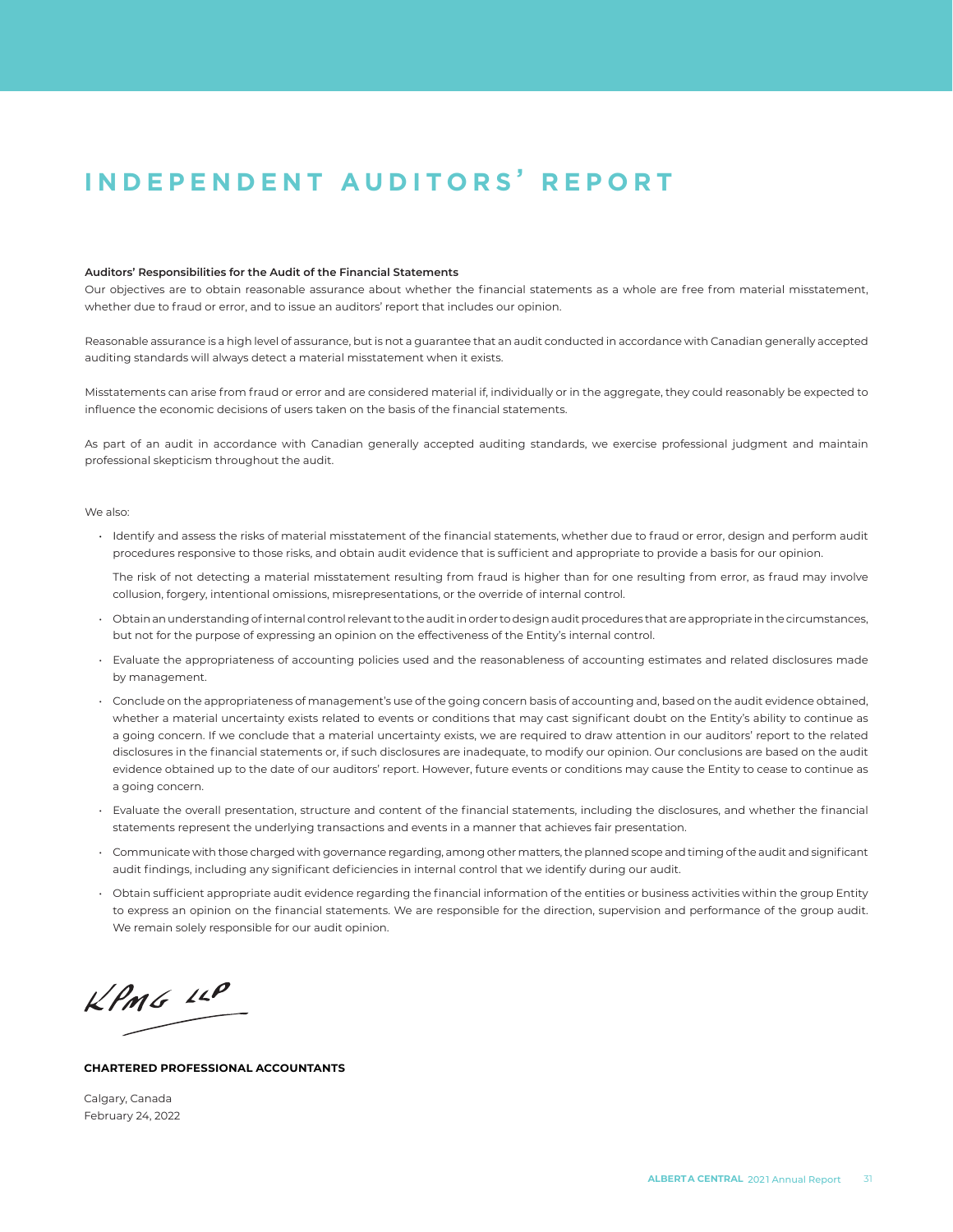# INDEPENDENT AUDITORS' REPORT

**Auditors' Responsibilities for the Audit of the Financial Statements**

Our objectives are to obtain reasonable assurance about whether the financial statements as a whole are free from material misstatement, whether due to fraud or error, and to issue an auditors' report that includes our opinion.

Reasonable assurance is a high level of assurance, but is not a guarantee that an audit conducted in accordance with Canadian generally accepted auditing standards will always detect a material misstatement when it exists.

Misstatements can arise from fraud or error and are considered material if, individually or in the aggregate, they could reasonably be expected to influence the economic decisions of users taken on the basis of the financial statements.

As part of an audit in accordance with Canadian generally accepted auditing standards, we exercise professional judgment and maintain professional skepticism throughout the audit.

We also:

- Identify and assess the risks of material misstatement of the financial statements, whether due to fraud or error, design and perform audit procedures responsive to those risks, and obtain audit evidence that is sufficient and appropriate to provide a basis for our opinion.

  The risk of not detecting a material misstatement resulting from fraud is higher than for one resulting from error, as fraud may involve collusion, forgery, intentional omissions, misrepresentations, or the override of internal control.

- Obtain an understanding of internal control relevant to the audit in order to design audit procedures that are appropriate in the circumstances, but not for the purpose of expressing an opinion on the effectiveness of the Entity's internal control.

- Evaluate the appropriateness of accounting policies used and the reasonableness of accounting estimates and related disclosures made by management.

- Conclude on the appropriateness of management's use of the going concern basis of accounting and, based on the audit evidence obtained, whether a material uncertainty exists related to events or conditions that may cast significant doubt on the Entity's ability to continue as a going concern. If we conclude that a material uncertainty exists, we are required to draw attention in our auditors' report to the related disclosures in the financial statements or, if such disclosures are inadequate, to modify our opinion. Our conclusions are based on the audit evidence obtained up to the date of our auditors' report. However, future events or conditions may cause the Entity to cease to continue as a going concern.

- Evaluate the overall presentation, structure and content of the financial statements, including the disclosures, and whether the financial statements represent the underlying transactions and events in a manner that achieves fair presentation.

- Communicate with those charged with governance regarding, among other matters, the planned scope and timing of the audit and significant audit findings, including any significant deficiencies in internal control that we identify during our audit.

- Obtain sufficient appropriate audit evidence regarding the financial information of the entities or business activities within the group Entity to express an opinion on the financial statements. We are responsible for the direction, supervision and performance of the group audit. We remain solely responsible for our audit opinion.

KPMG LLP

**CHARTERED PROFESSIONAL ACCOUNTANTS**

Calgary, Canada
February 24, 2022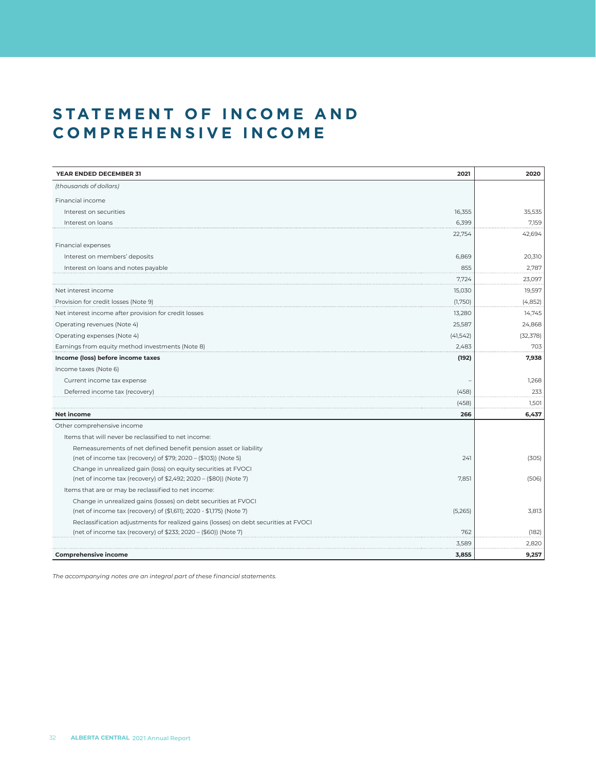# STATEMENT OF INCOME AND COMPREHENSIVE INCOME

| YEAR ENDED DECEMBER 31 | 2021 | 2020 |
|---|---|---|
| *(thousands of dollars)* | | |
| Financial income | | |
| Interest on securities | 16,355 | 35,535 |
| Interest on loans | 6,399 | 7,159 |
| | 22,754 | 42,694 |
| Financial expenses | | |
| Interest on members' deposits | 6,869 | 20,310 |
| Interest on loans and notes payable | 855 | 2,787 |
| | 7,724 | 23,097 |
| Net interest income | 15,030 | 19,597 |
| Provision for credit losses (Note 9) | (1,750) | (4,852) |
| Net interest income after provision for credit losses | 13,280 | 14,745 |
| Operating revenues (Note 4) | 25,587 | 24,868 |
| Operating expenses (Note 4) | (41,542) | (32,378) |
| Earnings from equity method investments (Note 8) | 2,483 | 703 |
| **Income (loss) before income taxes** | **(192)** | **7,938** |
| Income taxes (Note 6) | | |
| Current income tax expense | – | 1,268 |
| Deferred income tax (recovery) | (458) | 233 |
| | (458) | 1,501 |
| **Net income** | **266** | **6,437** |
| Other comprehensive income | | |
| Items that will never be reclassified to net income: | | |
| Remeasurements of net defined benefit pension asset or liability (net of income tax (recovery) of $79; 2020 – ($103)) (Note 5) | 241 | (305) |
| Change in unrealized gain (loss) on equity securities at FVOCI (net of income tax (recovery) of $2,492; 2020 – ($80)) (Note 7) | 7,851 | (506) |
| Items that are or may be reclassified to net income: | | |
| Change in unrealized gains (losses) on debt securities at FVOCI (net of income tax (recovery) of ($1,611); 2020 - $1,175) (Note 7) | (5,265) | 3,813 |
| Reclassification adjustments for realized gains (losses) on debt securities at FVOCI (net of income tax (recovery) of $233; 2020 – ($60)) (Note 7) | 762 | (182) |
| | 3,589 | 2,820 |
| **Comprehensive income** | **3,855** | **9,257** |

*The accompanying notes are an integral part of these financial statements.*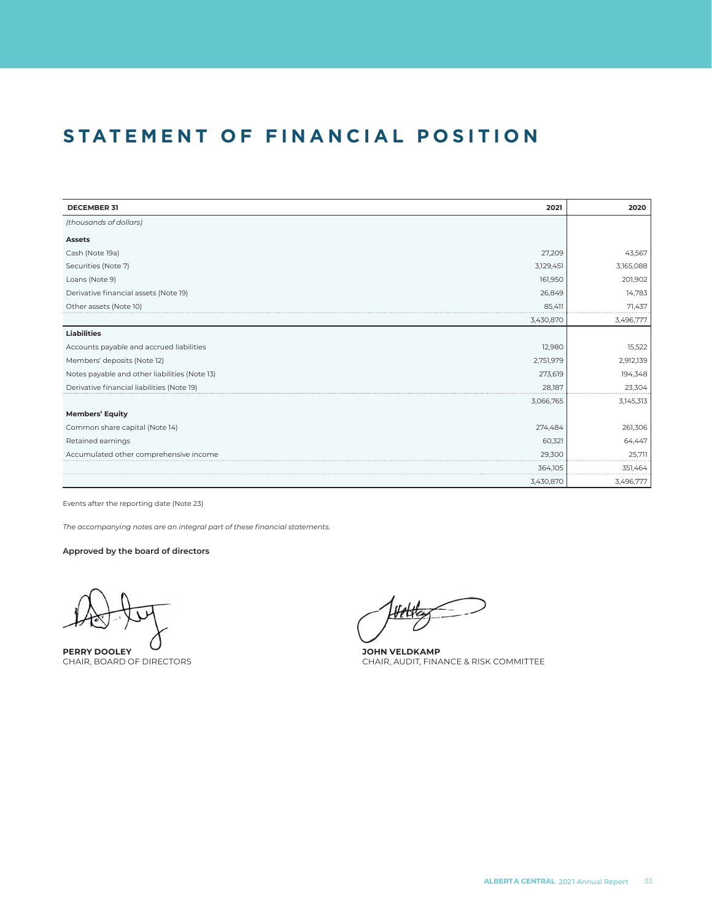# STATEMENT OF FINANCIAL POSITION

| DECEMBER 31 | 2021 | 2020 |
|---|---|---|
| *(thousands of dollars)* | | |
| **Assets** | | |
| Cash (Note 19a) | 27,209 | 43,567 |
| Securities (Note 7) | 3,129,451 | 3,165,088 |
| Loans (Note 9) | 161,950 | 201,902 |
| Derivative financial assets (Note 19) | 26,849 | 14,783 |
| Other assets (Note 10) | 85,411 | 71,437 |
| | 3,430,870 | 3,496,777 |
| **Liabilities** | | |
| Accounts payable and accrued liabilities | 12,980 | 15,522 |
| Members' deposits (Note 12) | 2,751,979 | 2,912,139 |
| Notes payable and other liabilities (Note 13) | 273,619 | 194,348 |
| Derivative financial liabilities (Note 19) | 28,187 | 23,304 |
| | 3,066,765 | 3,145,313 |
| **Members' Equity** | | |
| Common share capital (Note 14) | 274,484 | 261,306 |
| Retained earnings | 60,321 | 64,447 |
| Accumulated other comprehensive income | 29,300 | 25,711 |
| | 364,105 | 351,464 |
| | 3,430,870 | 3,496,777 |

Events after the reporting date (Note 23)

*The accompanying notes are an integral part of these financial statements.*

**Approved by the board of directors**

**PERRY DOOLEY**
CHAIR, BOARD OF DIRECTORS

**JOHN VELDKAMP**
CHAIR, AUDIT, FINANCE & RISK COMMITTEE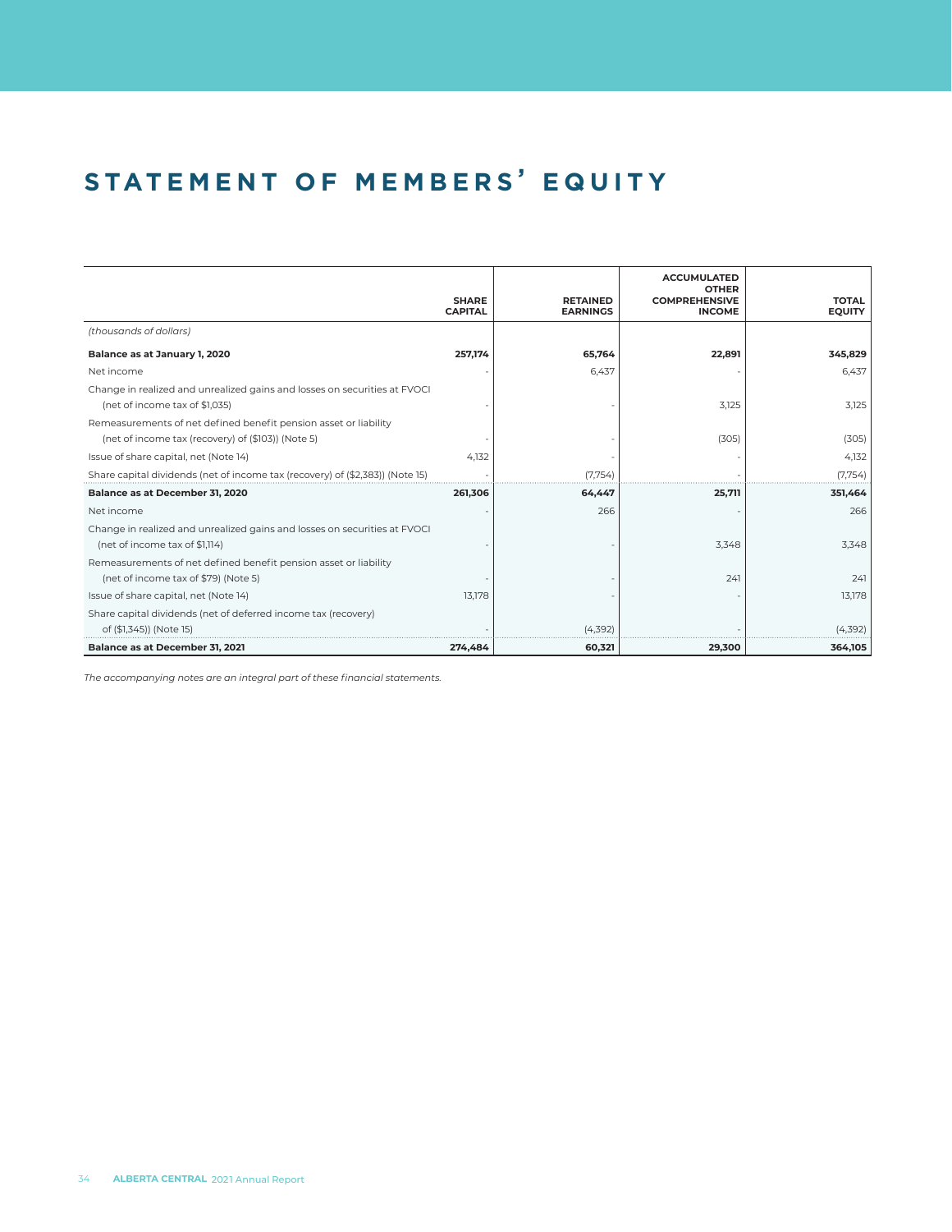# STATEMENT OF MEMBERS' EQUITY

| | SHARE CAPITAL | RETAINED EARNINGS | ACCUMULATED OTHER COMPREHENSIVE INCOME | TOTAL EQUITY |
|---|---|---|---|---|
| *(thousands of dollars)* | | | | |
| **Balance as at January 1, 2020** | **257,174** | **65,764** | **22,891** | **345,829** |
| Net income | - | 6,437 | - | 6,437 |
| Change in realized and unrealized gains and losses on securities at FVOCI (net of income tax of $1,035) | - | - | 3,125 | 3,125 |
| Remeasurements of net defined benefit pension asset or liability (net of income tax (recovery) of ($103)) (Note 5) | - | - | (305) | (305) |
| Issue of share capital, net (Note 14) | 4,132 | - | - | 4,132 |
| Share capital dividends (net of income tax (recovery) of ($2,383)) (Note 15) | - | (7,754) | - | (7,754) |
| **Balance as at December 31, 2020** | **261,306** | **64,447** | **25,711** | **351,464** |
| Net income | - | 266 | - | 266 |
| Change in realized and unrealized gains and losses on securities at FVOCI (net of income tax of $1,114) | - | - | 3,348 | 3,348 |
| Remeasurements of net defined benefit pension asset or liability (net of income tax of $79) (Note 5) | - | - | 241 | 241 |
| Issue of share capital, net (Note 14) | 13,178 | - | - | 13,178 |
| Share capital dividends (net of deferred income tax (recovery) of ($1,345)) (Note 15) | - | (4,392) | - | (4,392) |
| **Balance as at December 31, 2021** | **274,484** | **60,321** | **29,300** | **364,105** |

*The accompanying notes are an integral part of these financial statements.*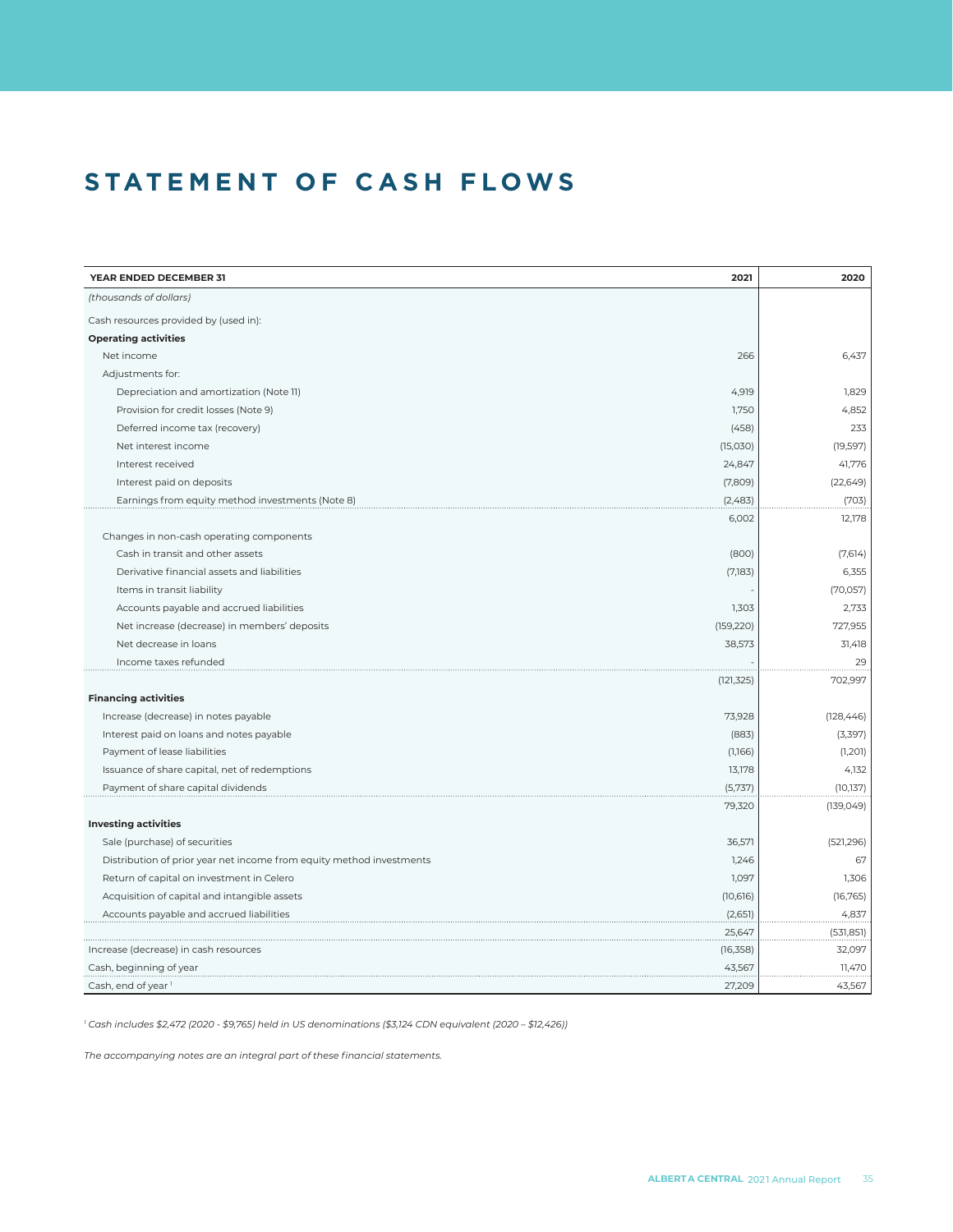# STATEMENT OF CASH FLOWS

| YEAR ENDED DECEMBER 31 | 2021 | 2020 |
|---|---|---|
| *(thousands of dollars)* | | |
| Cash resources provided by (used in): | | |
| **Operating activities** | | |
| Net income | 266 | 6,437 |
| Adjustments for: | | |
| Depreciation and amortization (Note 11) | 4,919 | 1,829 |
| Provision for credit losses (Note 9) | 1,750 | 4,852 |
| Deferred income tax (recovery) | (458) | 233 |
| Net interest income | (15,030) | (19,597) |
| Interest received | 24,847 | 41,776 |
| Interest paid on deposits | (7,809) | (22,649) |
| Earnings from equity method investments (Note 8) | (2,483) | (703) |
| | 6,002 | 12,178 |
| Changes in non-cash operating components | | |
| Cash in transit and other assets | (800) | (7,614) |
| Derivative financial assets and liabilities | (7,183) | 6,355 |
| Items in transit liability | - | (70,057) |
| Accounts payable and accrued liabilities | 1,303 | 2,733 |
| Net increase (decrease) in members' deposits | (159,220) | 727,955 |
| Net decrease in loans | 38,573 | 31,418 |
| Income taxes refunded | - | 29 |
| | (121,325) | 702,997 |
| **Financing activities** | | |
| Increase (decrease) in notes payable | 73,928 | (128,446) |
| Interest paid on loans and notes payable | (883) | (3,397) |
| Payment of lease liabilities | (1,166) | (1,201) |
| Issuance of share capital, net of redemptions | 13,178 | 4,132 |
| Payment of share capital dividends | (5,737) | (10,137) |
| | 79,320 | (139,049) |
| **Investing activities** | | |
| Sale (purchase) of securities | 36,571 | (521,296) |
| Distribution of prior year net income from equity method investments | 1,246 | 67 |
| Return of capital on investment in Celero | 1,097 | 1,306 |
| Acquisition of capital and intangible assets | (10,616) | (16,765) |
| Accounts payable and accrued liabilities | (2,651) | 4,837 |
| | 25,647 | (531,851) |
| Increase (decrease) in cash resources | (16,358) | 32,097 |
| Cash, beginning of year | 43,567 | 11,470 |
| Cash, end of year [1] | 27,209 | 43,567 |

*[1] Cash includes $2,472 (2020 - $9,765) held in US denominations ($3,124 CDN equivalent (2020 – $12,426))*

*The accompanying notes are an integral part of these financial statements.*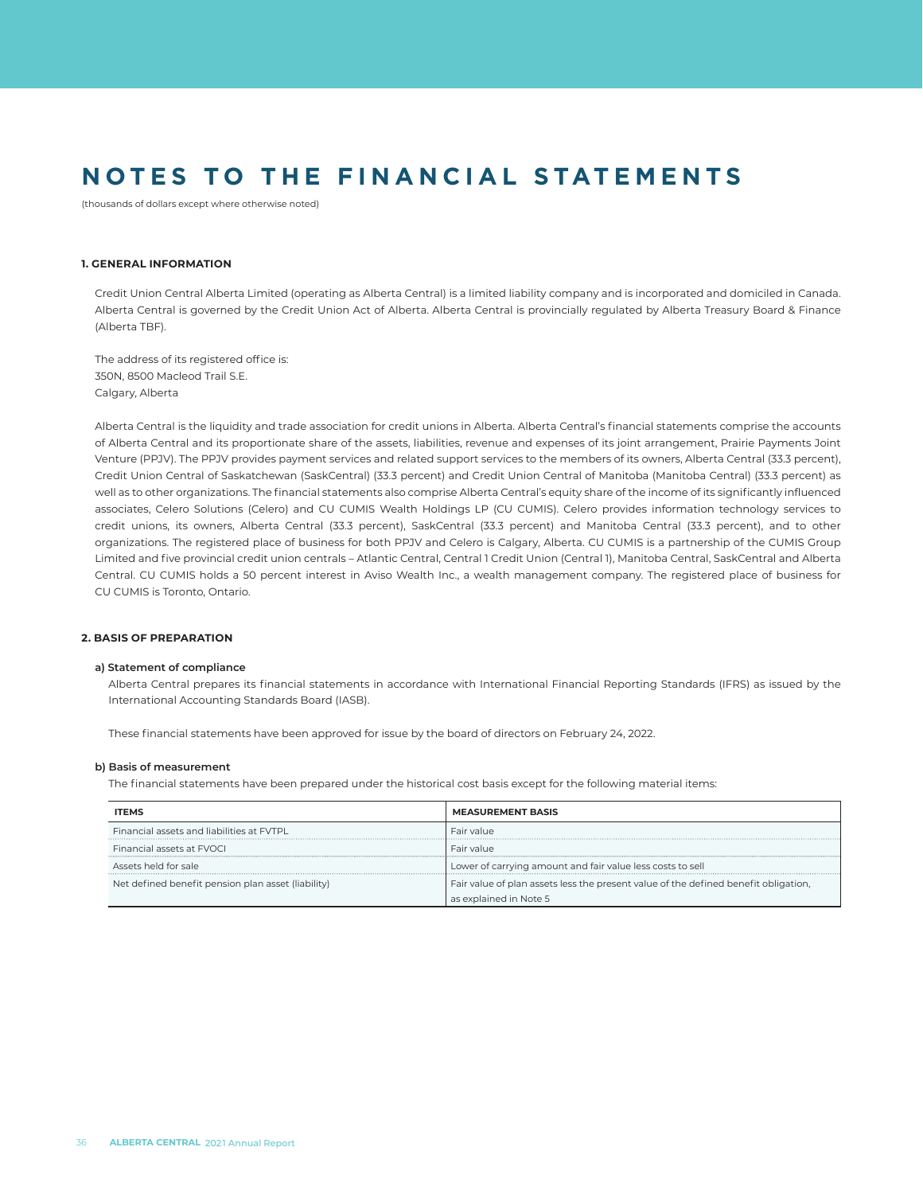# NOTES TO THE FINANCIAL STATEMENTS

(thousands of dollars except where otherwise noted)

## 1. GENERAL INFORMATION

Credit Union Central Alberta Limited (operating as Alberta Central) is a limited liability company and is incorporated and domiciled in Canada. Alberta Central is governed by the Credit Union Act of Alberta. Alberta Central is provincially regulated by Alberta Treasury Board & Finance (Alberta TBF).

The address of its registered office is:
350N, 8500 Macleod Trail S.E.
Calgary, Alberta

Alberta Central is the liquidity and trade association for credit unions in Alberta. Alberta Central's financial statements comprise the accounts of Alberta Central and its proportionate share of the assets, liabilities, revenue and expenses of its joint arrangement, Prairie Payments Joint Venture (PPJV). The PPJV provides payment services and related support services to the members of its owners, Alberta Central (33.3 percent), Credit Union Central of Saskatchewan (SaskCentral) (33.3 percent) and Credit Union Central of Manitoba (Manitoba Central) (33.3 percent) as well as to other organizations. The financial statements also comprise Alberta Central's equity share of the income of its significantly influenced associates, Celero Solutions (Celero) and CU CUMIS Wealth Holdings LP (CU CUMIS). Celero provides information technology services to credit unions, its owners, Alberta Central (33.3 percent), SaskCentral (33.3 percent) and Manitoba Central (33.3 percent), and to other organizations. The registered place of business for both PPJV and Celero is Calgary, Alberta. CU CUMIS is a partnership of the CUMIS Group Limited and five provincial credit union centrals – Atlantic Central, Central 1 Credit Union (Central 1), Manitoba Central, SaskCentral and Alberta Central. CU CUMIS holds a 50 percent interest in Aviso Wealth Inc., a wealth management company. The registered place of business for CU CUMIS is Toronto, Ontario.

## 2. BASIS OF PREPARATION

### a) Statement of compliance

Alberta Central prepares its financial statements in accordance with International Financial Reporting Standards (IFRS) as issued by the International Accounting Standards Board (IASB).

These financial statements have been approved for issue by the board of directors on February 24, 2022.

### b) Basis of measurement

The financial statements have been prepared under the historical cost basis except for the following material items:

| ITEMS | MEASUREMENT BASIS |
|---|---|
| Financial assets and liabilities at FVTPL | Fair value |
| Financial assets at FVOCI | Fair value |
| Assets held for sale | Lower of carrying amount and fair value less costs to sell |
| Net defined benefit pension plan asset (liability) | Fair value of plan assets less the present value of the defined benefit obligation, as explained in Note 5 |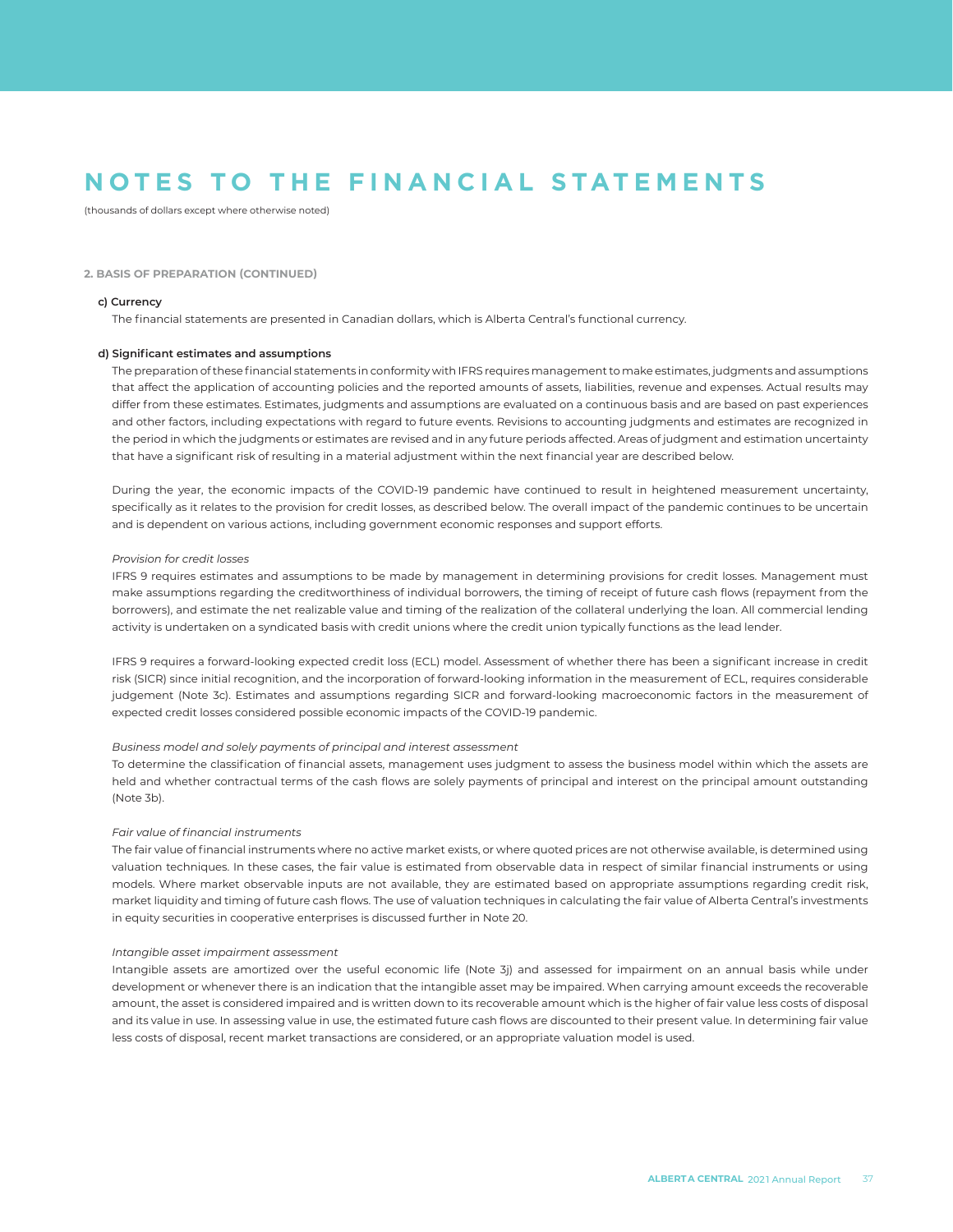# NOTES TO THE FINANCIAL STATEMENTS

(thousands of dollars except where otherwise noted)

### 2. BASIS OF PREPARATION (CONTINUED)

**c) Currency**

The financial statements are presented in Canadian dollars, which is Alberta Central's functional currency.

**d) Significant estimates and assumptions**

The preparation of these financial statements in conformity with IFRS requires management to make estimates, judgments and assumptions that affect the application of accounting policies and the reported amounts of assets, liabilities, revenue and expenses. Actual results may differ from these estimates. Estimates, judgments and assumptions are evaluated on a continuous basis and are based on past experiences and other factors, including expectations with regard to future events. Revisions to accounting judgments and estimates are recognized in the period in which the judgments or estimates are revised and in any future periods affected. Areas of judgment and estimation uncertainty that have a significant risk of resulting in a material adjustment within the next financial year are described below.

During the year, the economic impacts of the COVID-19 pandemic have continued to result in heightened measurement uncertainty, specifically as it relates to the provision for credit losses, as described below. The overall impact of the pandemic continues to be uncertain and is dependent on various actions, including government economic responses and support efforts.

*Provision for credit losses*

IFRS 9 requires estimates and assumptions to be made by management in determining provisions for credit losses. Management must make assumptions regarding the creditworthiness of individual borrowers, the timing of receipt of future cash flows (repayment from the borrowers), and estimate the net realizable value and timing of the realization of the collateral underlying the loan. All commercial lending activity is undertaken on a syndicated basis with credit unions where the credit union typically functions as the lead lender.

IFRS 9 requires a forward-looking expected credit loss (ECL) model. Assessment of whether there has been a significant increase in credit risk (SICR) since initial recognition, and the incorporation of forward-looking information in the measurement of ECL, requires considerable judgement (Note 3c). Estimates and assumptions regarding SICR and forward-looking macroeconomic factors in the measurement of expected credit losses considered possible economic impacts of the COVID-19 pandemic.

*Business model and solely payments of principal and interest assessment*

To determine the classification of financial assets, management uses judgment to assess the business model within which the assets are held and whether contractual terms of the cash flows are solely payments of principal and interest on the principal amount outstanding (Note 3b).

*Fair value of financial instruments*

The fair value of financial instruments where no active market exists, or where quoted prices are not otherwise available, is determined using valuation techniques. In these cases, the fair value is estimated from observable data in respect of similar financial instruments or using models. Where market observable inputs are not available, they are estimated based on appropriate assumptions regarding credit risk, market liquidity and timing of future cash flows. The use of valuation techniques in calculating the fair value of Alberta Central's investments in equity securities in cooperative enterprises is discussed further in Note 20.

*Intangible asset impairment assessment*

Intangible assets are amortized over the useful economic life (Note 3j) and assessed for impairment on an annual basis while under development or whenever there is an indication that the intangible asset may be impaired. When carrying amount exceeds the recoverable amount, the asset is considered impaired and is written down to its recoverable amount which is the higher of fair value less costs of disposal and its value in use. In assessing value in use, the estimated future cash flows are discounted to their present value. In determining fair value less costs of disposal, recent market transactions are considered, or an appropriate valuation model is used.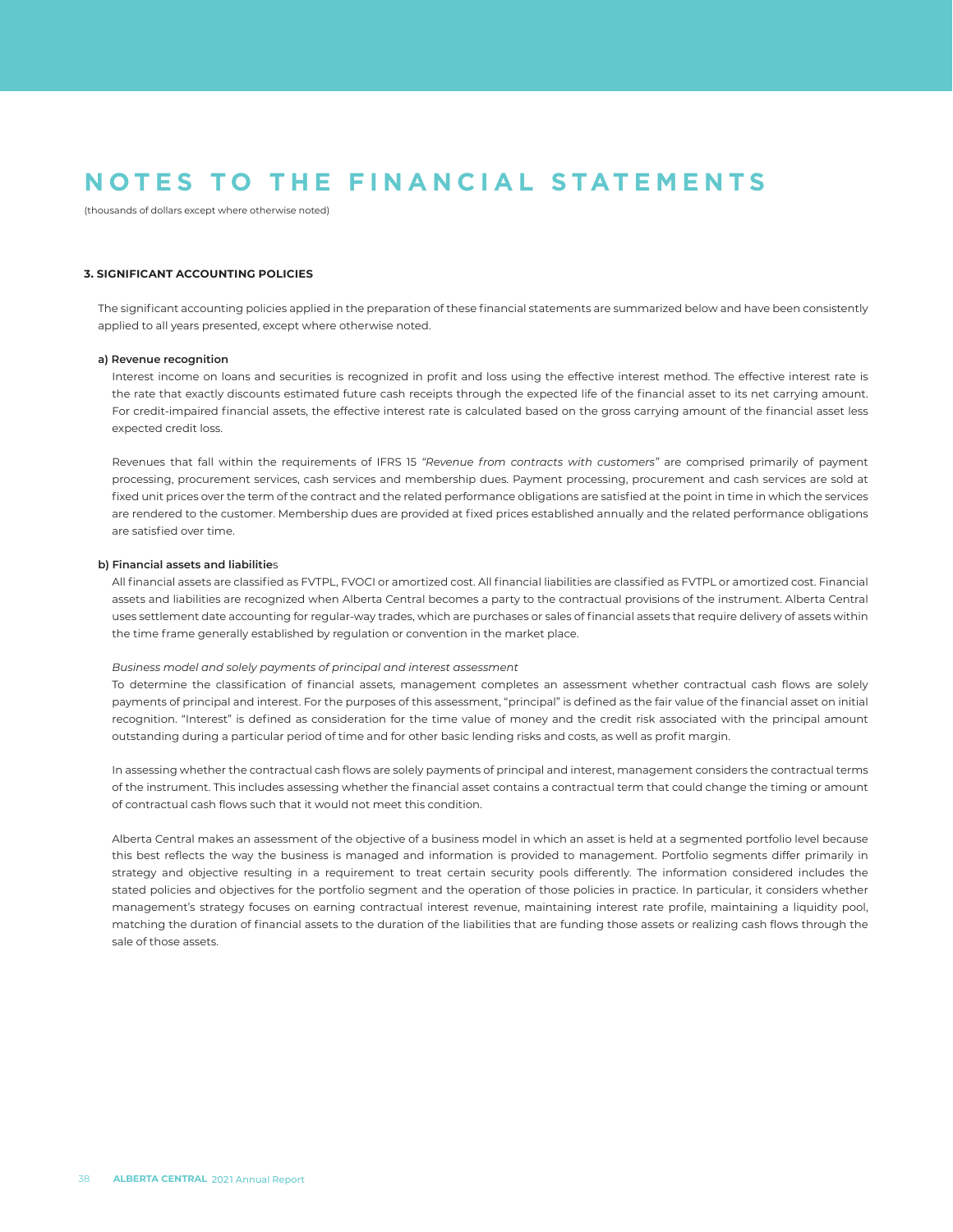# NOTES TO THE FINANCIAL STATEMENTS

(thousands of dollars except where otherwise noted)

### 3. SIGNIFICANT ACCOUNTING POLICIES

The significant accounting policies applied in the preparation of these financial statements are summarized below and have been consistently applied to all years presented, except where otherwise noted.

#### a) Revenue recognition

Interest income on loans and securities is recognized in profit and loss using the effective interest method. The effective interest rate is the rate that exactly discounts estimated future cash receipts through the expected life of the financial asset to its net carrying amount. For credit-impaired financial assets, the effective interest rate is calculated based on the gross carrying amount of the financial asset less expected credit loss.

Revenues that fall within the requirements of IFRS 15 *"Revenue from contracts with customers"* are comprised primarily of payment processing, procurement services, cash services and membership dues. Payment processing, procurement and cash services are sold at fixed unit prices over the term of the contract and the related performance obligations are satisfied at the point in time in which the services are rendered to the customer. Membership dues are provided at fixed prices established annually and the related performance obligations are satisfied over time.

#### b) Financial assets and liabilities

All financial assets are classified as FVTPL, FVOCI or amortized cost. All financial liabilities are classified as FVTPL or amortized cost. Financial assets and liabilities are recognized when Alberta Central becomes a party to the contractual provisions of the instrument. Alberta Central uses settlement date accounting for regular-way trades, which are purchases or sales of financial assets that require delivery of assets within the time frame generally established by regulation or convention in the market place.

*Business model and solely payments of principal and interest assessment*

To determine the classification of financial assets, management completes an assessment whether contractual cash flows are solely payments of principal and interest. For the purposes of this assessment, "principal" is defined as the fair value of the financial asset on initial recognition. "Interest" is defined as consideration for the time value of money and the credit risk associated with the principal amount outstanding during a particular period of time and for other basic lending risks and costs, as well as profit margin.

In assessing whether the contractual cash flows are solely payments of principal and interest, management considers the contractual terms of the instrument. This includes assessing whether the financial asset contains a contractual term that could change the timing or amount of contractual cash flows such that it would not meet this condition.

Alberta Central makes an assessment of the objective of a business model in which an asset is held at a segmented portfolio level because this best reflects the way the business is managed and information is provided to management. Portfolio segments differ primarily in strategy and objective resulting in a requirement to treat certain security pools differently. The information considered includes the stated policies and objectives for the portfolio segment and the operation of those policies in practice. In particular, it considers whether management's strategy focuses on earning contractual interest revenue, maintaining interest rate profile, maintaining a liquidity pool, matching the duration of financial assets to the duration of the liabilities that are funding those assets or realizing cash flows through the sale of those assets.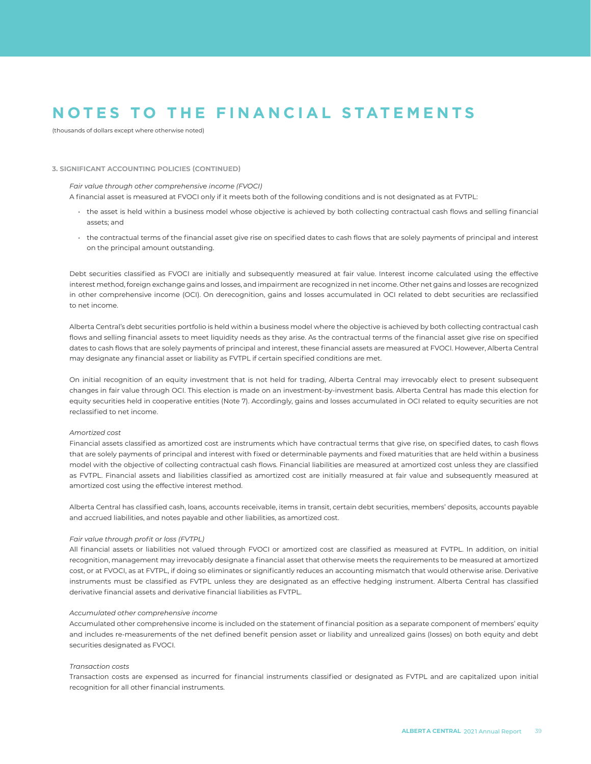# NOTES TO THE FINANCIAL STATEMENTS

(thousands of dollars except where otherwise noted)

### 3. SIGNIFICANT ACCOUNTING POLICIES (CONTINUED)

*Fair value through other comprehensive income (FVOCI)*

A financial asset is measured at FVOCI only if it meets both of the following conditions and is not designated as at FVTPL:

- the asset is held within a business model whose objective is achieved by both collecting contractual cash flows and selling financial assets; and
- the contractual terms of the financial asset give rise on specified dates to cash flows that are solely payments of principal and interest on the principal amount outstanding.

Debt securities classified as FVOCI are initially and subsequently measured at fair value. Interest income calculated using the effective interest method, foreign exchange gains and losses, and impairment are recognized in net income. Other net gains and losses are recognized in other comprehensive income (OCI). On derecognition, gains and losses accumulated in OCI related to debt securities are reclassified to net income.

Alberta Central's debt securities portfolio is held within a business model where the objective is achieved by both collecting contractual cash flows and selling financial assets to meet liquidity needs as they arise. As the contractual terms of the financial asset give rise on specified dates to cash flows that are solely payments of principal and interest, these financial assets are measured at FVOCI. However, Alberta Central may designate any financial asset or liability as FVTPL if certain specified conditions are met.

On initial recognition of an equity investment that is not held for trading, Alberta Central may irrevocably elect to present subsequent changes in fair value through OCI. This election is made on an investment-by-investment basis. Alberta Central has made this election for equity securities held in cooperative entities (Note 7). Accordingly, gains and losses accumulated in OCI related to equity securities are not reclassified to net income.

*Amortized cost*

Financial assets classified as amortized cost are instruments which have contractual terms that give rise, on specified dates, to cash flows that are solely payments of principal and interest with fixed or determinable payments and fixed maturities that are held within a business model with the objective of collecting contractual cash flows. Financial liabilities are measured at amortized cost unless they are classified as FVTPL. Financial assets and liabilities classified as amortized cost are initially measured at fair value and subsequently measured at amortized cost using the effective interest method.

Alberta Central has classified cash, loans, accounts receivable, items in transit, certain debt securities, members' deposits, accounts payable and accrued liabilities, and notes payable and other liabilities, as amortized cost.

*Fair value through profit or loss (FVTPL)*

All financial assets or liabilities not valued through FVOCI or amortized cost are classified as measured at FVTPL. In addition, on initial recognition, management may irrevocably designate a financial asset that otherwise meets the requirements to be measured at amortized cost, or at FVOCI, as at FVTPL, if doing so eliminates or significantly reduces an accounting mismatch that would otherwise arise. Derivative instruments must be classified as FVTPL unless they are designated as an effective hedging instrument. Alberta Central has classified derivative financial assets and derivative financial liabilities as FVTPL.

*Accumulated other comprehensive income*

Accumulated other comprehensive income is included on the statement of financial position as a separate component of members' equity and includes re-measurements of the net defined benefit pension asset or liability and unrealized gains (losses) on both equity and debt securities designated as FVOCI.

*Transaction costs*

Transaction costs are expensed as incurred for financial instruments classified or designated as FVTPL and are capitalized upon initial recognition for all other financial instruments.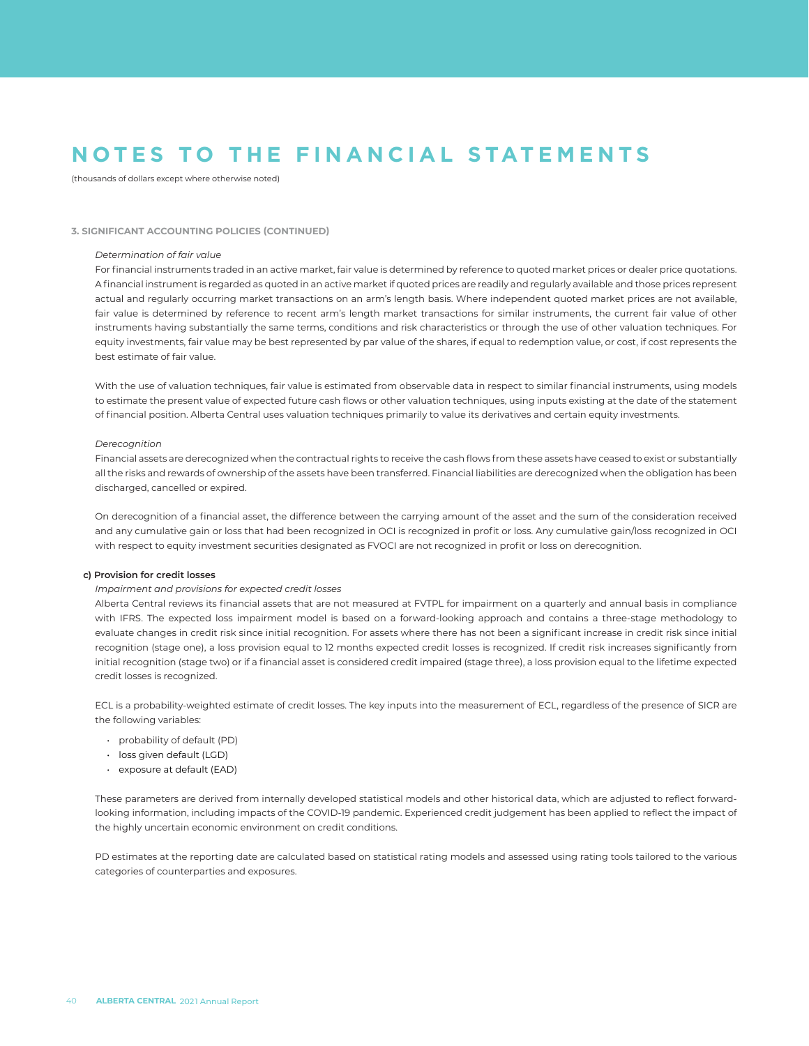# NOTES TO THE FINANCIAL STATEMENTS

(thousands of dollars except where otherwise noted)

### 3. SIGNIFICANT ACCOUNTING POLICIES (CONTINUED)

*Determination of fair value*

For financial instruments traded in an active market, fair value is determined by reference to quoted market prices or dealer price quotations. A financial instrument is regarded as quoted in an active market if quoted prices are readily and regularly available and those prices represent actual and regularly occurring market transactions on an arm's length basis. Where independent quoted market prices are not available, fair value is determined by reference to recent arm's length market transactions for similar instruments, the current fair value of other instruments having substantially the same terms, conditions and risk characteristics or through the use of other valuation techniques. For equity investments, fair value may be best represented by par value of the shares, if equal to redemption value, or cost, if cost represents the best estimate of fair value.

With the use of valuation techniques, fair value is estimated from observable data in respect to similar financial instruments, using models to estimate the present value of expected future cash flows or other valuation techniques, using inputs existing at the date of the statement of financial position. Alberta Central uses valuation techniques primarily to value its derivatives and certain equity investments.

*Derecognition*

Financial assets are derecognized when the contractual rights to receive the cash flows from these assets have ceased to exist or substantially all the risks and rewards of ownership of the assets have been transferred. Financial liabilities are derecognized when the obligation has been discharged, cancelled or expired.

On derecognition of a financial asset, the difference between the carrying amount of the asset and the sum of the consideration received and any cumulative gain or loss that had been recognized in OCI is recognized in profit or loss. Any cumulative gain/loss recognized in OCI with respect to equity investment securities designated as FVOCI are not recognized in profit or loss on derecognition.

#### c) Provision for credit losses

*Impairment and provisions for expected credit losses*

Alberta Central reviews its financial assets that are not measured at FVTPL for impairment on a quarterly and annual basis in compliance with IFRS. The expected loss impairment model is based on a forward-looking approach and contains a three-stage methodology to evaluate changes in credit risk since initial recognition. For assets where there has not been a significant increase in credit risk since initial recognition (stage one), a loss provision equal to 12 months expected credit losses is recognized. If credit risk increases significantly from initial recognition (stage two) or if a financial asset is considered credit impaired (stage three), a loss provision equal to the lifetime expected credit losses is recognized.

ECL is a probability-weighted estimate of credit losses. The key inputs into the measurement of ECL, regardless of the presence of SICR are the following variables:

- probability of default (PD)
- loss given default (LGD)
- exposure at default (EAD)

These parameters are derived from internally developed statistical models and other historical data, which are adjusted to reflect forward-looking information, including impacts of the COVID-19 pandemic. Experienced credit judgement has been applied to reflect the impact of the highly uncertain economic environment on credit conditions.

PD estimates at the reporting date are calculated based on statistical rating models and assessed using rating tools tailored to the various categories of counterparties and exposures.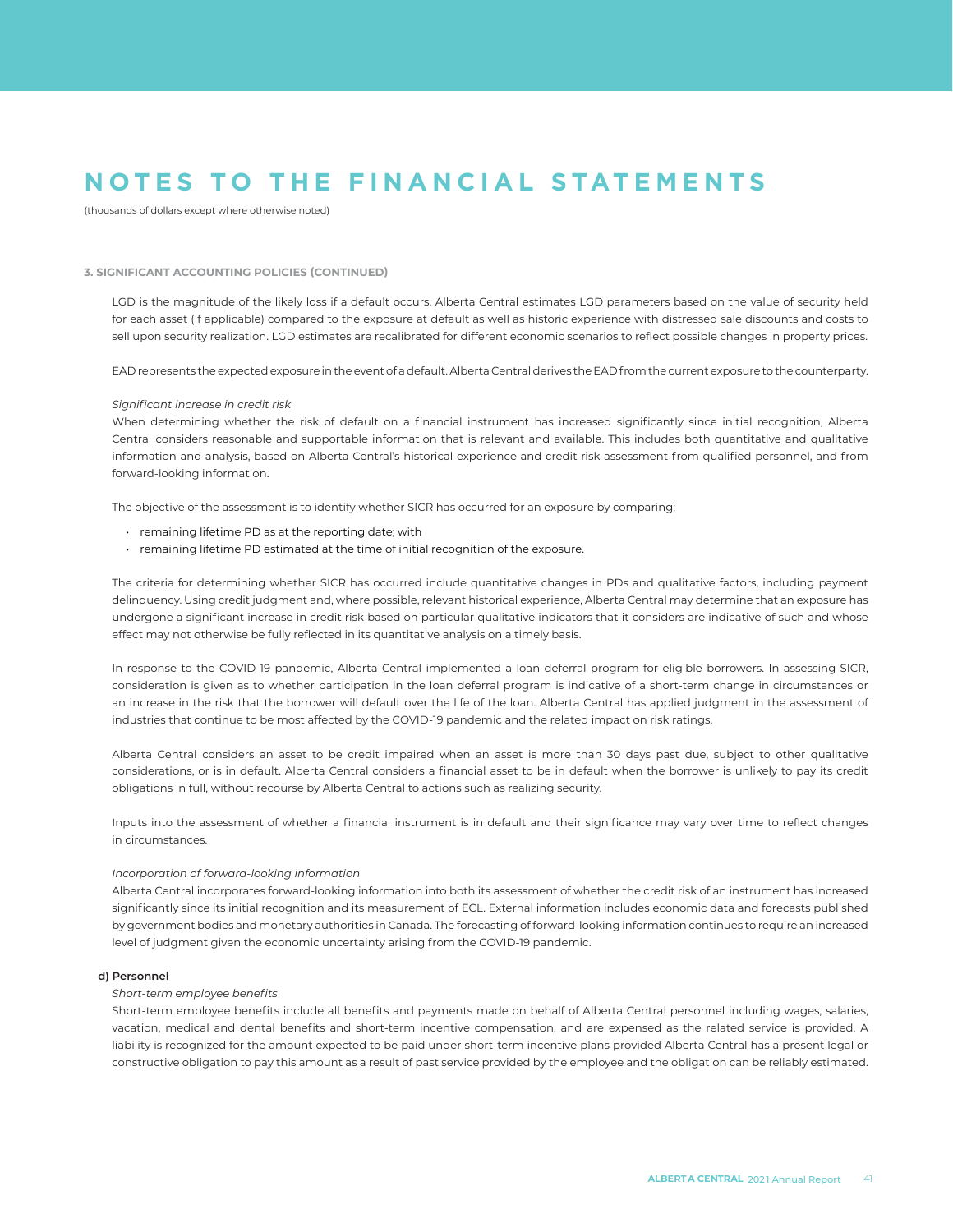# NOTES TO THE FINANCIAL STATEMENTS

(thousands of dollars except where otherwise noted)

**3. SIGNIFICANT ACCOUNTING POLICIES (CONTINUED)**

LGD is the magnitude of the likely loss if a default occurs. Alberta Central estimates LGD parameters based on the value of security held for each asset (if applicable) compared to the exposure at default as well as historic experience with distressed sale discounts and costs to sell upon security realization. LGD estimates are recalibrated for different economic scenarios to reflect possible changes in property prices.

EAD represents the expected exposure in the event of a default. Alberta Central derives the EAD from the current exposure to the counterparty.

*Significant increase in credit risk*

When determining whether the risk of default on a financial instrument has increased significantly since initial recognition, Alberta Central considers reasonable and supportable information that is relevant and available. This includes both quantitative and qualitative information and analysis, based on Alberta Central's historical experience and credit risk assessment from qualified personnel, and from forward-looking information.

The objective of the assessment is to identify whether SICR has occurred for an exposure by comparing:

- remaining lifetime PD as at the reporting date; with
- remaining lifetime PD estimated at the time of initial recognition of the exposure.

The criteria for determining whether SICR has occurred include quantitative changes in PDs and qualitative factors, including payment delinquency. Using credit judgment and, where possible, relevant historical experience, Alberta Central may determine that an exposure has undergone a significant increase in credit risk based on particular qualitative indicators that it considers are indicative of such and whose effect may not otherwise be fully reflected in its quantitative analysis on a timely basis.

In response to the COVID-19 pandemic, Alberta Central implemented a loan deferral program for eligible borrowers. In assessing SICR, consideration is given as to whether participation in the loan deferral program is indicative of a short-term change in circumstances or an increase in the risk that the borrower will default over the life of the loan. Alberta Central has applied judgment in the assessment of industries that continue to be most affected by the COVID-19 pandemic and the related impact on risk ratings.

Alberta Central considers an asset to be credit impaired when an asset is more than 30 days past due, subject to other qualitative considerations, or is in default. Alberta Central considers a financial asset to be in default when the borrower is unlikely to pay its credit obligations in full, without recourse by Alberta Central to actions such as realizing security.

Inputs into the assessment of whether a financial instrument is in default and their significance may vary over time to reflect changes in circumstances.

*Incorporation of forward-looking information*

Alberta Central incorporates forward-looking information into both its assessment of whether the credit risk of an instrument has increased significantly since its initial recognition and its measurement of ECL. External information includes economic data and forecasts published by government bodies and monetary authorities in Canada. The forecasting of forward-looking information continues to require an increased level of judgment given the economic uncertainty arising from the COVID-19 pandemic.

**d) Personnel**

*Short-term employee benefits*

Short-term employee benefits include all benefits and payments made on behalf of Alberta Central personnel including wages, salaries, vacation, medical and dental benefits and short-term incentive compensation, and are expensed as the related service is provided. A liability is recognized for the amount expected to be paid under short-term incentive plans provided Alberta Central has a present legal or constructive obligation to pay this amount as a result of past service provided by the employee and the obligation can be reliably estimated.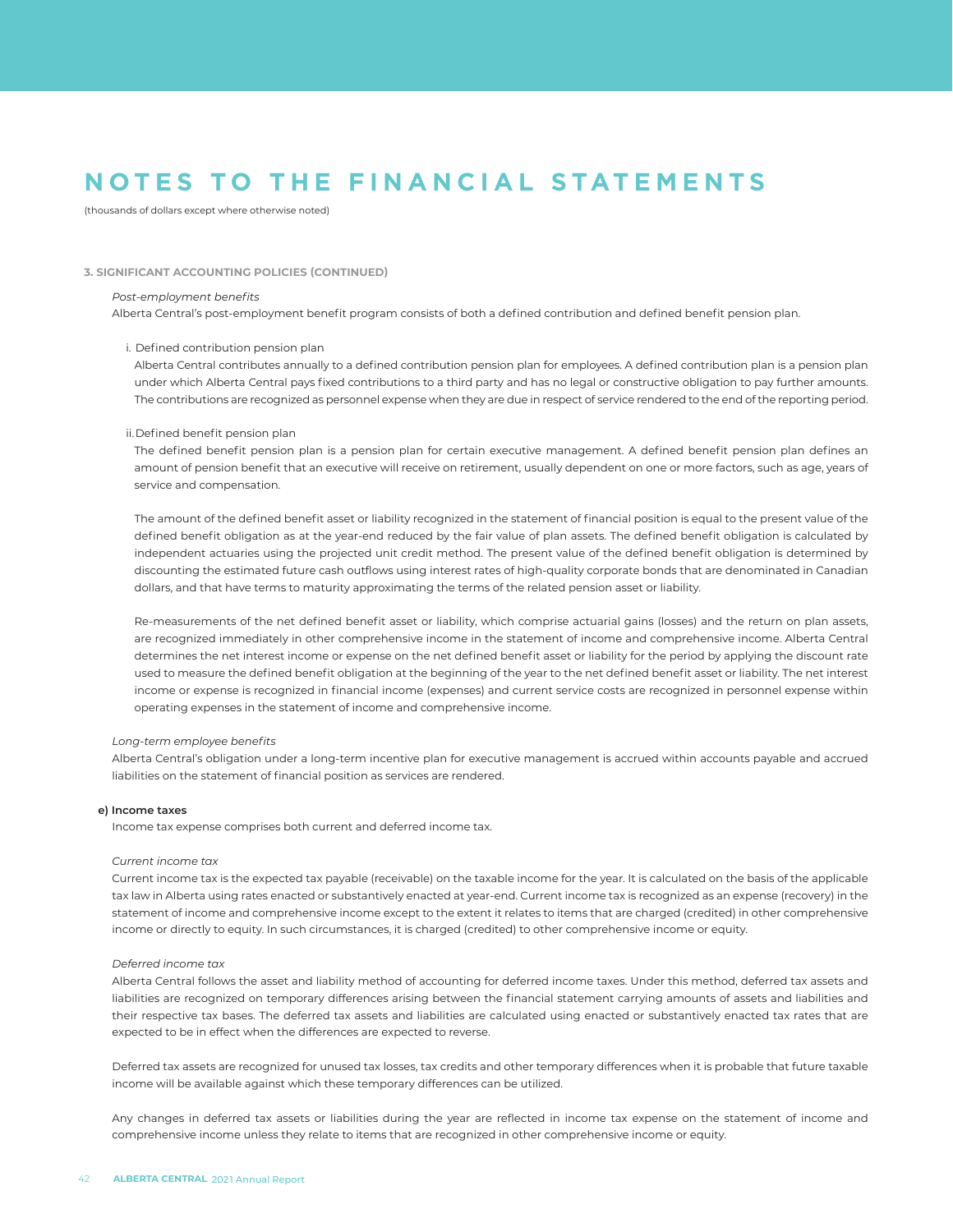# NOTES TO THE FINANCIAL STATEMENTS

(thousands of dollars except where otherwise noted)

**3. SIGNIFICANT ACCOUNTING POLICIES (CONTINUED)**

*Post-employment benefits*

Alberta Central's post-employment benefit program consists of both a defined contribution and defined benefit pension plan.

i. Defined contribution pension plan

Alberta Central contributes annually to a defined contribution pension plan for employees. A defined contribution plan is a pension plan under which Alberta Central pays fixed contributions to a third party and has no legal or constructive obligation to pay further amounts. The contributions are recognized as personnel expense when they are due in respect of service rendered to the end of the reporting period.

ii. Defined benefit pension plan

The defined benefit pension plan is a pension plan for certain executive management. A defined benefit pension plan defines an amount of pension benefit that an executive will receive on retirement, usually dependent on one or more factors, such as age, years of service and compensation.

The amount of the defined benefit asset or liability recognized in the statement of financial position is equal to the present value of the defined benefit obligation as at the year-end reduced by the fair value of plan assets. The defined benefit obligation is calculated by independent actuaries using the projected unit credit method. The present value of the defined benefit obligation is determined by discounting the estimated future cash outflows using interest rates of high-quality corporate bonds that are denominated in Canadian dollars, and that have terms to maturity approximating the terms of the related pension asset or liability.

Re-measurements of the net defined benefit asset or liability, which comprise actuarial gains (losses) and the return on plan assets, are recognized immediately in other comprehensive income in the statement of income and comprehensive income. Alberta Central determines the net interest income or expense on the net defined benefit asset or liability for the period by applying the discount rate used to measure the defined benefit obligation at the beginning of the year to the net defined benefit asset or liability. The net interest income or expense is recognized in financial income (expenses) and current service costs are recognized in personnel expense within operating expenses in the statement of income and comprehensive income.

*Long-term employee benefits*

Alberta Central's obligation under a long-term incentive plan for executive management is accrued within accounts payable and accrued liabilities on the statement of financial position as services are rendered.

**e) Income taxes**

Income tax expense comprises both current and deferred income tax.

*Current income tax*

Current income tax is the expected tax payable (receivable) on the taxable income for the year. It is calculated on the basis of the applicable tax law in Alberta using rates enacted or substantively enacted at year-end. Current income tax is recognized as an expense (recovery) in the statement of income and comprehensive income except to the extent it relates to items that are charged (credited) in other comprehensive income or directly to equity. In such circumstances, it is charged (credited) to other comprehensive income or equity.

*Deferred income tax*

Alberta Central follows the asset and liability method of accounting for deferred income taxes. Under this method, deferred tax assets and liabilities are recognized on temporary differences arising between the financial statement carrying amounts of assets and liabilities and their respective tax bases. The deferred tax assets and liabilities are calculated using enacted or substantively enacted tax rates that are expected to be in effect when the differences are expected to reverse.

Deferred tax assets are recognized for unused tax losses, tax credits and other temporary differences when it is probable that future taxable income will be available against which these temporary differences can be utilized.

Any changes in deferred tax assets or liabilities during the year are reflected in income tax expense on the statement of income and comprehensive income unless they relate to items that are recognized in other comprehensive income or equity.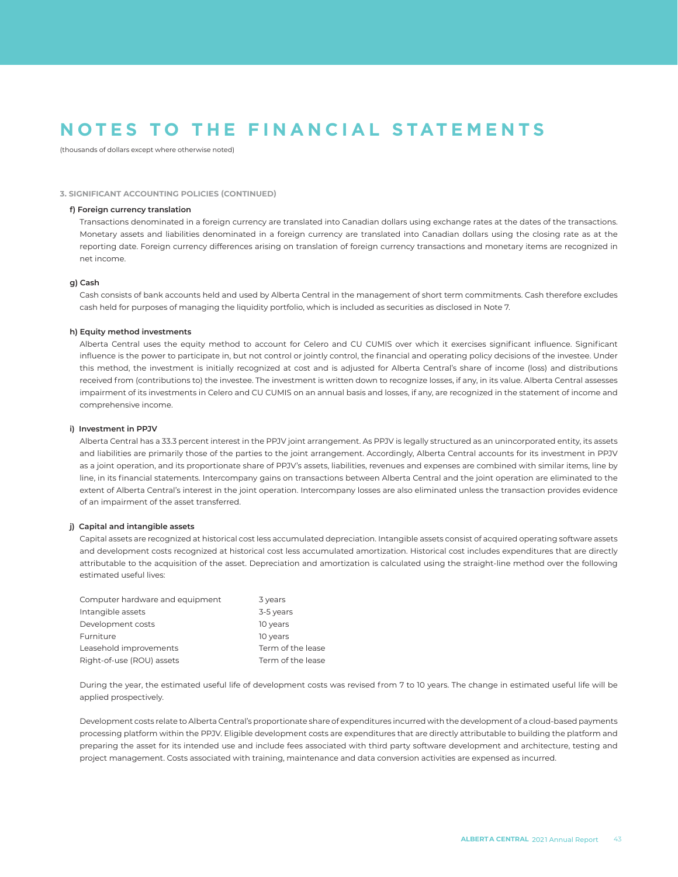# NOTES TO THE FINANCIAL STATEMENTS

(thousands of dollars except where otherwise noted)

### 3. SIGNIFICANT ACCOUNTING POLICIES (CONTINUED)

#### f) Foreign currency translation

Transactions denominated in a foreign currency are translated into Canadian dollars using exchange rates at the dates of the transactions. Monetary assets and liabilities denominated in a foreign currency are translated into Canadian dollars using the closing rate as at the reporting date. Foreign currency differences arising on translation of foreign currency transactions and monetary items are recognized in net income.

#### g) Cash

Cash consists of bank accounts held and used by Alberta Central in the management of short term commitments. Cash therefore excludes cash held for purposes of managing the liquidity portfolio, which is included as securities as disclosed in Note 7.

#### h) Equity method investments

Alberta Central uses the equity method to account for Celero and CU CUMIS over which it exercises significant influence. Significant influence is the power to participate in, but not control or jointly control, the financial and operating policy decisions of the investee. Under this method, the investment is initially recognized at cost and is adjusted for Alberta Central's share of income (loss) and distributions received from (contributions to) the investee. The investment is written down to recognize losses, if any, in its value. Alberta Central assesses impairment of its investments in Celero and CU CUMIS on an annual basis and losses, if any, are recognized in the statement of income and comprehensive income.

#### i) Investment in PPJV

Alberta Central has a 33.3 percent interest in the PPJV joint arrangement. As PPJV is legally structured as an unincorporated entity, its assets and liabilities are primarily those of the parties to the joint arrangement. Accordingly, Alberta Central accounts for its investment in PPJV as a joint operation, and its proportionate share of PPJV's assets, liabilities, revenues and expenses are combined with similar items, line by line, in its financial statements. Intercompany gains on transactions between Alberta Central and the joint operation are eliminated to the extent of Alberta Central's interest in the joint operation. Intercompany losses are also eliminated unless the transaction provides evidence of an impairment of the asset transferred.

#### j) Capital and intangible assets

Capital assets are recognized at historical cost less accumulated depreciation. Intangible assets consist of acquired operating software assets and development costs recognized at historical cost less accumulated amortization. Historical cost includes expenditures that are directly attributable to the acquisition of the asset. Depreciation and amortization is calculated using the straight-line method over the following estimated useful lives:

| | |
|---|---|
| Computer hardware and equipment | 3 years |
| Intangible assets | 3-5 years |
| Development costs | 10 years |
| Furniture | 10 years |
| Leasehold improvements | Term of the lease |
| Right-of-use (ROU) assets | Term of the lease |

During the year, the estimated useful life of development costs was revised from 7 to 10 years. The change in estimated useful life will be applied prospectively.

Development costs relate to Alberta Central's proportionate share of expenditures incurred with the development of a cloud-based payments processing platform within the PPJV. Eligible development costs are expenditures that are directly attributable to building the platform and preparing the asset for its intended use and include fees associated with third party software development and architecture, testing and project management. Costs associated with training, maintenance and data conversion activities are expensed as incurred.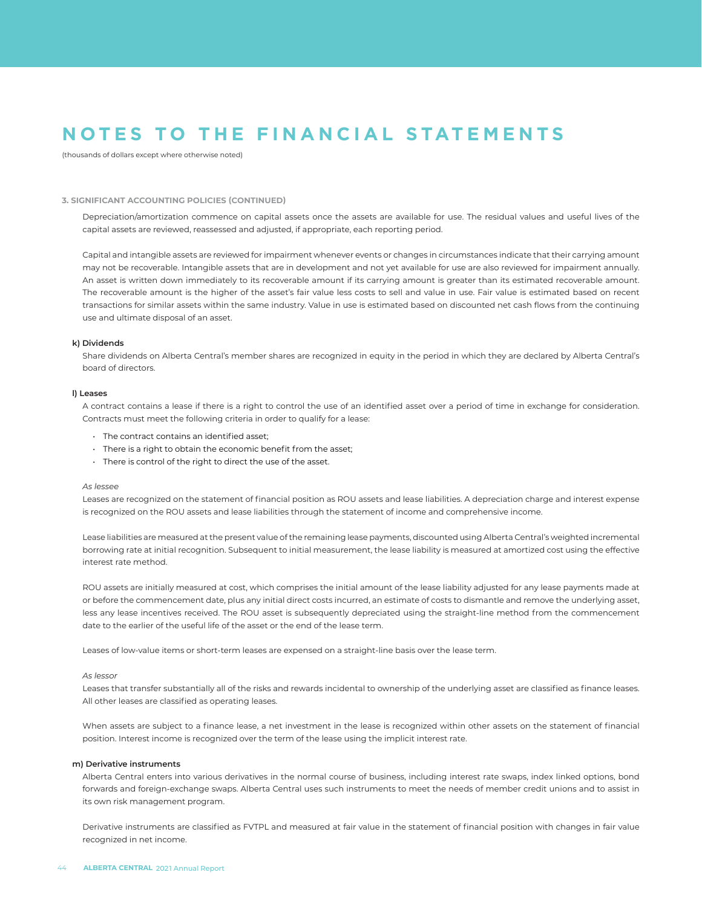# NOTES TO THE FINANCIAL STATEMENTS

(thousands of dollars except where otherwise noted)

### 3. SIGNIFICANT ACCOUNTING POLICIES (CONTINUED)

Depreciation/amortization commence on capital assets once the assets are available for use. The residual values and useful lives of the capital assets are reviewed, reassessed and adjusted, if appropriate, each reporting period.

Capital and intangible assets are reviewed for impairment whenever events or changes in circumstances indicate that their carrying amount may not be recoverable. Intangible assets that are in development and not yet available for use are also reviewed for impairment annually. An asset is written down immediately to its recoverable amount if its carrying amount is greater than its estimated recoverable amount. The recoverable amount is the higher of the asset's fair value less costs to sell and value in use. Fair value is estimated based on recent transactions for similar assets within the same industry. Value in use is estimated based on discounted net cash flows from the continuing use and ultimate disposal of an asset.

#### k) Dividends

Share dividends on Alberta Central's member shares are recognized in equity in the period in which they are declared by Alberta Central's board of directors.

#### l) Leases

A contract contains a lease if there is a right to control the use of an identified asset over a period of time in exchange for consideration. Contracts must meet the following criteria in order to qualify for a lease:

- The contract contains an identified asset;
- There is a right to obtain the economic benefit from the asset;
- There is control of the right to direct the use of the asset.

*As lessee*

Leases are recognized on the statement of financial position as ROU assets and lease liabilities. A depreciation charge and interest expense is recognized on the ROU assets and lease liabilities through the statement of income and comprehensive income.

Lease liabilities are measured at the present value of the remaining lease payments, discounted using Alberta Central's weighted incremental borrowing rate at initial recognition. Subsequent to initial measurement, the lease liability is measured at amortized cost using the effective interest rate method.

ROU assets are initially measured at cost, which comprises the initial amount of the lease liability adjusted for any lease payments made at or before the commencement date, plus any initial direct costs incurred, an estimate of costs to dismantle and remove the underlying asset, less any lease incentives received. The ROU asset is subsequently depreciated using the straight-line method from the commencement date to the earlier of the useful life of the asset or the end of the lease term.

Leases of low-value items or short-term leases are expensed on a straight-line basis over the lease term.

*As lessor*

Leases that transfer substantially all of the risks and rewards incidental to ownership of the underlying asset are classified as finance leases. All other leases are classified as operating leases.

When assets are subject to a finance lease, a net investment in the lease is recognized within other assets on the statement of financial position. Interest income is recognized over the term of the lease using the implicit interest rate.

#### m) Derivative instruments

Alberta Central enters into various derivatives in the normal course of business, including interest rate swaps, index linked options, bond forwards and foreign-exchange swaps. Alberta Central uses such instruments to meet the needs of member credit unions and to assist in its own risk management program.

Derivative instruments are classified as FVTPL and measured at fair value in the statement of financial position with changes in fair value recognized in net income.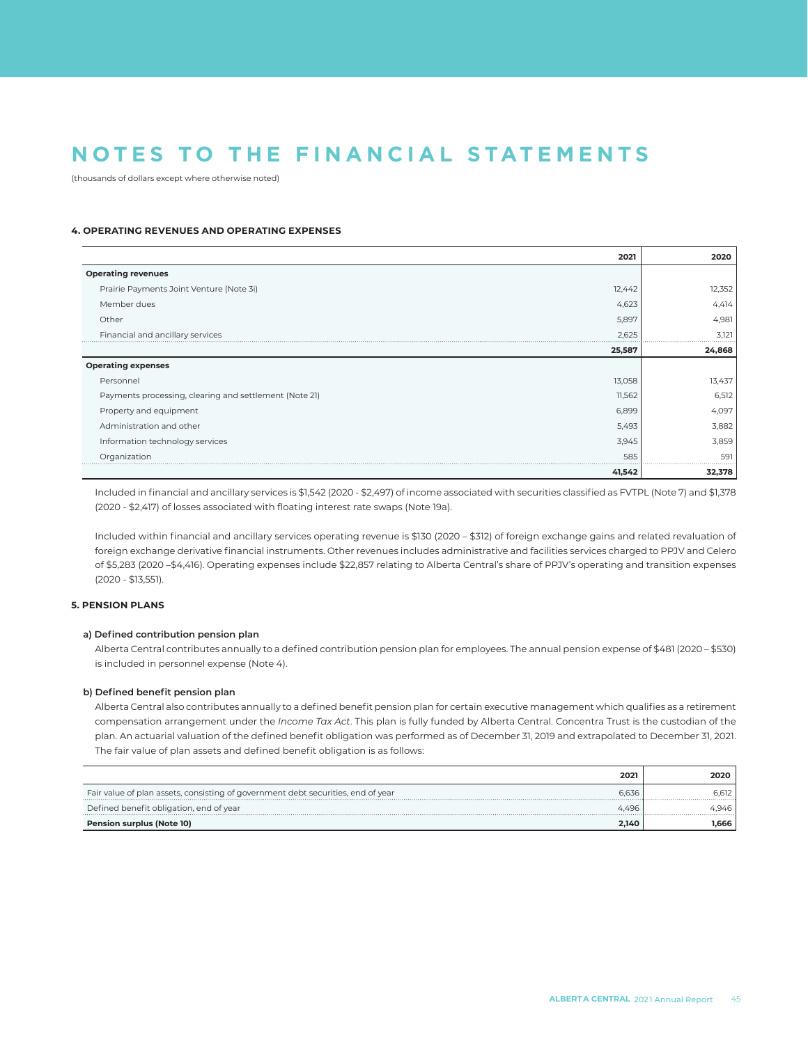# NOTES TO THE FINANCIAL STATEMENTS

(thousands of dollars except where otherwise noted)

### 4. OPERATING REVENUES AND OPERATING EXPENSES

| | 2021 | 2020 |
|---|---|---|
| **Operating revenues** | | |
| Prairie Payments Joint Venture (Note 3i) | 12,442 | 12,352 |
| Member dues | 4,623 | 4,414 |
| Other | 5,897 | 4,981 |
| Financial and ancillary services | 2,625 | 3,121 |
| | **25,587** | **24,868** |
| **Operating expenses** | | |
| Personnel | 13,058 | 13,437 |
| Payments processing, clearing and settlement (Note 21) | 11,562 | 6,512 |
| Property and equipment | 6,899 | 4,097 |
| Administration and other | 5,493 | 3,882 |
| Information technology services | 3,945 | 3,859 |
| Organization | 585 | 591 |
| | **41,542** | **32,378** |

Included in financial and ancillary services is $1,542 (2020 - $2,497) of income associated with securities classified as FVTPL (Note 7) and $1,378 (2020 - $2,417) of losses associated with floating interest rate swaps (Note 19a).

Included within financial and ancillary services operating revenue is $130 (2020 – $312) of foreign exchange gains and related revaluation of foreign exchange derivative financial instruments. Other revenues includes administrative and facilities services charged to PPJV and Celero of $5,283 (2020 –$4,416). Operating expenses include $22,857 relating to Alberta Central's share of PPJV's operating and transition expenses (2020 - $13,551).

### 5. PENSION PLANS

#### a) Defined contribution pension plan

Alberta Central contributes annually to a defined contribution pension plan for employees. The annual pension expense of $481 (2020 – $530) is included in personnel expense (Note 4).

#### b) Defined benefit pension plan

Alberta Central also contributes annually to a defined benefit pension plan for certain executive management which qualifies as a retirement compensation arrangement under the *Income Tax Act*. This plan is fully funded by Alberta Central. Concentra Trust is the custodian of the plan. An actuarial valuation of the defined benefit obligation was performed as of December 31, 2019 and extrapolated to December 31, 2021. The fair value of plan assets and defined benefit obligation is as follows:

| | 2021 | 2020 |
|---|---|---|
| Fair value of plan assets, consisting of government debt securities, end of year | 6,636 | 6,612 |
| Defined benefit obligation, end of year | 4,496 | 4,946 |
| **Pension surplus (Note 10)** | **2,140** | **1,666** |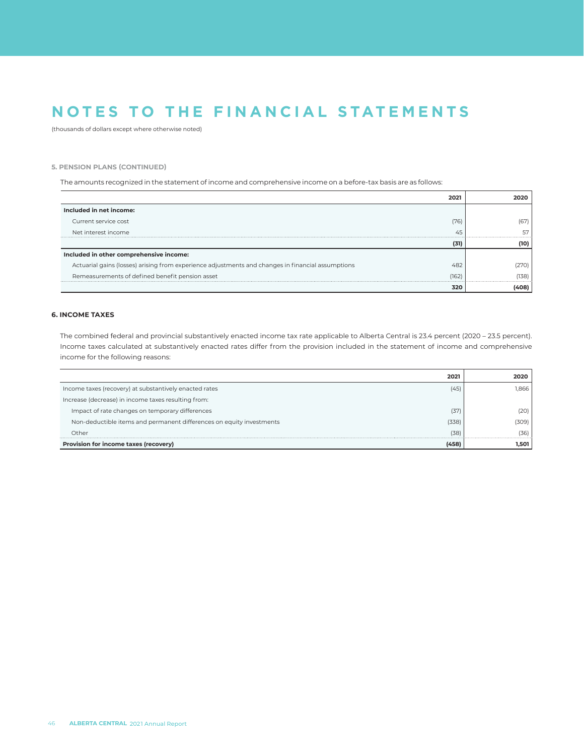# NOTES TO THE FINANCIAL STATEMENTS

(thousands of dollars except where otherwise noted)

### 5. PENSION PLANS (CONTINUED)

The amounts recognized in the statement of income and comprehensive income on a before-tax basis are as follows:

| | 2021 | 2020 |
|---|---|---|
| **Included in net income:** | | |
| Current service cost | (76) | (67) |
| Net interest income | 45 | 57 |
| | **(31)** | **(10)** |
| **Included in other comprehensive income:** | | |
| Actuarial gains (losses) arising from experience adjustments and changes in financial assumptions | 482 | (270) |
| Remeasurements of defined benefit pension asset | (162) | (138) |
| | **320** | **(408)** |

### 6. INCOME TAXES

The combined federal and provincial substantively enacted income tax rate applicable to Alberta Central is 23.4 percent (2020 – 23.5 percent). Income taxes calculated at substantively enacted rates differ from the provision included in the statement of income and comprehensive income for the following reasons:

| | 2021 | 2020 |
|---|---|---|
| Income taxes (recovery) at substantively enacted rates | (45) | 1,866 |
| Increase (decrease) in income taxes resulting from: | | |
| Impact of rate changes on temporary differences | (37) | (20) |
| Non-deductible items and permanent differences on equity investments | (338) | (309) |
| Other | (38) | (36) |
| **Provision for income taxes (recovery)** | **(458)** | **1,501** |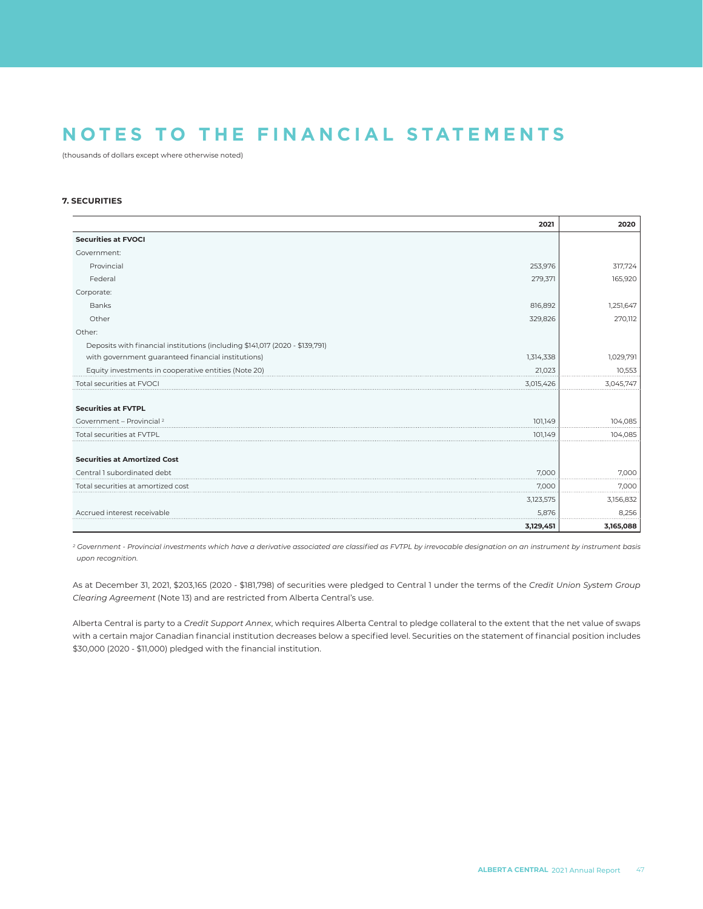# NOTES TO THE FINANCIAL STATEMENTS

(thousands of dollars except where otherwise noted)

### 7. SECURITIES

| | 2021 | 2020 |
|---|---|---|
| **Securities at FVOCI** | | |
| Government: | | |
| Provincial | 253,976 | 317,724 |
| Federal | 279,371 | 165,920 |
| Corporate: | | |
| Banks | 816,892 | 1,251,647 |
| Other | 329,826 | 270,112 |
| Other: | | |
| Deposits with financial institutions (including $141,017 (2020 - $139,791) with government guaranteed financial institutions) | 1,314,338 | 1,029,791 |
| Equity investments in cooperative entities (Note 20) | 21,023 | 10,553 |
| Total securities at FVOCI | 3,015,426 | 3,045,747 |
| | | |
| **Securities at FVTPL** | | |
| Government – Provincial [2] | 101,149 | 104,085 |
| Total securities at FVTPL | 101,149 | 104,085 |
| | | |
| **Securities at Amortized Cost** | | |
| Central 1 subordinated debt | 7,000 | 7,000 |
| Total securities at amortized cost | 7,000 | 7,000 |
| | 3,123,575 | 3,156,832 |
| Accrued interest receivable | 5,876 | 8,256 |
| | **3,129,451** | **3,165,088** |

*[2] Government - Provincial investments which have a derivative associated are classified as FVTPL by irrevocable designation on an instrument by instrument basis upon recognition.*

As at December 31, 2021, $203,165 (2020 - $181,798) of securities were pledged to Central 1 under the terms of the *Credit Union System Group Clearing Agreement* (Note 13) and are restricted from Alberta Central's use.

Alberta Central is party to a *Credit Support Annex*, which requires Alberta Central to pledge collateral to the extent that the net value of swaps with a certain major Canadian financial institution decreases below a specified level. Securities on the statement of financial position includes $30,000 (2020 - $11,000) pledged with the financial institution.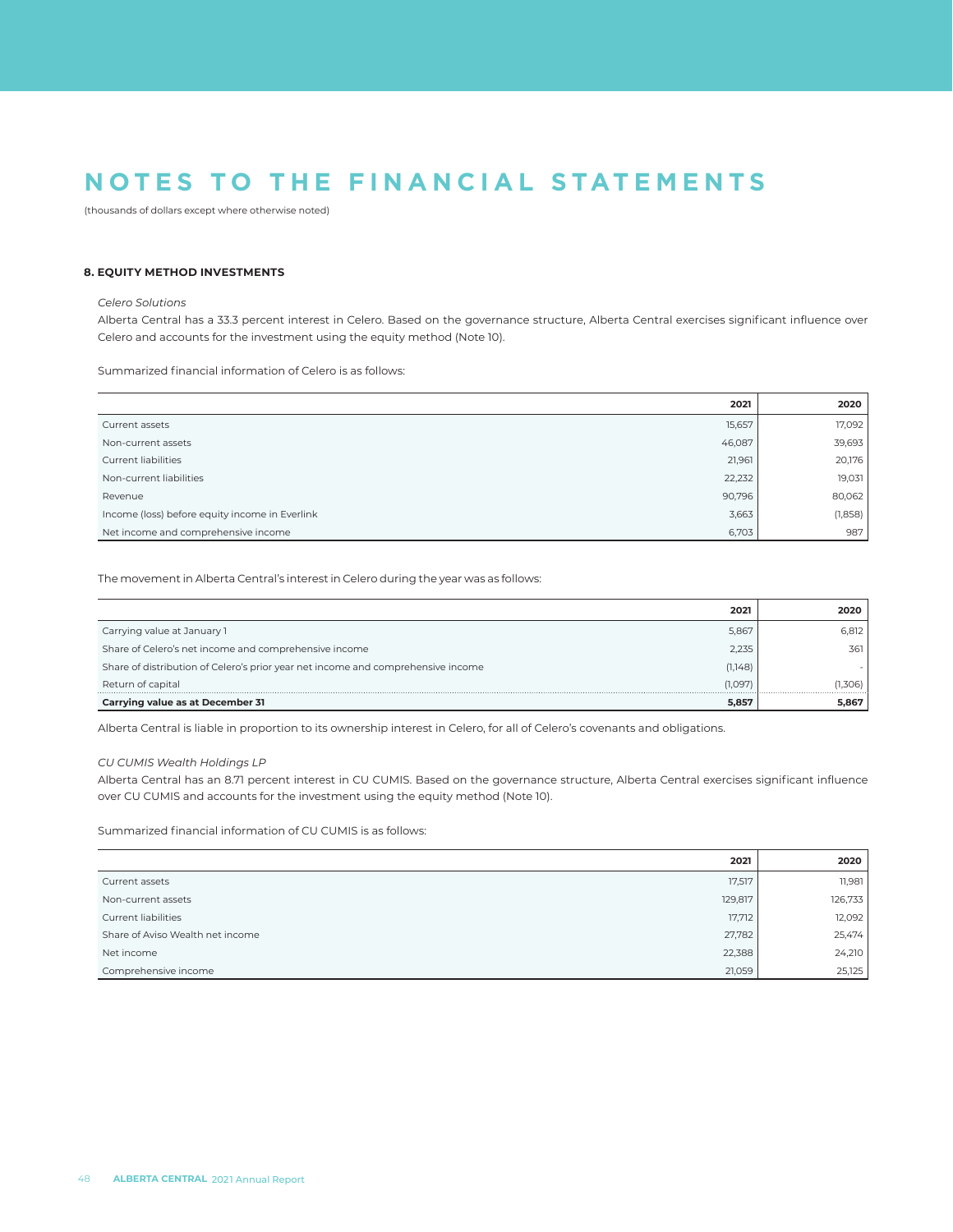# NOTES TO THE FINANCIAL STATEMENTS

(thousands of dollars except where otherwise noted)

### 8. EQUITY METHOD INVESTMENTS

*Celero Solutions*

Alberta Central has a 33.3 percent interest in Celero. Based on the governance structure, Alberta Central exercises significant influence over Celero and accounts for the investment using the equity method (Note 10).

Summarized financial information of Celero is as follows:

| | 2021 | 2020 |
|---|---|---|
| Current assets | 15,657 | 17,092 |
| Non-current assets | 46,087 | 39,693 |
| Current liabilities | 21,961 | 20,176 |
| Non-current liabilities | 22,232 | 19,031 |
| Revenue | 90,796 | 80,062 |
| Income (loss) before equity income in Everlink | 3,663 | (1,858) |
| Net income and comprehensive income | 6,703 | 987 |

The movement in Alberta Central's interest in Celero during the year was as follows:

| | 2021 | 2020 |
|---|---|---|
| Carrying value at January 1 | 5,867 | 6,812 |
| Share of Celero's net income and comprehensive income | 2,235 | 361 |
| Share of distribution of Celero's prior year net income and comprehensive income | (1,148) | - |
| Return of capital | (1,097) | (1,306) |
| **Carrying value as at December 31** | **5,857** | **5,867** |

Alberta Central is liable in proportion to its ownership interest in Celero, for all of Celero's covenants and obligations.

*CU CUMIS Wealth Holdings LP*

Alberta Central has an 8.71 percent interest in CU CUMIS. Based on the governance structure, Alberta Central exercises significant influence over CU CUMIS and accounts for the investment using the equity method (Note 10).

Summarized financial information of CU CUMIS is as follows:

| | 2021 | 2020 |
|---|---|---|
| Current assets | 17,517 | 11,981 |
| Non-current assets | 129,817 | 126,733 |
| Current liabilities | 17,712 | 12,092 |
| Share of Aviso Wealth net income | 27,782 | 25,474 |
| Net income | 22,388 | 24,210 |
| Comprehensive income | 21,059 | 25,125 |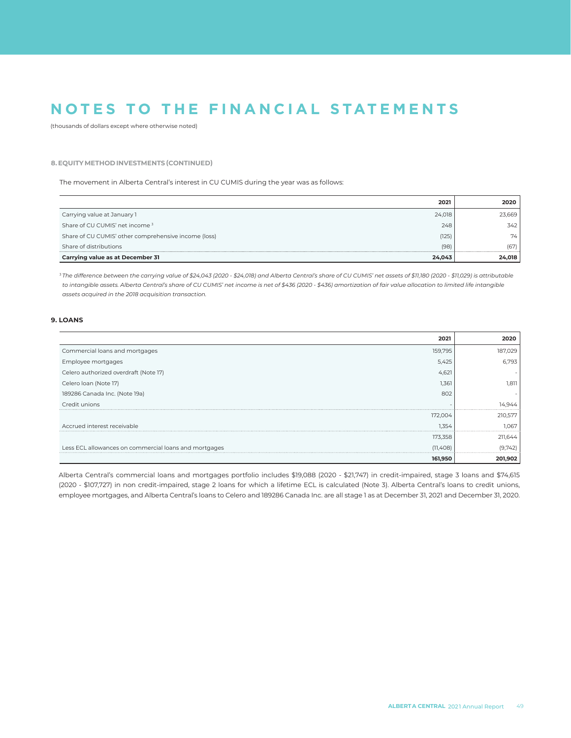# NOTES TO THE FINANCIAL STATEMENTS

(thousands of dollars except where otherwise noted)

### 8. EQUITY METHOD INVESTMENTS (CONTINUED)

The movement in Alberta Central's interest in CU CUMIS during the year was as follows:

| | 2021 | 2020 |
|---|---|---|
| Carrying value at January 1 | 24,018 | 23,669 |
| Share of CU CUMIS' net income [3] | 248 | 342 |
| Share of CU CUMIS' other comprehensive income (loss) | (125) | 74 |
| Share of distributions | (98) | (67) |
| **Carrying value as at December 31** | **24,043** | **24,018** |

*[3] The difference between the carrying value of $24,043 (2020 - $24,018) and Alberta Central's share of CU CUMIS' net assets of $11,180 (2020 - $11,029) is attributable to intangible assets. Alberta Central's share of CU CUMIS' net income is net of $436 (2020 - $436) amortization of fair value allocation to limited life intangible assets acquired in the 2018 acquisition transaction.*

### 9. LOANS

| | 2021 | 2020 |
|---|---|---|
| Commercial loans and mortgages | 159,795 | 187,029 |
| Employee mortgages | 5,425 | 6,793 |
| Celero authorized overdraft (Note 17) | 4,621 | - |
| Celero loan (Note 17) | 1,361 | 1,811 |
| 189286 Canada Inc. (Note 19a) | 802 | - |
| Credit unions | - | 14,944 |
| | 172,004 | 210,577 |
| Accrued interest receivable | 1,354 | 1,067 |
| | 173,358 | 211,644 |
| Less ECL allowances on commercial loans and mortgages | (11,408) | (9,742) |
| | **161,950** | **201,902** |

Alberta Central's commercial loans and mortgages portfolio includes $19,088 (2020 - $21,747) in credit-impaired, stage 3 loans and $74,615 (2020 - $107,727) in non credit-impaired, stage 2 loans for which a lifetime ECL is calculated (Note 3). Alberta Central's loans to credit unions, employee mortgages, and Alberta Central's loans to Celero and 189286 Canada Inc. are all stage 1 as at December 31, 2021 and December 31, 2020.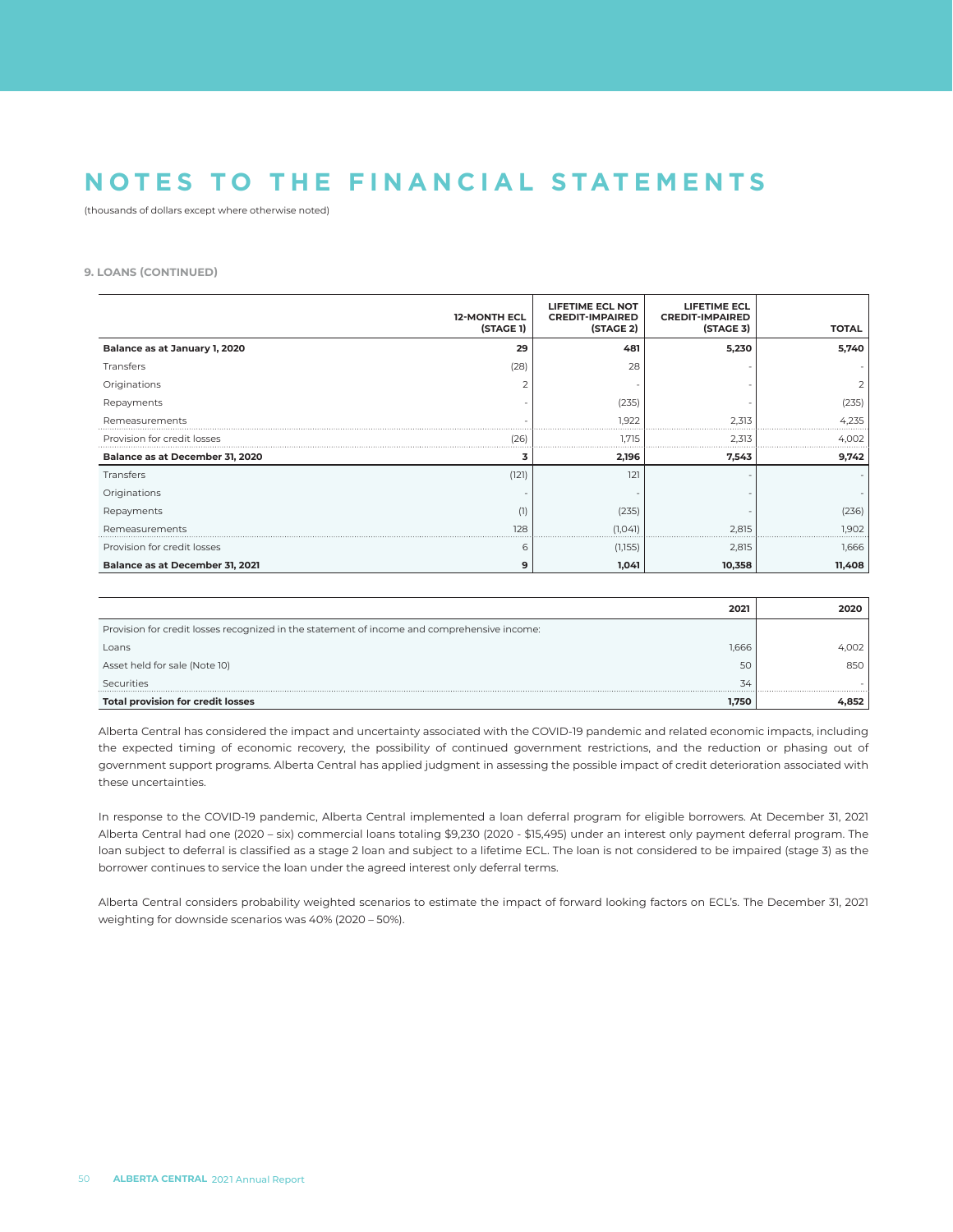# NOTES TO THE FINANCIAL STATEMENTS

(thousands of dollars except where otherwise noted)

**9. LOANS (CONTINUED)**

| | 12-MONTH ECL (STAGE 1) | LIFETIME ECL NOT CREDIT-IMPAIRED (STAGE 2) | LIFETIME ECL CREDIT-IMPAIRED (STAGE 3) | TOTAL |
|---|---|---|---|---|
| **Balance as at January 1, 2020** | **29** | **481** | **5,230** | **5,740** |
| Transfers | (28) | 28 | - | - |
| Originations | 2 | - | - | 2 |
| Repayments | - | (235) | - | (235) |
| Remeasurements | - | 1,922 | 2,313 | 4,235 |
| Provision for credit losses | (26) | 1,715 | 2,313 | 4,002 |
| **Balance as at December 31, 2020** | **3** | **2,196** | **7,543** | **9,742** |
| Transfers | (121) | 121 | - | - |
| Originations | - | - | - | - |
| Repayments | (1) | (235) | - | (236) |
| Remeasurements | 128 | (1,041) | 2,815 | 1,902 |
| Provision for credit losses | 6 | (1,155) | 2,815 | 1,666 |
| **Balance as at December 31, 2021** | **9** | **1,041** | **10,358** | **11,408** |

| | 2021 | 2020 |
|---|---|---|
| Provision for credit losses recognized in the statement of income and comprehensive income: | | |
| Loans | 1,666 | 4,002 |
| Asset held for sale (Note 10) | 50 | 850 |
| Securities | 34 | - |
| **Total provision for credit losses** | **1,750** | **4,852** |

Alberta Central has considered the impact and uncertainty associated with the COVID-19 pandemic and related economic impacts, including the expected timing of economic recovery, the possibility of continued government restrictions, and the reduction or phasing out of government support programs. Alberta Central has applied judgment in assessing the possible impact of credit deterioration associated with these uncertainties.

In response to the COVID-19 pandemic, Alberta Central implemented a loan deferral program for eligible borrowers. At December 31, 2021 Alberta Central had one (2020 – six) commercial loans totaling $9,230 (2020 - $15,495) under an interest only payment deferral program. The loan subject to deferral is classified as a stage 2 loan and subject to a lifetime ECL. The loan is not considered to be impaired (stage 3) as the borrower continues to service the loan under the agreed interest only deferral terms.

Alberta Central considers probability weighted scenarios to estimate the impact of forward looking factors on ECL's. The December 31, 2021 weighting for downside scenarios was 40% (2020 – 50%).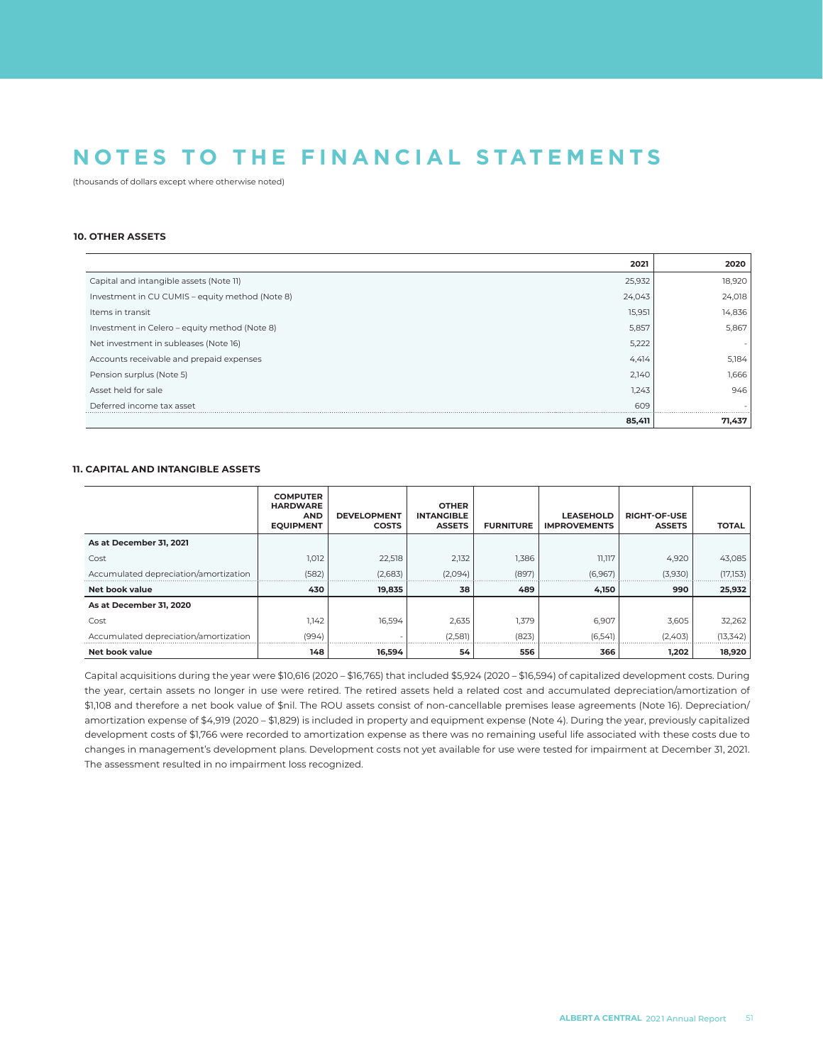# NOTES TO THE FINANCIAL STATEMENTS

(thousands of dollars except where otherwise noted)

### 10. OTHER ASSETS

| | 2021 | 2020 |
|---|---|---|
| Capital and intangible assets (Note 11) | 25,932 | 18,920 |
| Investment in CU CUMIS – equity method (Note 8) | 24,043 | 24,018 |
| Items in transit | 15,951 | 14,836 |
| Investment in Celero – equity method (Note 8) | 5,857 | 5,867 |
| Net investment in subleases (Note 16) | 5,222 | - |
| Accounts receivable and prepaid expenses | 4,414 | 5,184 |
| Pension surplus (Note 5) | 2,140 | 1,666 |
| Asset held for sale | 1,243 | 946 |
| Deferred income tax asset | 609 | - |
| | **85,411** | **71,437** |

### 11. CAPITAL AND INTANGIBLE ASSETS

| | COMPUTER HARDWARE AND EQUIPMENT | DEVELOPMENT COSTS | OTHER INTANGIBLE ASSETS | FURNITURE | LEASEHOLD IMPROVEMENTS | RIGHT-OF-USE ASSETS | TOTAL |
|---|---|---|---|---|---|---|---|
| **As at December 31, 2021** | | | | | | | |
| Cost | 1,012 | 22,518 | 2,132 | 1,386 | 11,117 | 4,920 | 43,085 |
| Accumulated depreciation/amortization | (582) | (2,683) | (2,094) | (897) | (6,967) | (3,930) | (17,153) |
| **Net book value** | **430** | **19,835** | **38** | **489** | **4,150** | **990** | **25,932** |
| **As at December 31, 2020** | | | | | | | |
| Cost | 1,142 | 16,594 | 2,635 | 1,379 | 6,907 | 3,605 | 32,262 |
| Accumulated depreciation/amortization | (994) | - | (2,581) | (823) | (6,541) | (2,403) | (13,342) |
| **Net book value** | **148** | **16,594** | **54** | **556** | **366** | **1,202** | **18,920** |

Capital acquisitions during the year were $10,616 (2020 – $16,765) that included $5,924 (2020 – $16,594) of capitalized development costs. During the year, certain assets no longer in use were retired. The retired assets held a related cost and accumulated depreciation/amortization of $1,108 and therefore a net book value of $nil. The ROU assets consist of non-cancellable premises lease agreements (Note 16). Depreciation/amortization expense of $4,919 (2020 – $1,829) is included in property and equipment expense (Note 4). During the year, previously capitalized development costs of $1,766 were recorded to amortization expense as there was no remaining useful life associated with these costs due to changes in management's development plans. Development costs not yet available for use were tested for impairment at December 31, 2021. The assessment resulted in no impairment loss recognized.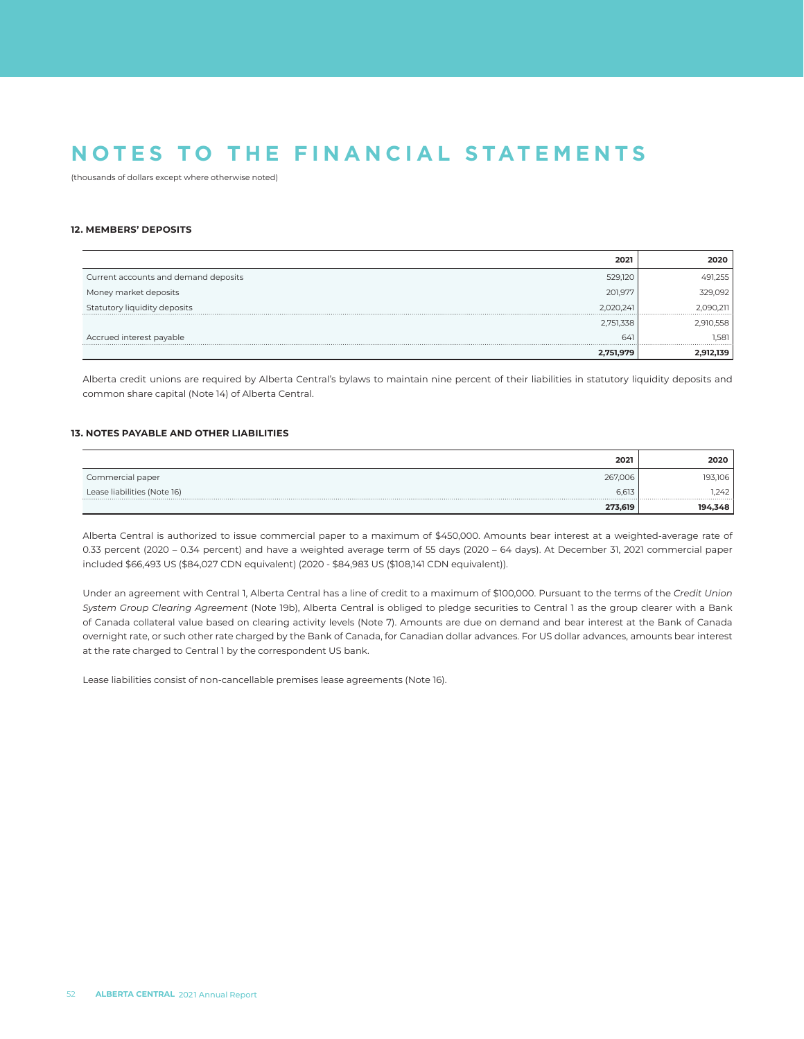# NOTES TO THE FINANCIAL STATEMENTS

(thousands of dollars except where otherwise noted)

### 12. MEMBERS' DEPOSITS

| | 2021 | 2020 |
|---|---|---|
| Current accounts and demand deposits | 529,120 | 491,255 |
| Money market deposits | 201,977 | 329,092 |
| Statutory liquidity deposits | 2,020,241 | 2,090,211 |
| | 2,751,338 | 2,910,558 |
| Accrued interest payable | 641 | 1,581 |
| | **2,751,979** | **2,912,139** |

Alberta credit unions are required by Alberta Central's bylaws to maintain nine percent of their liabilities in statutory liquidity deposits and common share capital (Note 14) of Alberta Central.

### 13. NOTES PAYABLE AND OTHER LIABILITIES

| | 2021 | 2020 |
|---|---|---|
| Commercial paper | 267,006 | 193,106 |
| Lease liabilities (Note 16) | 6,613 | 1,242 |
| | **273,619** | **194,348** |

Alberta Central is authorized to issue commercial paper to a maximum of $450,000. Amounts bear interest at a weighted-average rate of 0.33 percent (2020 – 0.34 percent) and have a weighted average term of 55 days (2020 – 64 days). At December 31, 2021 commercial paper included $66,493 US ($84,027 CDN equivalent) (2020 - $84,983 US ($108,141 CDN equivalent)).

Under an agreement with Central 1, Alberta Central has a line of credit to a maximum of $100,000. Pursuant to the terms of the *Credit Union System Group Clearing Agreement* (Note 19b), Alberta Central is obliged to pledge securities to Central 1 as the group clearer with a Bank of Canada collateral value based on clearing activity levels (Note 7). Amounts are due on demand and bear interest at the Bank of Canada overnight rate, or such other rate charged by the Bank of Canada, for Canadian dollar advances. For US dollar advances, amounts bear interest at the rate charged to Central 1 by the correspondent US bank.

Lease liabilities consist of non-cancellable premises lease agreements (Note 16).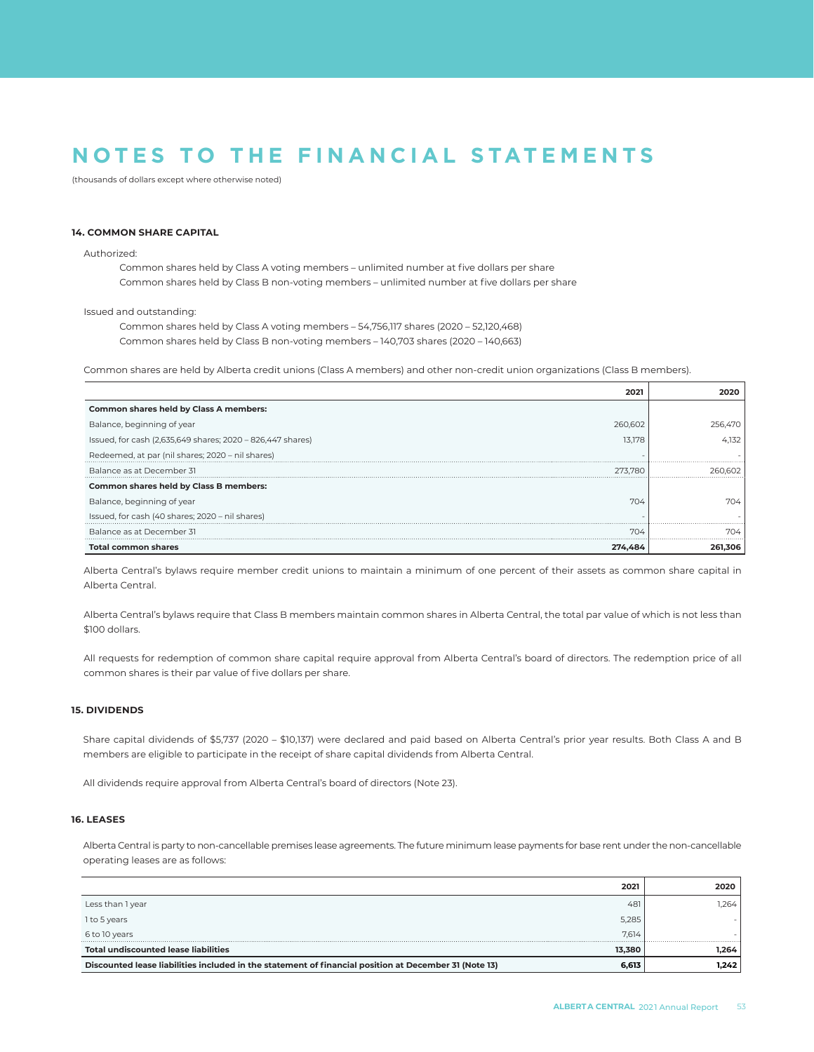# NOTES TO THE FINANCIAL STATEMENTS

(thousands of dollars except where otherwise noted)

### 14. COMMON SHARE CAPITAL

Authorized:

Common shares held by Class A voting members – unlimited number at five dollars per share
Common shares held by Class B non-voting members – unlimited number at five dollars per share

Issued and outstanding:

Common shares held by Class A voting members – 54,756,117 shares (2020 – 52,120,468)
Common shares held by Class B non-voting members – 140,703 shares (2020 – 140,663)

Common shares are held by Alberta credit unions (Class A members) and other non-credit union organizations (Class B members).

| | 2021 | 2020 |
|---|---|---|
| **Common shares held by Class A members:** | | |
| Balance, beginning of year | 260,602 | 256,470 |
| Issued, for cash (2,635,649 shares; 2020 – 826,447 shares) | 13,178 | 4,132 |
| Redeemed, at par (nil shares; 2020 – nil shares) | - | - |
| Balance as at December 31 | 273,780 | 260,602 |
| **Common shares held by Class B members:** | | |
| Balance, beginning of year | 704 | 704 |
| Issued, for cash (40 shares; 2020 – nil shares) | - | - |
| Balance as at December 31 | 704 | 704 |
| **Total common shares** | **274,484** | **261,306** |

Alberta Central's bylaws require member credit unions to maintain a minimum of one percent of their assets as common share capital in Alberta Central.

Alberta Central's bylaws require that Class B members maintain common shares in Alberta Central, the total par value of which is not less than $100 dollars.

All requests for redemption of common share capital require approval from Alberta Central's board of directors. The redemption price of all common shares is their par value of five dollars per share.

### 15. DIVIDENDS

Share capital dividends of $5,737 (2020 – $10,137) were declared and paid based on Alberta Central's prior year results. Both Class A and B members are eligible to participate in the receipt of share capital dividends from Alberta Central.

All dividends require approval from Alberta Central's board of directors (Note 23).

### 16. LEASES

Alberta Central is party to non-cancellable premises lease agreements. The future minimum lease payments for base rent under the non-cancellable operating leases are as follows:

| | 2021 | 2020 |
|---|---|---|
| Less than 1 year | 481 | 1,264 |
| 1 to 5 years | 5,285 | - |
| 6 to 10 years | 7,614 | - |
| **Total undiscounted lease liabilities** | **13,380** | **1,264** |
| **Discounted lease liabilities included in the statement of financial position at December 31 (Note 13)** | **6,613** | **1,242** |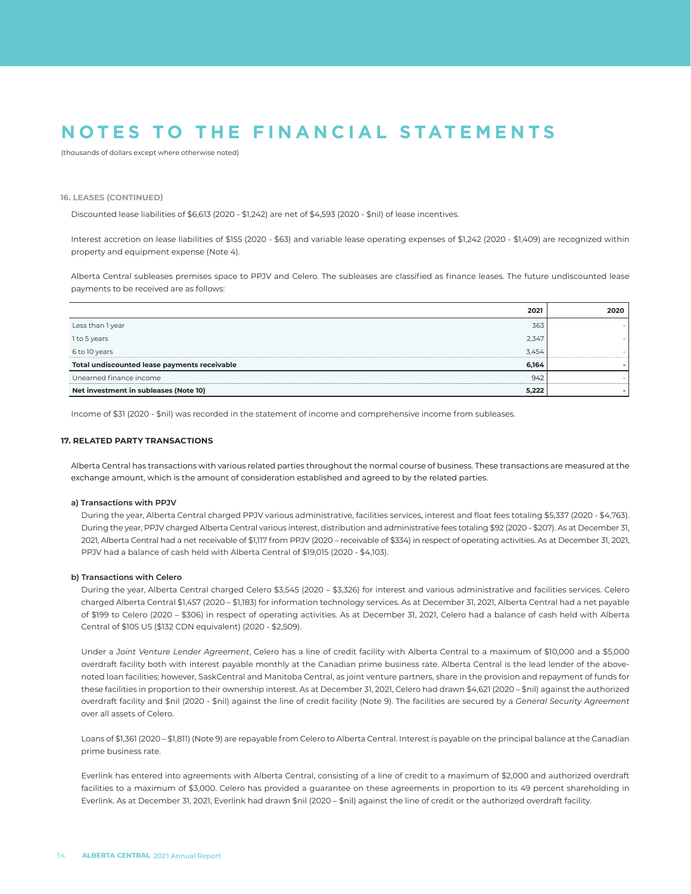# NOTES TO THE FINANCIAL STATEMENTS

(thousands of dollars except where otherwise noted)

**16. LEASES (CONTINUED)**

Discounted lease liabilities of $6,613 (2020 - $1,242) are net of $4,593 (2020 - $nil) of lease incentives.

Interest accretion on lease liabilities of $155 (2020 - $63) and variable lease operating expenses of $1,242 (2020 - $1,409) are recognized within property and equipment expense (Note 4).

Alberta Central subleases premises space to PPJV and Celero. The subleases are classified as finance leases. The future undiscounted lease payments to be received are as follows:

| | 2021 | 2020 |
|---|---|---|
| Less than 1 year | 363 | - |
| 1 to 5 years | 2,347 | - |
| 6 to 10 years | 3,454 | - |
| **Total undiscounted lease payments receivable** | **6,164** | **-** |
| Unearned finance income | 942 | - |
| **Net investment in subleases (Note 10)** | **5,222** | **-** |

Income of $31 (2020 - $nil) was recorded in the statement of income and comprehensive income from subleases.

## 17. RELATED PARTY TRANSACTIONS

Alberta Central has transactions with various related parties throughout the normal course of business. These transactions are measured at the exchange amount, which is the amount of consideration established and agreed to by the related parties.

**a) Transactions with PPJV**

During the year, Alberta Central charged PPJV various administrative, facilities services, interest and float fees totaling $5,337 (2020 - $4,763). During the year, PPJV charged Alberta Central various interest, distribution and administrative fees totaling $92 (2020 - $207). As at December 31, 2021, Alberta Central had a net receivable of $1,117 from PPJV (2020 – receivable of $334) in respect of operating activities. As at December 31, 2021, PPJV had a balance of cash held with Alberta Central of $19,015 (2020 - $4,103).

**b) Transactions with Celero**

During the year, Alberta Central charged Celero $3,545 (2020 – $3,326) for interest and various administrative and facilities services. Celero charged Alberta Central $1,457 (2020 – $1,183) for information technology services. As at December 31, 2021, Alberta Central had a net payable of $199 to Celero (2020 – $306) in respect of operating activities. As at December 31, 2021, Celero had a balance of cash held with Alberta Central of $105 US ($132 CDN equivalent) (2020 - $2,509).

Under a *Joint Venture Lender Agreement*, Celero has a line of credit facility with Alberta Central to a maximum of $10,000 and a $5,000 overdraft facility both with interest payable monthly at the Canadian prime business rate. Alberta Central is the lead lender of the above-noted loan facilities; however, SaskCentral and Manitoba Central, as joint venture partners, share in the provision and repayment of funds for these facilities in proportion to their ownership interest. As at December 31, 2021, Celero had drawn $4,621 (2020 – $nil) against the authorized overdraft facility and $nil (2020 - $nil) against the line of credit facility (Note 9). The facilities are secured by a *General Security Agreement* over all assets of Celero.

Loans of $1,361 (2020 – $1,811) (Note 9) are repayable from Celero to Alberta Central. Interest is payable on the principal balance at the Canadian prime business rate.

Everlink has entered into agreements with Alberta Central, consisting of a line of credit to a maximum of $2,000 and authorized overdraft facilities to a maximum of $3,000. Celero has provided a guarantee on these agreements in proportion to its 49 percent shareholding in Everlink. As at December 31, 2021, Everlink had drawn $nil (2020 – $nil) against the line of credit or the authorized overdraft facility.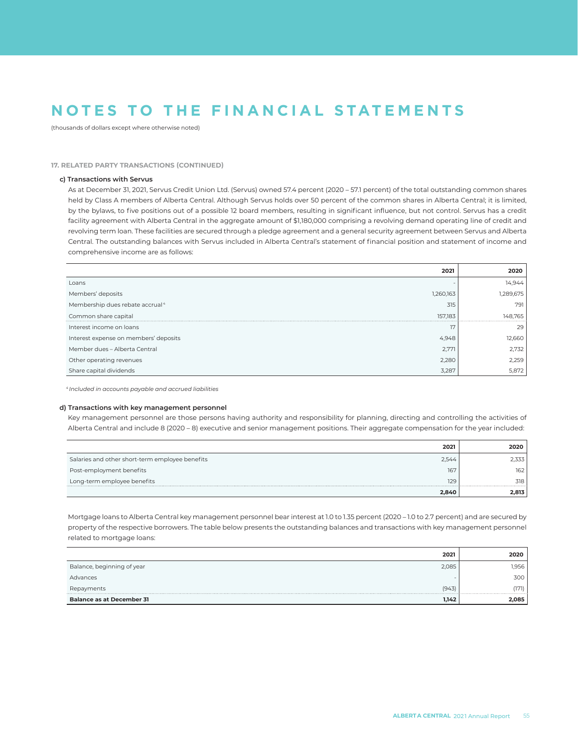# NOTES TO THE FINANCIAL STATEMENTS

(thousands of dollars except where otherwise noted)

### 17. RELATED PARTY TRANSACTIONS (CONTINUED)

#### c) Transactions with Servus

As at December 31, 2021, Servus Credit Union Ltd. (Servus) owned 57.4 percent (2020 – 57.1 percent) of the total outstanding common shares held by Class A members of Alberta Central. Although Servus holds over 50 percent of the common shares in Alberta Central; it is limited, by the bylaws, to five positions out of a possible 12 board members, resulting in significant influence, but not control. Servus has a credit facility agreement with Alberta Central in the aggregate amount of $1,180,000 comprising a revolving demand operating line of credit and revolving term loan. These facilities are secured through a pledge agreement and a general security agreement between Servus and Alberta Central. The outstanding balances with Servus included in Alberta Central's statement of financial position and statement of income and comprehensive income are as follows:

| | 2021 | 2020 |
|---|---|---|
| Loans | - | 14,944 |
| Members' deposits | 1,260,163 | 1,289,675 |
| Membership dues rebate accrual[4] | 315 | 791 |
| Common share capital | 157,183 | 148,765 |
| Interest income on loans | 17 | 29 |
| Interest expense on members' deposits | 4,948 | 12,660 |
| Member dues – Alberta Central | 2,771 | 2,732 |
| Other operating revenues | 2,280 | 2,259 |
| Share capital dividends | 3,287 | 5,872 |

[4] *Included in accounts payable and accrued liabilities*

#### d) Transactions with key management personnel

Key management personnel are those persons having authority and responsibility for planning, directing and controlling the activities of Alberta Central and include 8 (2020 – 8) executive and senior management positions. Their aggregate compensation for the year included:

| | 2021 | 2020 |
|---|---|---|
| Salaries and other short-term employee benefits | 2,544 | 2,333 |
| Post-employment benefits | 167 | 162 |
| Long-term employee benefits | 129 | 318 |
| | **2,840** | **2,813** |

Mortgage loans to Alberta Central key management personnel bear interest at 1.0 to 1.35 percent (2020 – 1.0 to 2.7 percent) and are secured by property of the respective borrowers. The table below presents the outstanding balances and transactions with key management personnel related to mortgage loans:

| | 2021 | 2020 |
|---|---|---|
| Balance, beginning of year | 2,085 | 1,956 |
| Advances | - | 300 |
| Repayments | (943) | (171) |
| **Balance as at December 31** | **1,142** | **2,085** |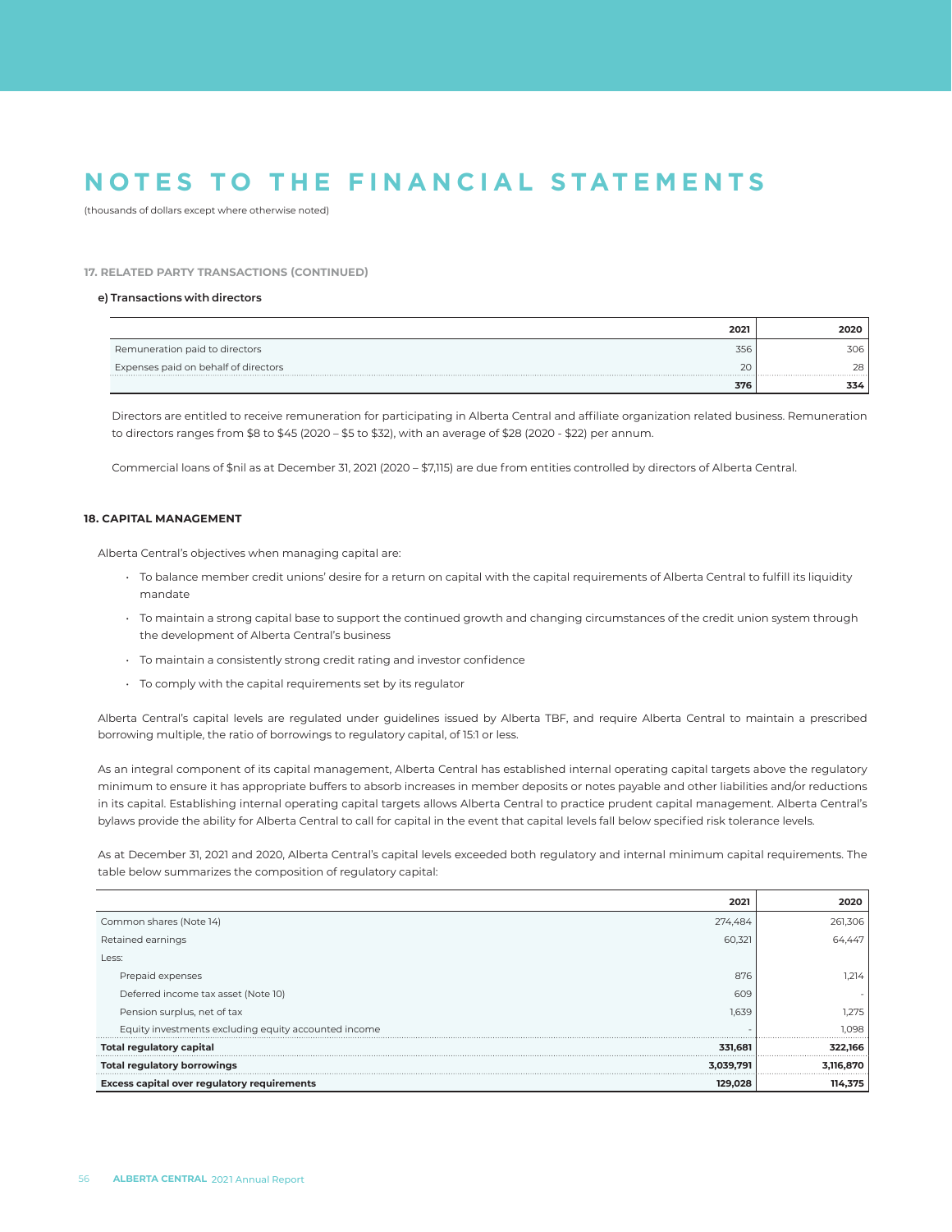# NOTES TO THE FINANCIAL STATEMENTS

(thousands of dollars except where otherwise noted)

### 17. RELATED PARTY TRANSACTIONS (CONTINUED)

#### e) Transactions with directors

| | 2021 | 2020 |
|---|---|---|
| Remuneration paid to directors | 356 | 306 |
| Expenses paid on behalf of directors | 20 | 28 |
| | **376** | **334** |

Directors are entitled to receive remuneration for participating in Alberta Central and affiliate organization related business. Remuneration to directors ranges from $8 to $45 (2020 – $5 to $32), with an average of $28 (2020 - $22) per annum.

Commercial loans of $nil as at December 31, 2021 (2020 – $7,115) are due from entities controlled by directors of Alberta Central.

### 18. CAPITAL MANAGEMENT

Alberta Central's objectives when managing capital are:

- To balance member credit unions' desire for a return on capital with the capital requirements of Alberta Central to fulfill its liquidity mandate
- To maintain a strong capital base to support the continued growth and changing circumstances of the credit union system through the development of Alberta Central's business
- To maintain a consistently strong credit rating and investor confidence
- To comply with the capital requirements set by its regulator

Alberta Central's capital levels are regulated under guidelines issued by Alberta TBF, and require Alberta Central to maintain a prescribed borrowing multiple, the ratio of borrowings to regulatory capital, of 15:1 or less.

As an integral component of its capital management, Alberta Central has established internal operating capital targets above the regulatory minimum to ensure it has appropriate buffers to absorb increases in member deposits or notes payable and other liabilities and/or reductions in its capital. Establishing internal operating capital targets allows Alberta Central to practice prudent capital management. Alberta Central's bylaws provide the ability for Alberta Central to call for capital in the event that capital levels fall below specified risk tolerance levels.

As at December 31, 2021 and 2020, Alberta Central's capital levels exceeded both regulatory and internal minimum capital requirements. The table below summarizes the composition of regulatory capital:

| | 2021 | 2020 |
|---|---|---|
| Common shares (Note 14) | 274,484 | 261,306 |
| Retained earnings | 60,321 | 64,447 |
| Less: | | |
| Prepaid expenses | 876 | 1,214 |
| Deferred income tax asset (Note 10) | 609 | - |
| Pension surplus, net of tax | 1,639 | 1,275 |
| Equity investments excluding equity accounted income | - | 1,098 |
| **Total regulatory capital** | **331,681** | **322,166** |
| **Total regulatory borrowings** | **3,039,791** | **3,116,870** |
| **Excess capital over regulatory requirements** | **129,028** | **114,375** |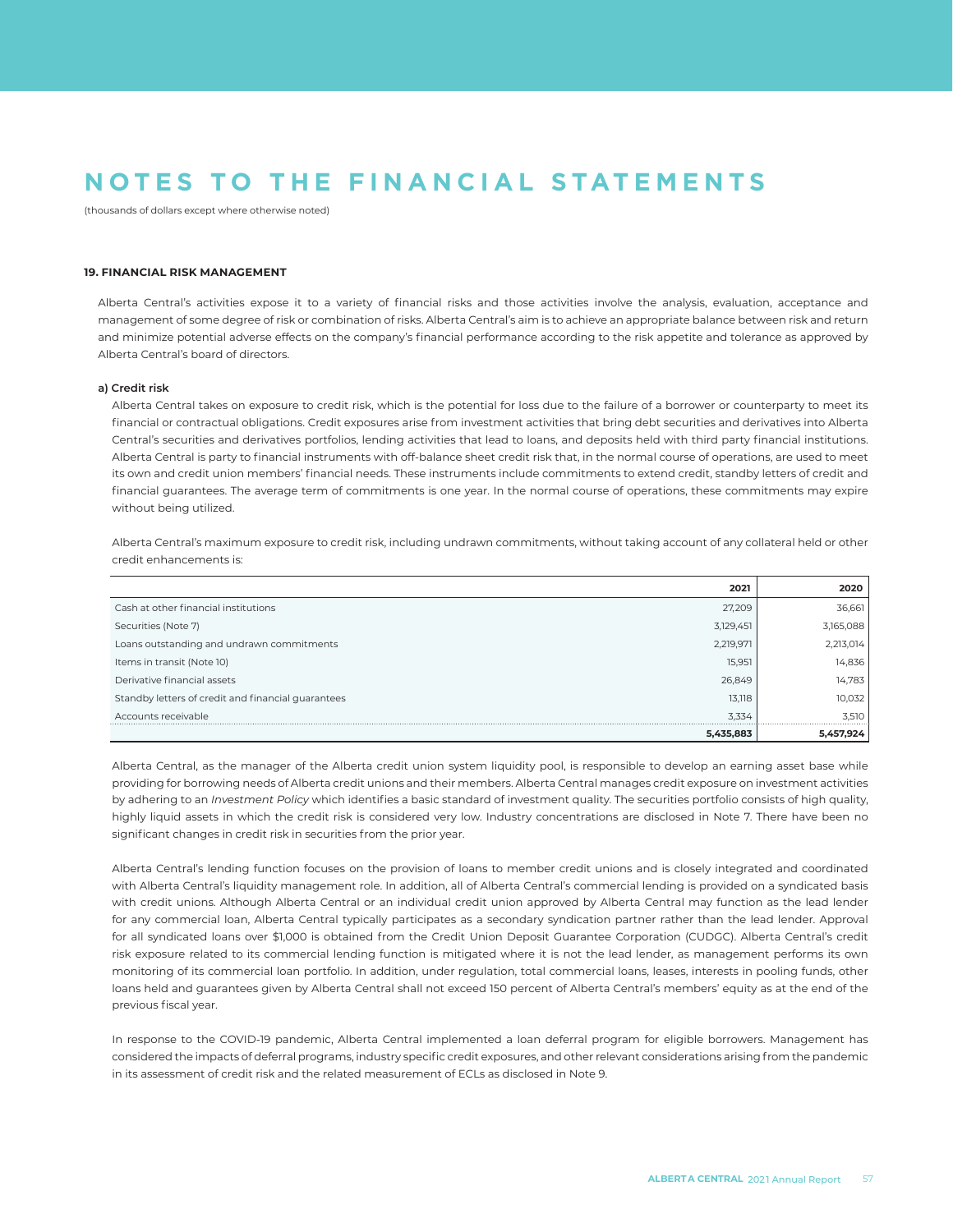# NOTES TO THE FINANCIAL STATEMENTS

(thousands of dollars except where otherwise noted)

### 19. FINANCIAL RISK MANAGEMENT

Alberta Central's activities expose it to a variety of financial risks and those activities involve the analysis, evaluation, acceptance and management of some degree of risk or combination of risks. Alberta Central's aim is to achieve an appropriate balance between risk and return and minimize potential adverse effects on the company's financial performance according to the risk appetite and tolerance as approved by Alberta Central's board of directors.

#### a) Credit risk

Alberta Central takes on exposure to credit risk, which is the potential for loss due to the failure of a borrower or counterparty to meet its financial or contractual obligations. Credit exposures arise from investment activities that bring debt securities and derivatives into Alberta Central's securities and derivatives portfolios, lending activities that lead to loans, and deposits held with third party financial institutions. Alberta Central is party to financial instruments with off-balance sheet credit risk that, in the normal course of operations, are used to meet its own and credit union members' financial needs. These instruments include commitments to extend credit, standby letters of credit and financial guarantees. The average term of commitments is one year. In the normal course of operations, these commitments may expire without being utilized.

Alberta Central's maximum exposure to credit risk, including undrawn commitments, without taking account of any collateral held or other credit enhancements is:

| | 2021 | 2020 |
|---|---|---|
| Cash at other financial institutions | 27,209 | 36,661 |
| Securities (Note 7) | 3,129,451 | 3,165,088 |
| Loans outstanding and undrawn commitments | 2,219,971 | 2,213,014 |
| Items in transit (Note 10) | 15,951 | 14,836 |
| Derivative financial assets | 26,849 | 14,783 |
| Standby letters of credit and financial guarantees | 13,118 | 10,032 |
| Accounts receivable | 3,334 | 3,510 |
| | **5,435,883** | **5,457,924** |

Alberta Central, as the manager of the Alberta credit union system liquidity pool, is responsible to develop an earning asset base while providing for borrowing needs of Alberta credit unions and their members. Alberta Central manages credit exposure on investment activities by adhering to an *Investment Policy* which identifies a basic standard of investment quality. The securities portfolio consists of high quality, highly liquid assets in which the credit risk is considered very low. Industry concentrations are disclosed in Note 7. There have been no significant changes in credit risk in securities from the prior year.

Alberta Central's lending function focuses on the provision of loans to member credit unions and is closely integrated and coordinated with Alberta Central's liquidity management role. In addition, all of Alberta Central's commercial lending is provided on a syndicated basis with credit unions. Although Alberta Central or an individual credit union approved by Alberta Central may function as the lead lender for any commercial loan, Alberta Central typically participates as a secondary syndication partner rather than the lead lender. Approval for all syndicated loans over $1,000 is obtained from the Credit Union Deposit Guarantee Corporation (CUDGC). Alberta Central's credit risk exposure related to its commercial lending function is mitigated where it is not the lead lender, as management performs its own monitoring of its commercial loan portfolio. In addition, under regulation, total commercial loans, leases, interests in pooling funds, other loans held and guarantees given by Alberta Central shall not exceed 150 percent of Alberta Central's members' equity as at the end of the previous fiscal year.

In response to the COVID-19 pandemic, Alberta Central implemented a loan deferral program for eligible borrowers. Management has considered the impacts of deferral programs, industry specific credit exposures, and other relevant considerations arising from the pandemic in its assessment of credit risk and the related measurement of ECLs as disclosed in Note 9.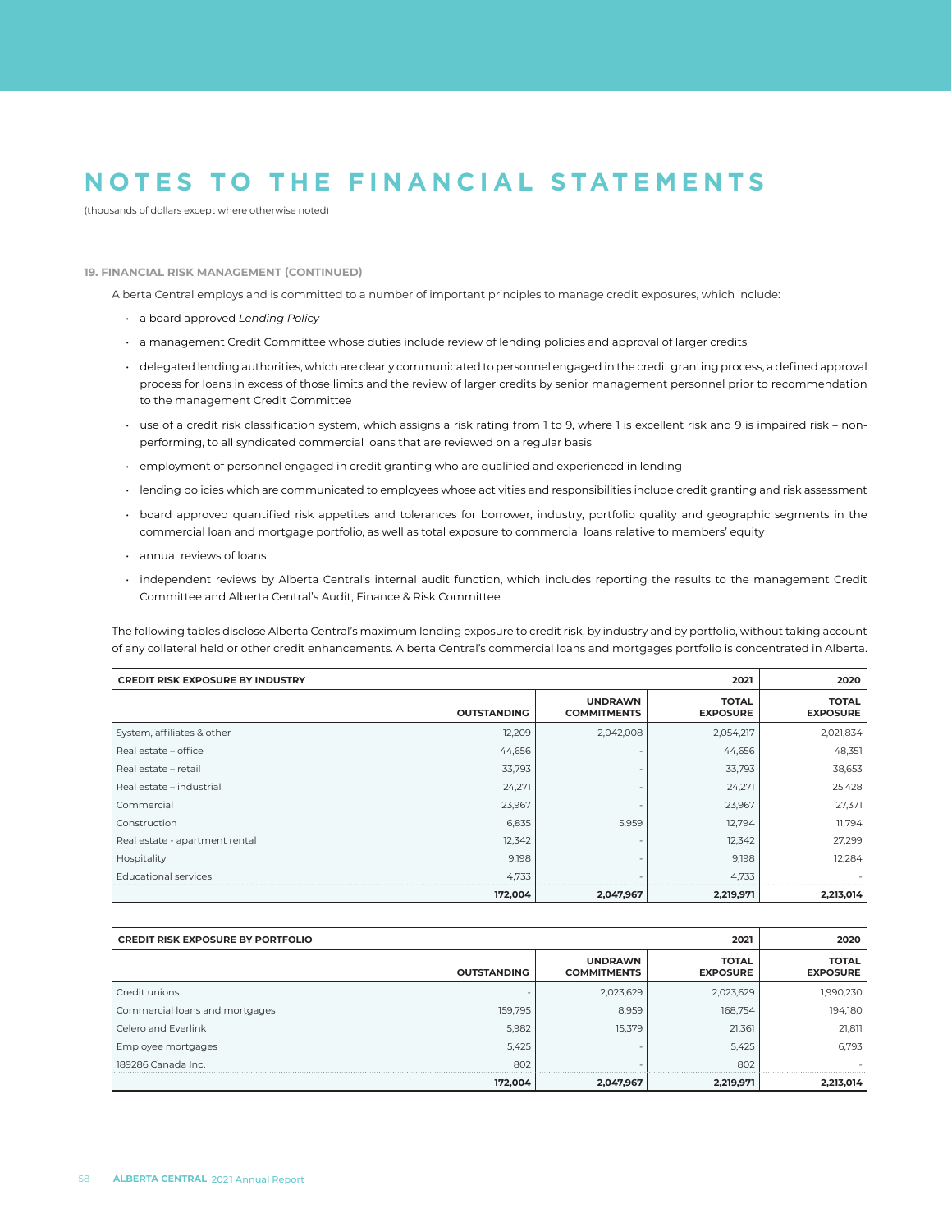# NOTES TO THE FINANCIAL STATEMENTS

(thousands of dollars except where otherwise noted)

### 19. FINANCIAL RISK MANAGEMENT (CONTINUED)

Alberta Central employs and is committed to a number of important principles to manage credit exposures, which include:

- a board approved *Lending Policy*
- a management Credit Committee whose duties include review of lending policies and approval of larger credits
- delegated lending authorities, which are clearly communicated to personnel engaged in the credit granting process, a defined approval process for loans in excess of those limits and the review of larger credits by senior management personnel prior to recommendation to the management Credit Committee
- use of a credit risk classification system, which assigns a risk rating from 1 to 9, where 1 is excellent risk and 9 is impaired risk – non-performing, to all syndicated commercial loans that are reviewed on a regular basis
- employment of personnel engaged in credit granting who are qualified and experienced in lending
- lending policies which are communicated to employees whose activities and responsibilities include credit granting and risk assessment
- board approved quantified risk appetites and tolerances for borrower, industry, portfolio quality and geographic segments in the commercial loan and mortgage portfolio, as well as total exposure to commercial loans relative to members' equity
- annual reviews of loans
- independent reviews by Alberta Central's internal audit function, which includes reporting the results to the management Credit Committee and Alberta Central's Audit, Finance & Risk Committee

The following tables disclose Alberta Central's maximum lending exposure to credit risk, by industry and by portfolio, without taking account of any collateral held or other credit enhancements. Alberta Central's commercial loans and mortgages portfolio is concentrated in Alberta.

| CREDIT RISK EXPOSURE BY INDUSTRY | | | 2021 | 2020 |
|---|---|---|---|---|
| | OUTSTANDING | UNDRAWN COMMITMENTS | TOTAL EXPOSURE | TOTAL EXPOSURE |
| System, affiliates & other | 12,209 | 2,042,008 | 2,054,217 | 2,021,834 |
| Real estate – office | 44,656 | - | 44,656 | 48,351 |
| Real estate – retail | 33,793 | - | 33,793 | 38,653 |
| Real estate – industrial | 24,271 | - | 24,271 | 25,428 |
| Commercial | 23,967 | - | 23,967 | 27,371 |
| Construction | 6,835 | 5,959 | 12,794 | 11,794 |
| Real estate - apartment rental | 12,342 | - | 12,342 | 27,299 |
| Hospitality | 9,198 | - | 9,198 | 12,284 |
| Educational services | 4,733 | - | 4,733 | - |
| | **172,004** | **2,047,967** | **2,219,971** | **2,213,014** |

| CREDIT RISK EXPOSURE BY PORTFOLIO | | | 2021 | 2020 |
|---|---|---|---|---|
| | OUTSTANDING | UNDRAWN COMMITMENTS | TOTAL EXPOSURE | TOTAL EXPOSURE |
| Credit unions | - | 2,023,629 | 2,023,629 | 1,990,230 |
| Commercial loans and mortgages | 159,795 | 8,959 | 168,754 | 194,180 |
| Celero and Everlink | 5,982 | 15,379 | 21,361 | 21,811 |
| Employee mortgages | 5,425 | - | 5,425 | 6,793 |
| 189286 Canada Inc. | 802 | - | 802 | - |
| | **172,004** | **2,047,967** | **2,219,971** | **2,213,014** |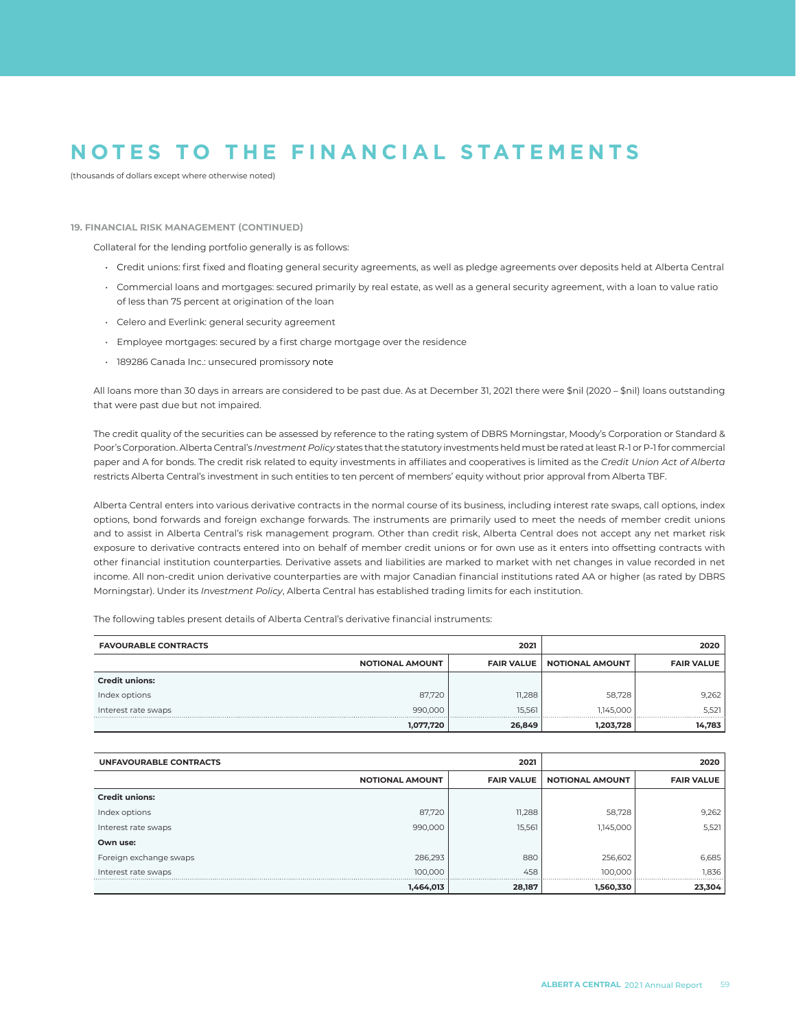# NOTES TO THE FINANCIAL STATEMENTS

(thousands of dollars except where otherwise noted)

### 19. FINANCIAL RISK MANAGEMENT (CONTINUED)

Collateral for the lending portfolio generally is as follows:

- Credit unions: first fixed and floating general security agreements, as well as pledge agreements over deposits held at Alberta Central
- Commercial loans and mortgages: secured primarily by real estate, as well as a general security agreement, with a loan to value ratio of less than 75 percent at origination of the loan
- Celero and Everlink: general security agreement
- Employee mortgages: secured by a first charge mortgage over the residence
- 189286 Canada Inc.: unsecured promissory note

All loans more than 30 days in arrears are considered to be past due. As at December 31, 2021 there were $nil (2020 – $nil) loans outstanding that were past due but not impaired.

The credit quality of the securities can be assessed by reference to the rating system of DBRS Morningstar, Moody's Corporation or Standard & Poor's Corporation. Alberta Central's *Investment Policy* states that the statutory investments held must be rated at least R-1 or P-1 for commercial paper and A for bonds. The credit risk related to equity investments in affiliates and cooperatives is limited as the *Credit Union Act of Alberta* restricts Alberta Central's investment in such entities to ten percent of members' equity without prior approval from Alberta TBF.

Alberta Central enters into various derivative contracts in the normal course of its business, including interest rate swaps, call options, index options, bond forwards and foreign exchange forwards. The instruments are primarily used to meet the needs of member credit unions and to assist in Alberta Central's risk management program. Other than credit risk, Alberta Central does not accept any net market risk exposure to derivative contracts entered into on behalf of member credit unions or for own use as it enters into offsetting contracts with other financial institution counterparties. Derivative assets and liabilities are marked to market with net changes in value recorded in net income. All non-credit union derivative counterparties are with major Canadian financial institutions rated AA or higher (as rated by DBRS Morningstar). Under its *Investment Policy*, Alberta Central has established trading limits for each institution.

The following tables present details of Alberta Central's derivative financial instruments:

| FAVOURABLE CONTRACTS | | 2021 | | 2020 |
|---|---|---|---|---|
| | NOTIONAL AMOUNT | FAIR VALUE | NOTIONAL AMOUNT | FAIR VALUE |
| **Credit unions:** | | | | |
| Index options | 87,720 | 11,288 | 58,728 | 9,262 |
| Interest rate swaps | 990,000 | 15,561 | 1,145,000 | 5,521 |
| | **1,077,720** | **26,849** | **1,203,728** | **14,783** |

| UNFAVOURABLE CONTRACTS | | 2021 | | 2020 |
|---|---|---|---|---|
| | NOTIONAL AMOUNT | FAIR VALUE | NOTIONAL AMOUNT | FAIR VALUE |
| **Credit unions:** | | | | |
| Index options | 87,720 | 11,288 | 58,728 | 9,262 |
| Interest rate swaps | 990,000 | 15,561 | 1,145,000 | 5,521 |
| **Own use:** | | | | |
| Foreign exchange swaps | 286,293 | 880 | 256,602 | 6,685 |
| Interest rate swaps | 100,000 | 458 | 100,000 | 1,836 |
| | **1,464,013** | **28,187** | **1,560,330** | **23,304** |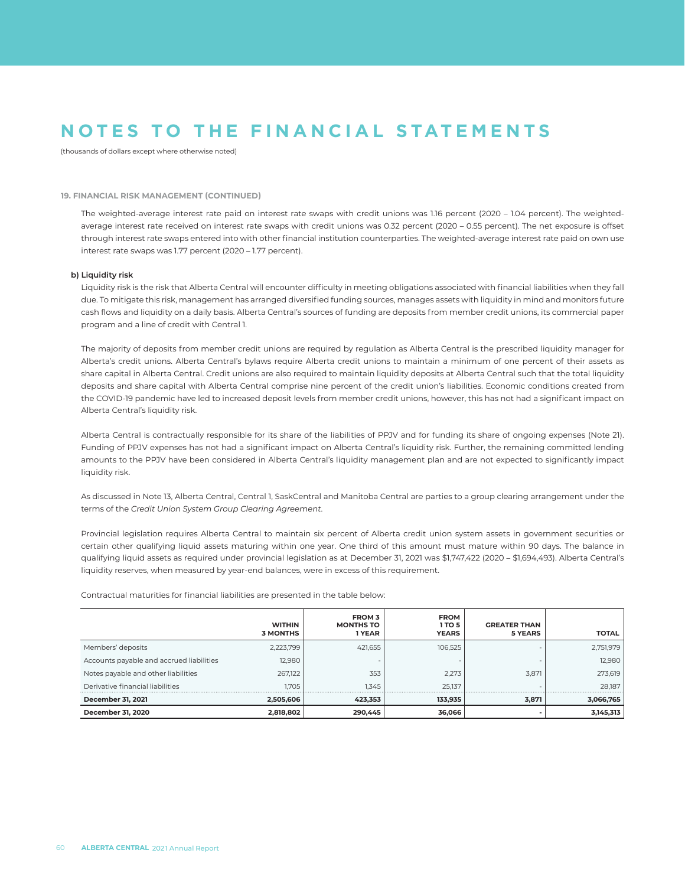# NOTES TO THE FINANCIAL STATEMENTS

(thousands of dollars except where otherwise noted)

### 19. FINANCIAL RISK MANAGEMENT (CONTINUED)

The weighted-average interest rate paid on interest rate swaps with credit unions was 1.16 percent (2020 – 1.04 percent). The weighted-average interest rate received on interest rate swaps with credit unions was 0.32 percent (2020 – 0.55 percent). The net exposure is offset through interest rate swaps entered into with other financial institution counterparties. The weighted-average interest rate paid on own use interest rate swaps was 1.77 percent (2020 – 1.77 percent).

#### b) Liquidity risk

Liquidity risk is the risk that Alberta Central will encounter difficulty in meeting obligations associated with financial liabilities when they fall due. To mitigate this risk, management has arranged diversified funding sources, manages assets with liquidity in mind and monitors future cash flows and liquidity on a daily basis. Alberta Central's sources of funding are deposits from member credit unions, its commercial paper program and a line of credit with Central 1.

The majority of deposits from member credit unions are required by regulation as Alberta Central is the prescribed liquidity manager for Alberta's credit unions. Alberta Central's bylaws require Alberta credit unions to maintain a minimum of one percent of their assets as share capital in Alberta Central. Credit unions are also required to maintain liquidity deposits at Alberta Central such that the total liquidity deposits and share capital with Alberta Central comprise nine percent of the credit union's liabilities. Economic conditions created from the COVID-19 pandemic have led to increased deposit levels from member credit unions, however, this has not had a significant impact on Alberta Central's liquidity risk.

Alberta Central is contractually responsible for its share of the liabilities of PPJV and for funding its share of ongoing expenses (Note 21). Funding of PPJV expenses has not had a significant impact on Alberta Central's liquidity risk. Further, the remaining committed lending amounts to the PPJV have been considered in Alberta Central's liquidity management plan and are not expected to significantly impact liquidity risk.

As discussed in Note 13, Alberta Central, Central 1, SaskCentral and Manitoba Central are parties to a group clearing arrangement under the terms of the *Credit Union System Group Clearing Agreement*.

Provincial legislation requires Alberta Central to maintain six percent of Alberta credit union system assets in government securities or certain other qualifying liquid assets maturing within one year. One third of this amount must mature within 90 days. The balance in qualifying liquid assets as required under provincial legislation as at December 31, 2021 was $1,747,422 (2020 – $1,694,493). Alberta Central's liquidity reserves, when measured by year-end balances, were in excess of this requirement.

Contractual maturities for financial liabilities are presented in the table below:

| | WITHIN 3 MONTHS | FROM 3 MONTHS TO 1 YEAR | FROM 1 TO 5 YEARS | GREATER THAN 5 YEARS | TOTAL |
|---|---|---|---|---|---|
| Members' deposits | 2,223,799 | 421,655 | 106,525 | - | 2,751,979 |
| Accounts payable and accrued liabilities | 12,980 | - | - | - | 12,980 |
| Notes payable and other liabilities | 267,122 | 353 | 2,273 | 3,871 | 273,619 |
| Derivative financial liabilities | 1,705 | 1,345 | 25,137 | - | 28,187 |
| **December 31, 2021** | **2,505,606** | **423,353** | **133,935** | **3,871** | **3,066,765** |
| **December 31, 2020** | **2,818,802** | **290,445** | **36,066** | **-** | **3,145,313** |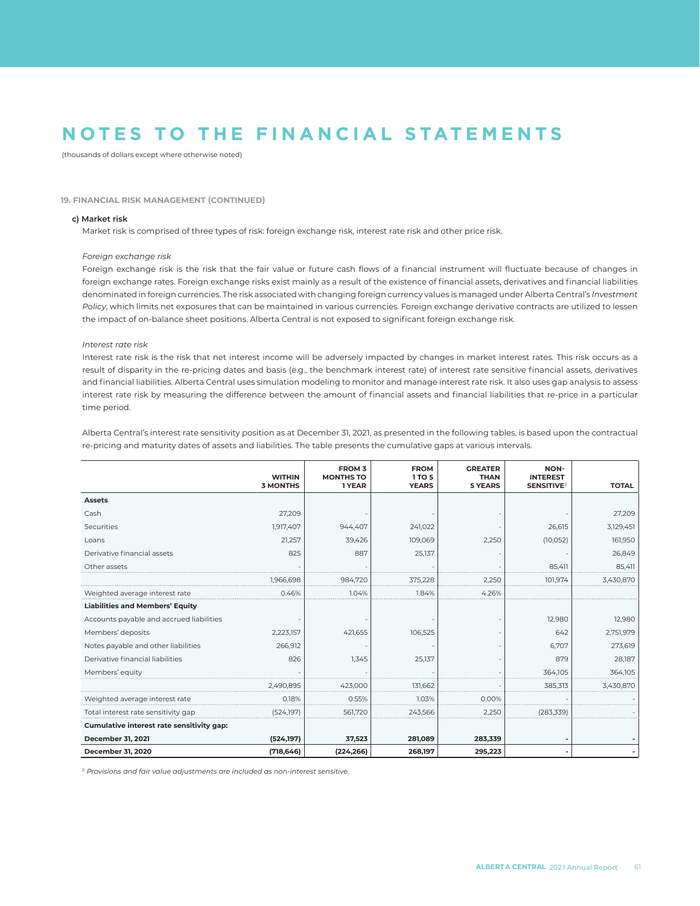# NOTES TO THE FINANCIAL STATEMENTS

(thousands of dollars except where otherwise noted)

### 19. FINANCIAL RISK MANAGEMENT (CONTINUED)

#### c) Market risk

Market risk is comprised of three types of risk: foreign exchange risk, interest rate risk and other price risk.

*Foreign exchange risk*

Foreign exchange risk is the risk that the fair value or future cash flows of a financial instrument will fluctuate because of changes in foreign exchange rates. Foreign exchange risks exist mainly as a result of the existence of financial assets, derivatives and financial liabilities denominated in foreign currencies. The risk associated with changing foreign currency values is managed under Alberta Central's *Investment Policy*, which limits net exposures that can be maintained in various currencies. Foreign exchange derivative contracts are utilized to lessen the impact of on-balance sheet positions. Alberta Central is not exposed to significant foreign exchange risk.

*Interest rate risk*

Interest rate risk is the risk that net interest income will be adversely impacted by changes in market interest rates. This risk occurs as a result of disparity in the re-pricing dates and basis (e.g., the benchmark interest rate) of interest rate sensitive financial assets, derivatives and financial liabilities. Alberta Central uses simulation modeling to monitor and manage interest rate risk. It also uses gap analysis to assess interest rate risk by measuring the difference between the amount of financial assets and financial liabilities that re-price in a particular time period.

Alberta Central's interest rate sensitivity position as at December 31, 2021, as presented in the following tables, is based upon the contractual re-pricing and maturity dates of assets and liabilities. The table presents the cumulative gaps at various intervals.

| | WITHIN 3 MONTHS | FROM 3 MONTHS TO 1 YEAR | FROM 1 TO 5 YEARS | GREATER THAN 5 YEARS | NON-INTEREST SENSITIVE[5] | TOTAL |
|---|---|---|---|---|---|---|
| **Assets** | | | | | | |
| Cash | 27,209 | - | - | - | - | 27,209 |
| Securities | 1,917,407 | 944,407 | 241,022 | - | 26,615 | 3,129,451 |
| Loans | 21,257 | 39,426 | 109,069 | 2,250 | (10,052) | 161,950 |
| Derivative financial assets | 825 | 887 | 25,137 | - | - | 26,849 |
| Other assets | - | - | - | - | 85,411 | 85,411 |
| | 1,966,698 | 984,720 | 375,228 | 2,250 | 101,974 | 3,430,870 |
| Weighted average interest rate | 0.46% | 1.04% | 1.84% | 4.26% | | |
| **Liabilities and Members' Equity** | | | | | | |
| Accounts payable and accrued liabilities | - | - | - | - | 12,980 | 12,980 |
| Members' deposits | 2,223,157 | 421,655 | 106,525 | - | 642 | 2,751,979 |
| Notes payable and other liabilities | 266,912 | - | - | - | 6,707 | 273,619 |
| Derivative financial liabilities | 826 | 1,345 | 25,137 | - | 879 | 28,187 |
| Members' equity | - | - | - | - | 364,105 | 364,105 |
| | 2,490,895 | 423,000 | 131,662 | - | 385,313 | 3,430,870 |
| Weighted average interest rate | 0.18% | 0.55% | 1.03% | 0.00% | - | - |
| Total interest rate sensitivity gap | (524,197) | 561,720 | 243,566 | 2,250 | (283,339) | - |
| **Cumulative interest rate sensitivity gap:** | | | | | | |
| **December 31, 2021** | **(524,197)** | **37,523** | **281,089** | **283,339** | **-** | **-** |
| **December 31, 2020** | **(718,646)** | **(224,266)** | **268,197** | **295,223** | **-** | **-** |

[5] *Provisions and fair value adjustments are included as non-interest sensitive.*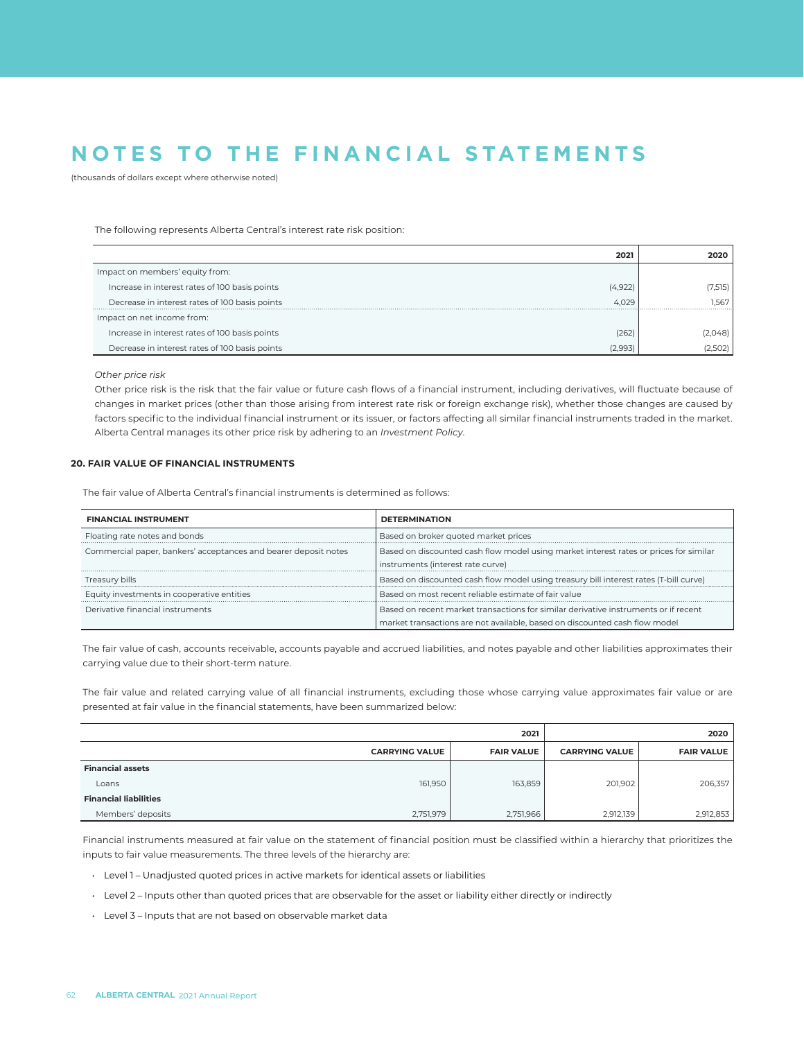# NOTES TO THE FINANCIAL STATEMENTS

(thousands of dollars except where otherwise noted)

The following represents Alberta Central's interest rate risk position:

| | 2021 | 2020 |
|---|---|---|
| Impact on members' equity from: | | |
| Increase in interest rates of 100 basis points | (4,922) | (7,515) |
| Decrease in interest rates of 100 basis points | 4,029 | 1,567 |
| Impact on net income from: | | |
| Increase in interest rates of 100 basis points | (262) | (2,048) |
| Decrease in interest rates of 100 basis points | (2,993) | (2,502) |

*Other price risk*

Other price risk is the risk that the fair value or future cash flows of a financial instrument, including derivatives, will fluctuate because of changes in market prices (other than those arising from interest rate risk or foreign exchange risk), whether those changes are caused by factors specific to the individual financial instrument or its issuer, or factors affecting all similar financial instruments traded in the market. Alberta Central manages its other price risk by adhering to an *Investment Policy*.

### 20. FAIR VALUE OF FINANCIAL INSTRUMENTS

The fair value of Alberta Central's financial instruments is determined as follows:

| FINANCIAL INSTRUMENT | DETERMINATION |
|---|---|
| Floating rate notes and bonds | Based on broker quoted market prices |
| Commercial paper, bankers' acceptances and bearer deposit notes | Based on discounted cash flow model using market interest rates or prices for similar instruments (interest rate curve) |
| Treasury bills | Based on discounted cash flow model using treasury bill interest rates (T-bill curve) |
| Equity investments in cooperative entities | Based on most recent reliable estimate of fair value |
| Derivative financial instruments | Based on recent market transactions for similar derivative instruments or if recent market transactions are not available, based on discounted cash flow model |

The fair value of cash, accounts receivable, accounts payable and accrued liabilities, and notes payable and other liabilities approximates their carrying value due to their short-term nature.

The fair value and related carrying value of all financial instruments, excluding those whose carrying value approximates fair value or are presented at fair value in the financial statements, have been summarized below:

| | 2021 | | 2020 | |
|---|---|---|---|---|
| | CARRYING VALUE | FAIR VALUE | CARRYING VALUE | FAIR VALUE |
| **Financial assets** | | | | |
| Loans | 161,950 | 163,859 | 201,902 | 206,357 |
| **Financial liabilities** | | | | |
| Members' deposits | 2,751,979 | 2,751,966 | 2,912,139 | 2,912,853 |

Financial instruments measured at fair value on the statement of financial position must be classified within a hierarchy that prioritizes the inputs to fair value measurements. The three levels of the hierarchy are:

- Level 1 – Unadjusted quoted prices in active markets for identical assets or liabilities
- Level 2 – Inputs other than quoted prices that are observable for the asset or liability either directly or indirectly
- Level 3 – Inputs that are not based on observable market data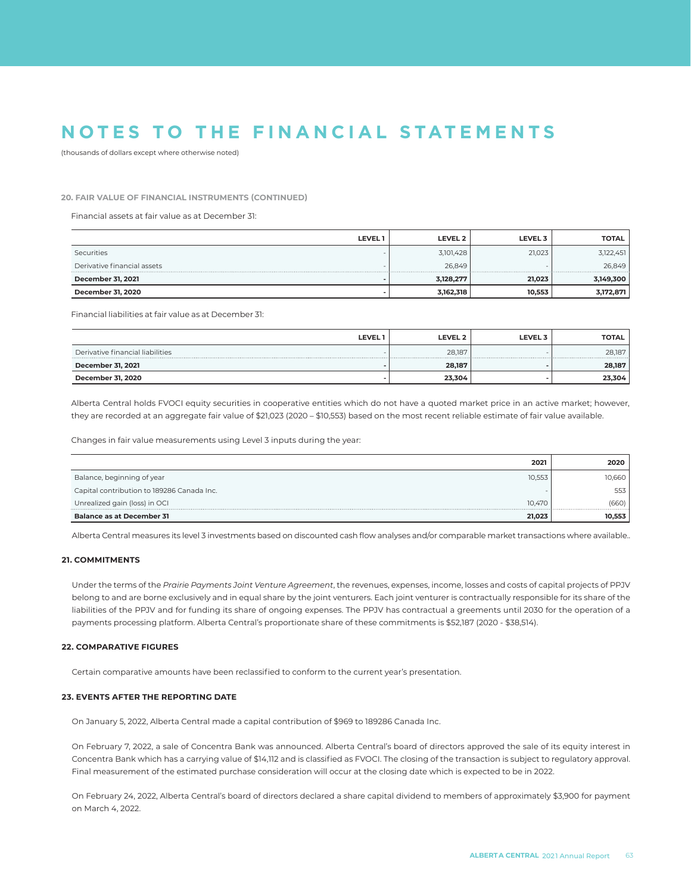# NOTES TO THE FINANCIAL STATEMENTS

(thousands of dollars except where otherwise noted)

### 20. FAIR VALUE OF FINANCIAL INSTRUMENTS (CONTINUED)

Financial assets at fair value as at December 31:

| | LEVEL 1 | LEVEL 2 | LEVEL 3 | TOTAL |
|---|---|---|---|---|
| Securities | - | 3,101,428 | 21,023 | 3,122,451 |
| Derivative financial assets | - | 26,849 | - | 26,849 |
| **December 31, 2021** | **-** | **3,128,277** | **21,023** | **3,149,300** |
| **December 31, 2020** | **-** | **3,162,318** | **10,553** | **3,172,871** |

Financial liabilities at fair value as at December 31:

| | LEVEL 1 | LEVEL 2 | LEVEL 3 | TOTAL |
|---|---|---|---|---|
| Derivative financial liabilities | - | 28,187 | - | 28,187 |
| **December 31, 2021** | **-** | **28,187** | **-** | **28,187** |
| **December 31, 2020** | **-** | **23,304** | **-** | **23,304** |

Alberta Central holds FVOCI equity securities in cooperative entities which do not have a quoted market price in an active market; however, they are recorded at an aggregate fair value of $21,023 (2020 – $10,553) based on the most recent reliable estimate of fair value available.

Changes in fair value measurements using Level 3 inputs during the year:

| | 2021 | 2020 |
|---|---|---|
| Balance, beginning of year | 10,553 | 10,660 |
| Capital contribution to 189286 Canada Inc. | - | 553 |
| Unrealized gain (loss) in OCI | 10,470 | (660) |
| **Balance as at December 31** | **21,023** | **10,553** |

Alberta Central measures its level 3 investments based on discounted cash flow analyses and/or comparable market transactions where available..

### 21. COMMITMENTS

Under the terms of the *Prairie Payments Joint Venture Agreement*, the revenues, expenses, income, losses and costs of capital projects of PPJV belong to and are borne exclusively and in equal share by the joint venturers. Each joint venturer is contractually responsible for its share of the liabilities of the PPJV and for funding its share of ongoing expenses. The PPJV has contractual a greements until 2030 for the operation of a payments processing platform. Alberta Central's proportionate share of these commitments is $52,187 (2020 - $38,514).

### 22. COMPARATIVE FIGURES

Certain comparative amounts have been reclassified to conform to the current year's presentation.

### 23. EVENTS AFTER THE REPORTING DATE

On January 5, 2022, Alberta Central made a capital contribution of $969 to 189286 Canada Inc.

On February 7, 2022, a sale of Concentra Bank was announced. Alberta Central's board of directors approved the sale of its equity interest in Concentra Bank which has a carrying value of $14,112 and is classified as FVOCI. The closing of the transaction is subject to regulatory approval. Final measurement of the estimated purchase consideration will occur at the closing date which is expected to be in 2022.

On February 24, 2022, Alberta Central's board of directors declared a share capital dividend to members of approximately $3,900 for payment on March 4, 2022.